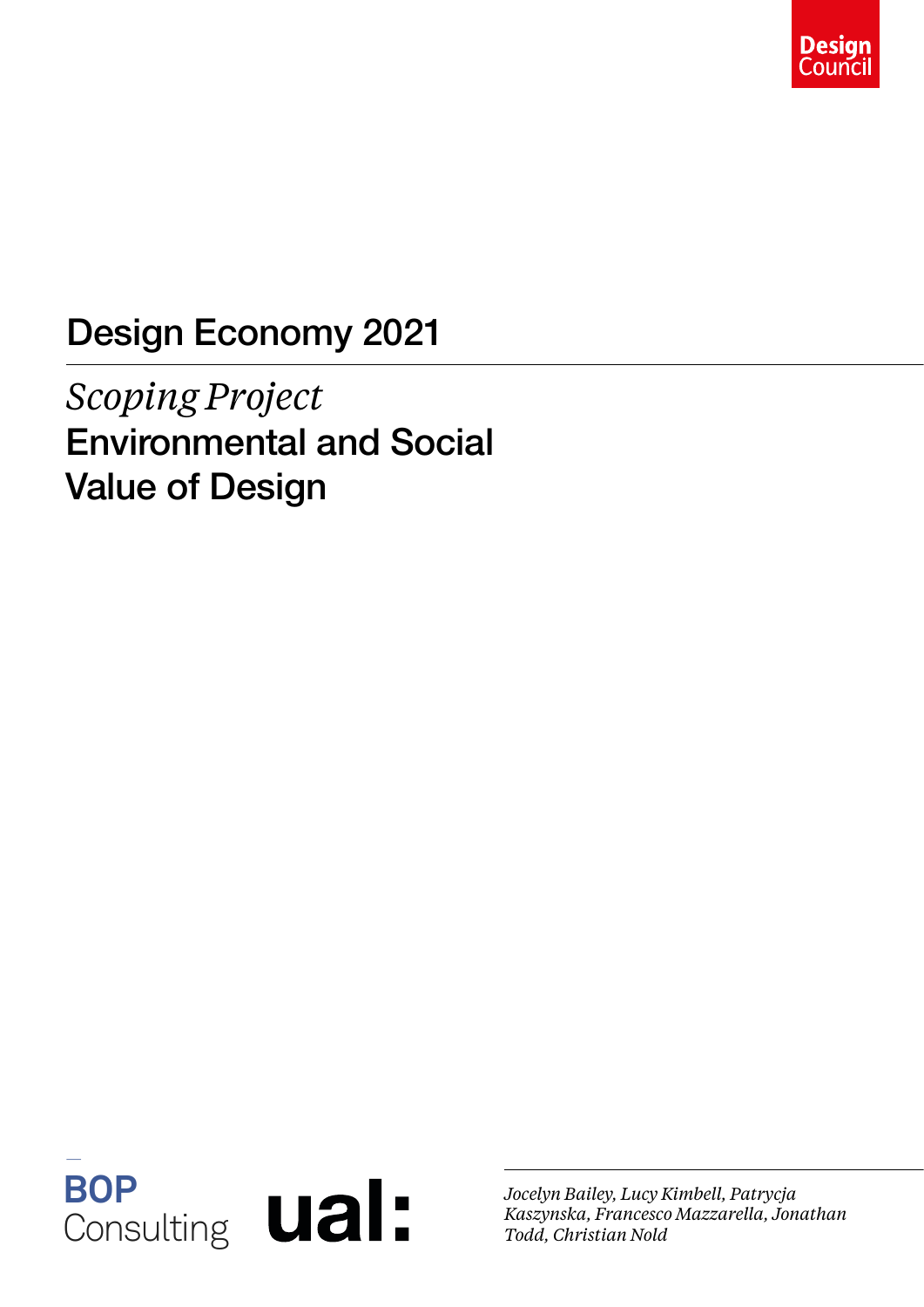Design Council

# Design Economy 2021

*Scoping Project*

## Environmental and Social Value of Design

BOP Consulting

ual:

*Jocelyn Bailey, Lucy Kimbell, Patrycja Kaszynska, Francesco Mazzarella, Jonathan Todd, Christian Nold*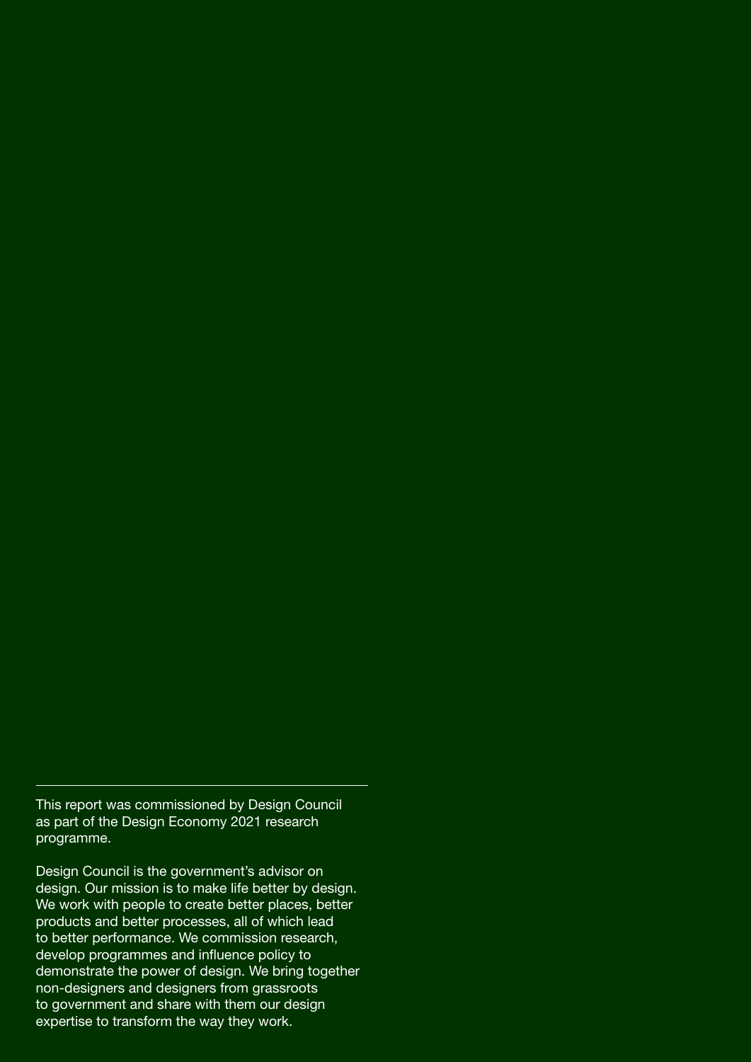---

This report was commissioned by Design Council as part of the Design Economy 2021 research programme.

Design Council is the government's advisor on design. Our mission is to make life better by design. We work with people to create better places, better products and better processes, all of which lead to better performance. We commission research, develop programmes and influence policy to demonstrate the power of design. We bring together non-designers and designers from grassroots to government and share with them our design expertise to transform the way they work.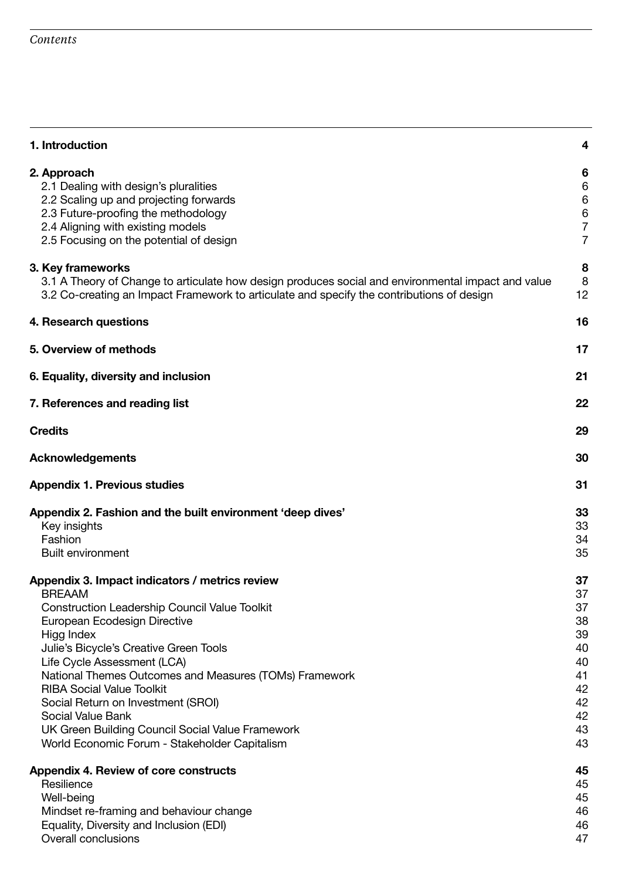*Contents*

| | |
|---|---|
| **1. Introduction** | **4** |
| **2. Approach** | **6** |
| 2.1 Dealing with design's pluralities | 6 |
| 2.2 Scaling up and projecting forwards | 6 |
| 2.3 Future-proofing the methodology | 6 |
| 2.4 Aligning with existing models | 7 |
| 2.5 Focusing on the potential of design | 7 |
| **3. Key frameworks** | **8** |
| 3.1 A Theory of Change to articulate how design produces social and environmental impact and value | 8 |
| 3.2 Co-creating an Impact Framework to articulate and specify the contributions of design | 12 |
| **4. Research questions** | **16** |
| **5. Overview of methods** | **17** |
| **6. Equality, diversity and inclusion** | **21** |
| **7. References and reading list** | **22** |
| **Credits** | **29** |
| **Acknowledgements** | **30** |
| **Appendix 1. Previous studies** | **31** |
| **Appendix 2. Fashion and the built environment 'deep dives'** | **33** |
| Key insights | 33 |
| Fashion | 34 |
| Built environment | 35 |
| **Appendix 3. Impact indicators / metrics review** | **37** |
| BREAAM | 37 |
| Construction Leadership Council Value Toolkit | 37 |
| European Ecodesign Directive | 38 |
| Higg Index | 39 |
| Julie's Bicycle's Creative Green Tools | 40 |
| Life Cycle Assessment (LCA) | 40 |
| National Themes Outcomes and Measures (TOMs) Framework | 41 |
| RIBA Social Value Toolkit | 42 |
| Social Return on Investment (SROI) | 42 |
| Social Value Bank | 42 |
| UK Green Building Council Social Value Framework | 43 |
| World Economic Forum - Stakeholder Capitalism | 43 |
| **Appendix 4. Review of core constructs** | **45** |
| Resilience | 45 |
| Well-being | 45 |
| Mindset re-framing and behaviour change | 46 |
| Equality, Diversity and Inclusion (EDI) | 46 |
| Overall conclusions | 47 |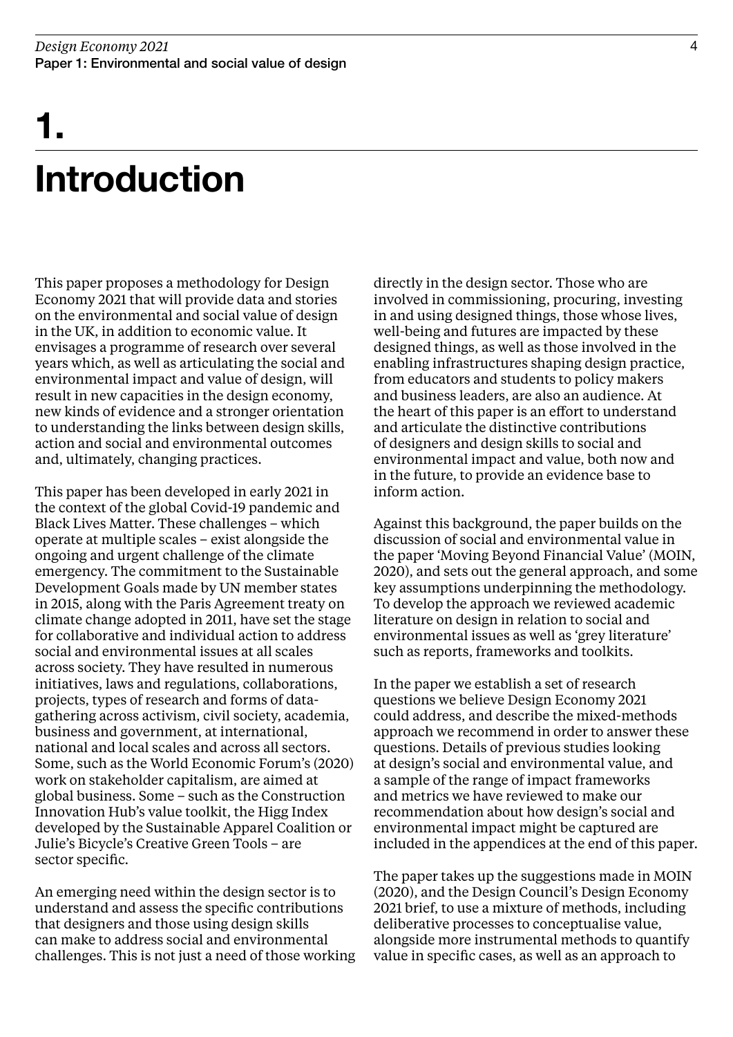# 1. Introduction

This paper proposes a methodology for Design Economy 2021 that will provide data and stories on the environmental and social value of design in the UK, in addition to economic value. It envisages a programme of research over several years which, as well as articulating the social and environmental impact and value of design, will result in new capacities in the design economy, new kinds of evidence and a stronger orientation to understanding the links between design skills, action and social and environmental outcomes and, ultimately, changing practices.

This paper has been developed in early 2021 in the context of the global Covid-19 pandemic and Black Lives Matter. These challenges – which operate at multiple scales – exist alongside the ongoing and urgent challenge of the climate emergency. The commitment to the Sustainable Development Goals made by UN member states in 2015, along with the Paris Agreement treaty on climate change adopted in 2011, have set the stage for collaborative and individual action to address social and environmental issues at all scales across society. They have resulted in numerous initiatives, laws and regulations, collaborations, projects, types of research and forms of data-gathering across activism, civil society, academia, business and government, at international, national and local scales and across all sectors. Some, such as the World Economic Forum's (2020) work on stakeholder capitalism, are aimed at global business. Some – such as the Construction Innovation Hub's value toolkit, the Higg Index developed by the Sustainable Apparel Coalition or Julie's Bicycle's Creative Green Tools – are sector specific.

An emerging need within the design sector is to understand and assess the specific contributions that designers and those using design skills can make to address social and environmental challenges. This is not just a need of those working directly in the design sector. Those who are involved in commissioning, procuring, investing in and using designed things, those whose lives, well-being and futures are impacted by these designed things, as well as those involved in the enabling infrastructures shaping design practice, from educators and students to policy makers and business leaders, are also an audience. At the heart of this paper is an effort to understand and articulate the distinctive contributions of designers and design skills to social and environmental impact and value, both now and in the future, to provide an evidence base to inform action.

Against this background, the paper builds on the discussion of social and environmental value in the paper 'Moving Beyond Financial Value' (MOIN, 2020), and sets out the general approach, and some key assumptions underpinning the methodology. To develop the approach we reviewed academic literature on design in relation to social and environmental issues as well as 'grey literature' such as reports, frameworks and toolkits.

In the paper we establish a set of research questions we believe Design Economy 2021 could address, and describe the mixed-methods approach we recommend in order to answer these questions. Details of previous studies looking at design's social and environmental value, and a sample of the range of impact frameworks and metrics we have reviewed to make our recommendation about how design's social and environmental impact might be captured are included in the appendices at the end of this paper.

The paper takes up the suggestions made in MOIN (2020), and the Design Council's Design Economy 2021 brief, to use a mixture of methods, including deliberative processes to conceptualise value, alongside more instrumental methods to quantify value in specific cases, as well as an approach to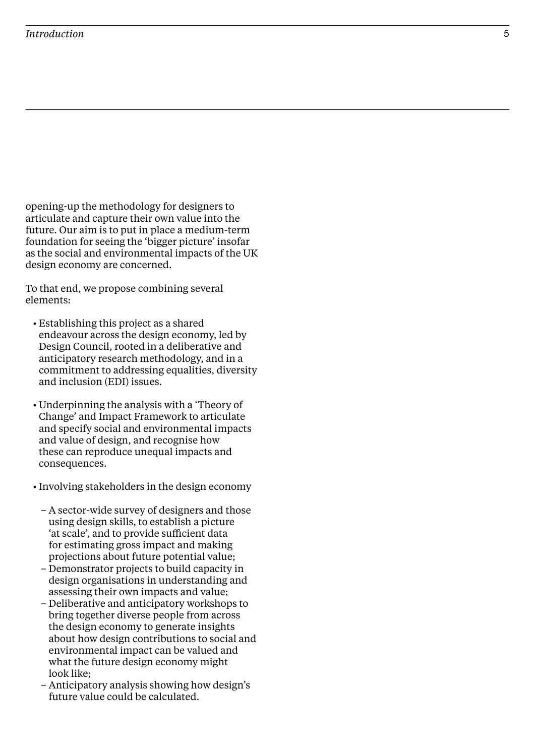opening-up the methodology for designers to articulate and capture their own value into the future. Our aim is to put in place a medium-term foundation for seeing the 'bigger picture' insofar as the social and environmental impacts of the UK design economy are concerned.

To that end, we propose combining several elements:

- Establishing this project as a shared endeavour across the design economy, led by Design Council, rooted in a deliberative and anticipatory research methodology, and in a commitment to addressing equalities, diversity and inclusion (EDI) issues.
- Underpinning the analysis with a 'Theory of Change' and Impact Framework to articulate and specify social and environmental impacts and value of design, and recognise how these can reproduce unequal impacts and consequences.
- Involving stakeholders in the design economy
  - A sector-wide survey of designers and those using design skills, to establish a picture 'at scale', and to provide sufficient data for estimating gross impact and making projections about future potential value;
  - Demonstrator projects to build capacity in design organisations in understanding and assessing their own impacts and value;
  - Deliberative and anticipatory workshops to bring together diverse people from across the design economy to generate insights about how design contributions to social and environmental impact can be valued and what the future design economy might look like;
  - Anticipatory analysis showing how design's future value could be calculated.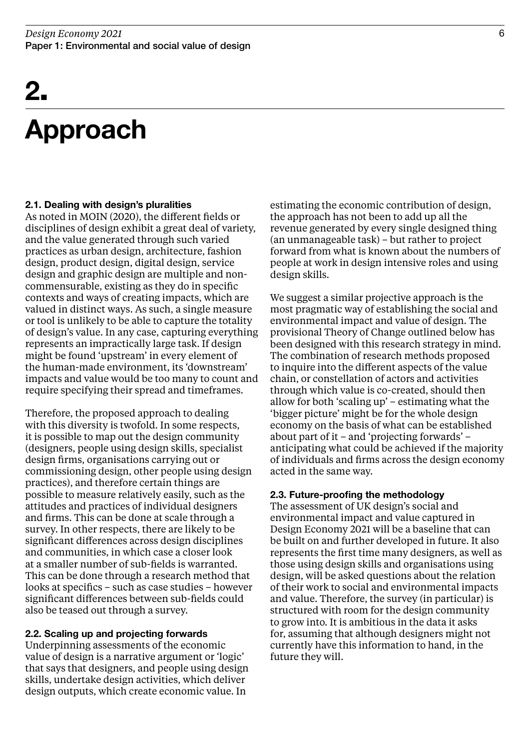# 2. Approach

### 2.1. Dealing with design's pluralities

As noted in MOIN (2020), the different fields or disciplines of design exhibit a great deal of variety, and the value generated through such varied practices as urban design, architecture, fashion design, product design, digital design, service design and graphic design are multiple and non-commensurable, existing as they do in specific contexts and ways of creating impacts, which are valued in distinct ways. As such, a single measure or tool is unlikely to be able to capture the totality of design's value. In any case, capturing everything represents an impractically large task. If design might be found 'upstream' in every element of the human-made environment, its 'downstream' impacts and value would be too many to count and require specifying their spread and timeframes.

Therefore, the proposed approach to dealing with this diversity is twofold. In some respects, it is possible to map out the design community (designers, people using design skills, specialist design firms, organisations carrying out or commissioning design, other people using design practices), and therefore certain things are possible to measure relatively easily, such as the attitudes and practices of individual designers and firms. This can be done at scale through a survey. In other respects, there are likely to be significant differences across design disciplines and communities, in which case a closer look at a smaller number of sub-fields is warranted. This can be done through a research method that looks at specifics – such as case studies – however significant differences between sub-fields could also be teased out through a survey.

### 2.2. Scaling up and projecting forwards

Underpinning assessments of the economic value of design is a narrative argument or 'logic' that says that designers, and people using design skills, undertake design activities, which deliver design outputs, which create economic value. In estimating the economic contribution of design, the approach has not been to add up all the revenue generated by every single designed thing (an unmanageable task) – but rather to project forward from what is known about the numbers of people at work in design intensive roles and using design skills.

We suggest a similar projective approach is the most pragmatic way of establishing the social and environmental impact and value of design. The provisional Theory of Change outlined below has been designed with this research strategy in mind. The combination of research methods proposed to inquire into the different aspects of the value chain, or constellation of actors and activities through which value is co-created, should then allow for both 'scaling up' – estimating what the 'bigger picture' might be for the whole design economy on the basis of what can be established about part of it – and 'projecting forwards' – anticipating what could be achieved if the majority of individuals and firms across the design economy acted in the same way.

### 2.3. Future-proofing the methodology

The assessment of UK design's social and environmental impact and value captured in Design Economy 2021 will be a baseline that can be built on and further developed in future. It also represents the first time many designers, as well as those using design skills and organisations using design, will be asked questions about the relation of their work to social and environmental impacts and value. Therefore, the survey (in particular) is structured with room for the design community to grow into. It is ambitious in the data it asks for, assuming that although designers might not currently have this information to hand, in the future they will.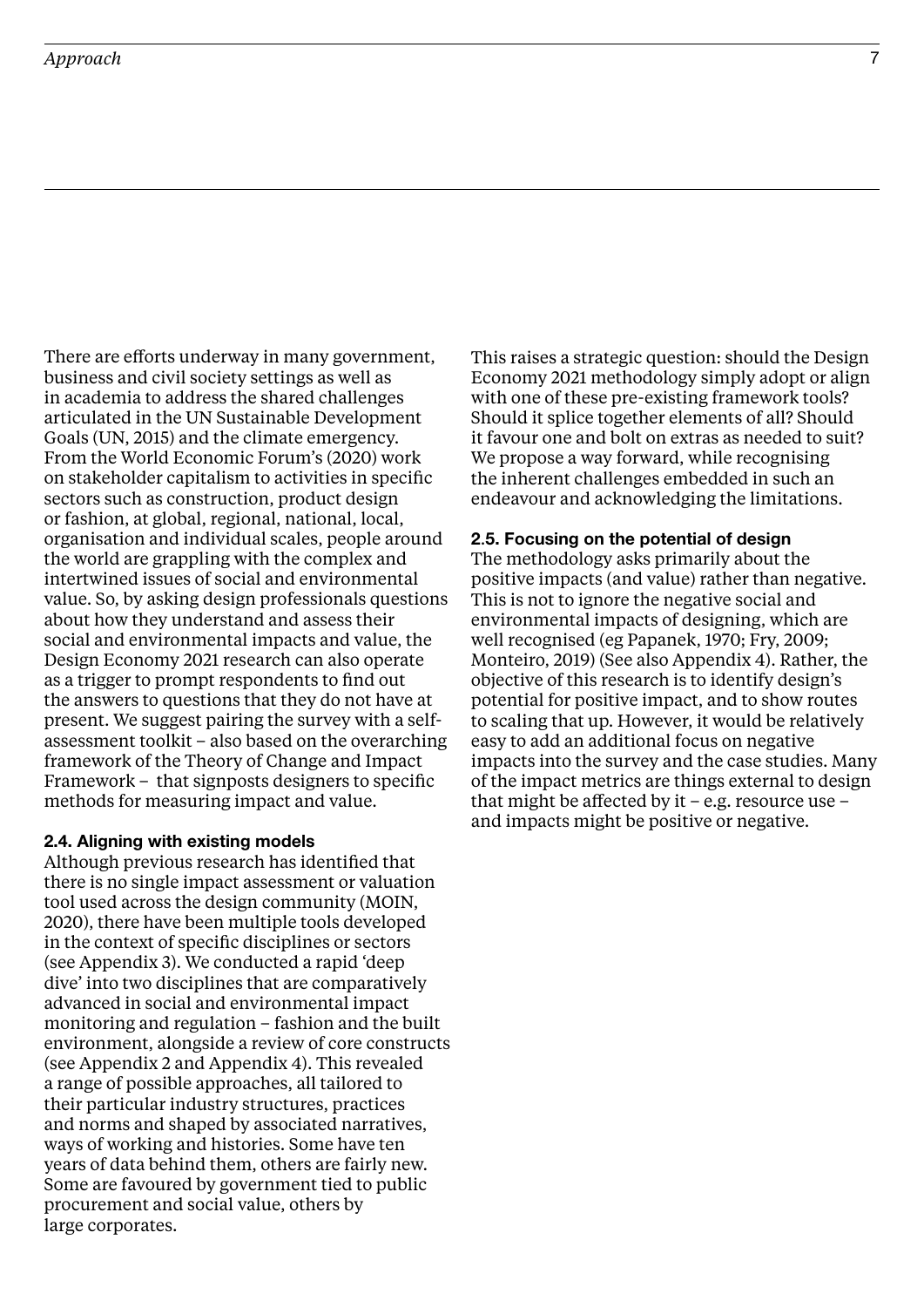There are efforts underway in many government, business and civil society settings as well as in academia to address the shared challenges articulated in the UN Sustainable Development Goals (UN, 2015) and the climate emergency. From the World Economic Forum's (2020) work on stakeholder capitalism to activities in specific sectors such as construction, product design or fashion, at global, regional, national, local, organisation and individual scales, people around the world are grappling with the complex and intertwined issues of social and environmental value. So, by asking design professionals questions about how they understand and assess their social and environmental impacts and value, the Design Economy 2021 research can also operate as a trigger to prompt respondents to find out the answers to questions that they do not have at present. We suggest pairing the survey with a self-assessment toolkit – also based on the overarching framework of the Theory of Change and Impact Framework – that signposts designers to specific methods for measuring impact and value.

**2.4. Aligning with existing models**

Although previous research has identified that there is no single impact assessment or valuation tool used across the design community (MOIN, 2020), there have been multiple tools developed in the context of specific disciplines or sectors (see Appendix 3). We conducted a rapid 'deep dive' into two disciplines that are comparatively advanced in social and environmental impact monitoring and regulation – fashion and the built environment, alongside a review of core constructs (see Appendix 2 and Appendix 4). This revealed a range of possible approaches, all tailored to their particular industry structures, practices and norms and shaped by associated narratives, ways of working and histories. Some have ten years of data behind them, others are fairly new. Some are favoured by government tied to public procurement and social value, others by large corporates.

This raises a strategic question: should the Design Economy 2021 methodology simply adopt or align with one of these pre-existing framework tools? Should it splice together elements of all? Should it favour one and bolt on extras as needed to suit? We propose a way forward, while recognising the inherent challenges embedded in such an endeavour and acknowledging the limitations.

**2.5. Focusing on the potential of design**

The methodology asks primarily about the positive impacts (and value) rather than negative. This is not to ignore the negative social and environmental impacts of designing, which are well recognised (eg Papanek, 1970; Fry, 2009; Monteiro, 2019) (See also Appendix 4). Rather, the objective of this research is to identify design's potential for positive impact, and to show routes to scaling that up. However, it would be relatively easy to add an additional focus on negative impacts into the survey and the case studies. Many of the impact metrics are things external to design that might be affected by it – e.g. resource use – and impacts might be positive or negative.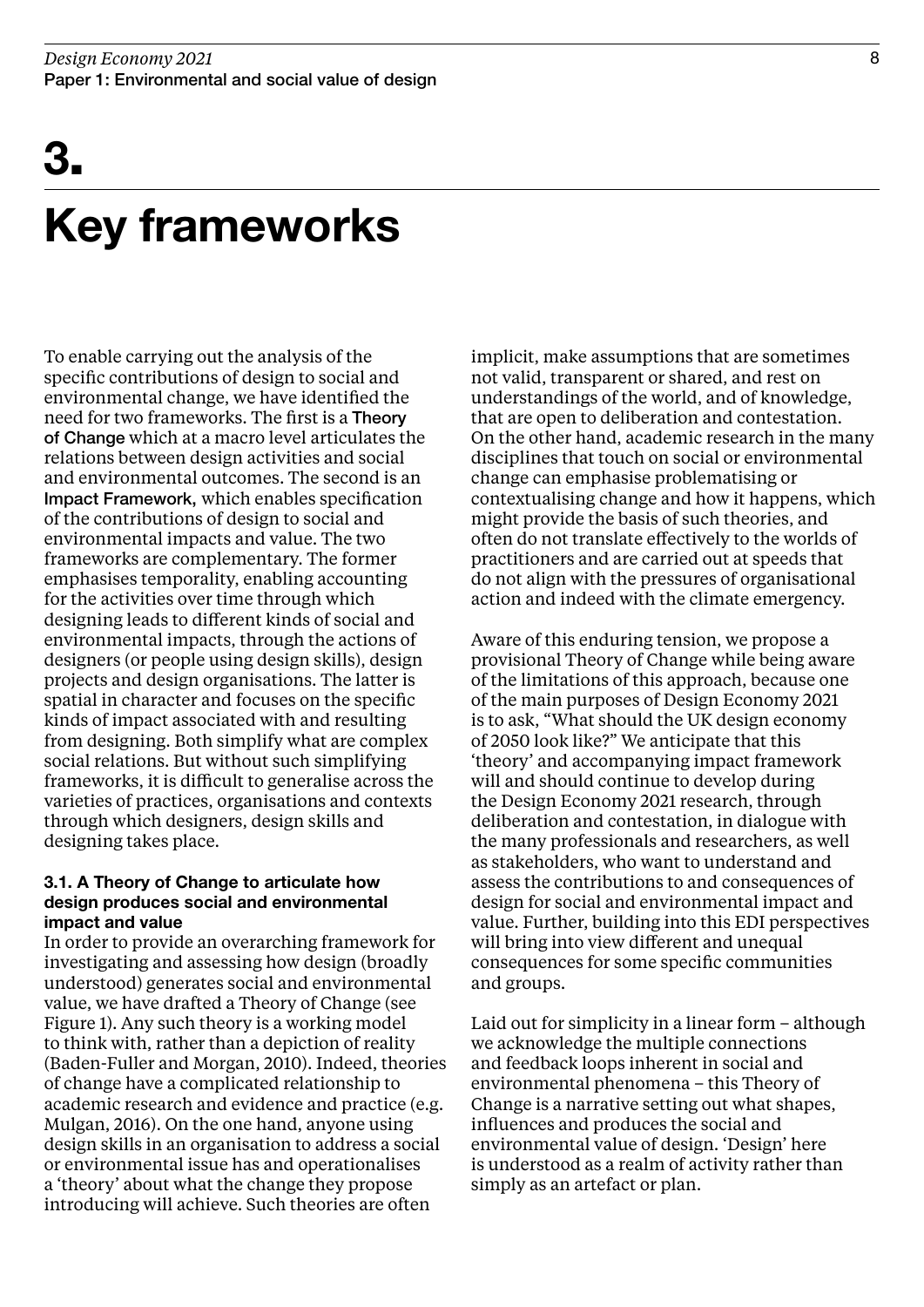# 3.

# Key frameworks

To enable carrying out the analysis of the specific contributions of design to social and environmental change, we have identified the need for two frameworks. The first is a Theory of Change which at a macro level articulates the relations between design activities and social and environmental outcomes. The second is an Impact Framework, which enables specification of the contributions of design to social and environmental impacts and value. The two frameworks are complementary. The former emphasises temporality, enabling accounting for the activities over time through which designing leads to different kinds of social and environmental impacts, through the actions of designers (or people using design skills), design projects and design organisations. The latter is spatial in character and focuses on the specific kinds of impact associated with and resulting from designing. Both simplify what are complex social relations. But without such simplifying frameworks, it is difficult to generalise across the varieties of practices, organisations and contexts through which designers, design skills and designing takes place.

### 3.1. A Theory of Change to articulate how design produces social and environmental impact and value

In order to provide an overarching framework for investigating and assessing how design (broadly understood) generates social and environmental value, we have drafted a Theory of Change (see Figure 1). Any such theory is a working model to think with, rather than a depiction of reality (Baden-Fuller and Morgan, 2010). Indeed, theories of change have a complicated relationship to academic research and evidence and practice (e.g. Mulgan, 2016). On the one hand, anyone using design skills in an organisation to address a social or environmental issue has and operationalises a 'theory' about what the change they propose introducing will achieve. Such theories are often implicit, make assumptions that are sometimes not valid, transparent or shared, and rest on understandings of the world, and of knowledge, that are open to deliberation and contestation. On the other hand, academic research in the many disciplines that touch on social or environmental change can emphasise problematising or contextualising change and how it happens, which might provide the basis of such theories, and often do not translate effectively to the worlds of practitioners and are carried out at speeds that do not align with the pressures of organisational action and indeed with the climate emergency.

Aware of this enduring tension, we propose a provisional Theory of Change while being aware of the limitations of this approach, because one of the main purposes of Design Economy 2021 is to ask, "What should the UK design economy of 2050 look like?" We anticipate that this 'theory' and accompanying impact framework will and should continue to develop during the Design Economy 2021 research, through deliberation and contestation, in dialogue with the many professionals and researchers, as well as stakeholders, who want to understand and assess the contributions to and consequences of design for social and environmental impact and value. Further, building into this EDI perspectives will bring into view different and unequal consequences for some specific communities and groups.

Laid out for simplicity in a linear form – although we acknowledge the multiple connections and feedback loops inherent in social and environmental phenomena – this Theory of Change is a narrative setting out what shapes, influences and produces the social and environmental value of design. 'Design' here is understood as a realm of activity rather than simply as an artefact or plan.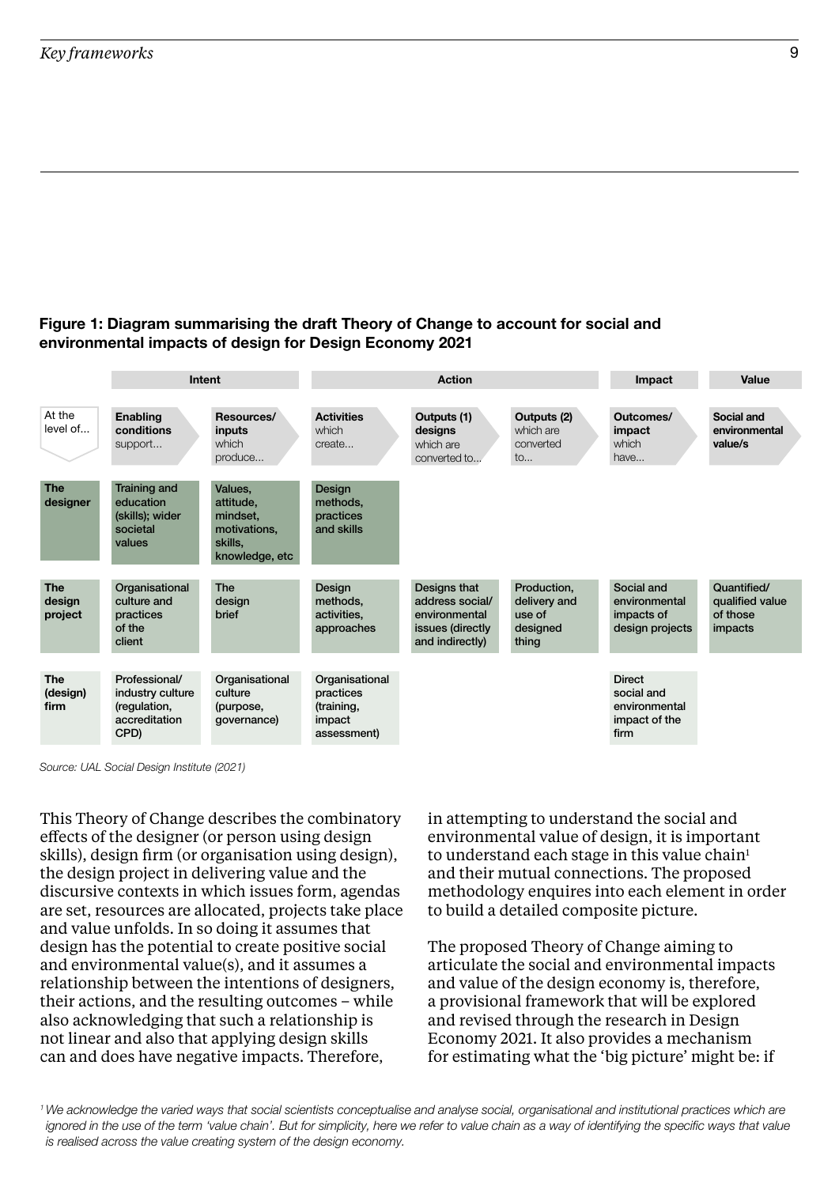**Figure 1: Diagram summarising the draft Theory of Change to account for social and environmental impacts of design for Design Economy 2021**

| | Intent | | Action | | | Impact | Value |
|---|---|---|---|---|---|---|---|
| At the level of... | **Enabling conditions** support... | **Resources/ inputs** which produce... | **Activities** which create... | **Outputs (1) designs** which are converted to... | **Outputs (2)** which are converted to... | **Outcomes/ impact** which have... | **Social and environmental value/s** |
| **The designer** | Training and education (skills); wider societal values | Values, attitude, mindset, motivations, skills, knowledge, etc | Design methods, practices and skills | | | | |
| **The design project** | Organisational culture and practices of the client | The design brief | Design methods, activities, approaches | Designs that address social/ environmental issues (directly and indirectly) | Production, delivery and use of designed thing | Social and environmental impacts of design projects | Quantified/ qualified value of those impacts |
| **The (design) firm** | Professional/ industry culture (regulation, accreditation CPD) | Organisational culture (purpose, governance) | Organisational practices (training, impact assessment) | | | Direct social and environmental impact of the firm | |

*Source: UAL Social Design Institute (2021)*

This Theory of Change describes the combinatory effects of the designer (or person using design skills), design firm (or organisation using design), the design project in delivering value and the discursive contexts in which issues form, agendas are set, resources are allocated, projects take place and value unfolds. In so doing it assumes that design has the potential to create positive social and environmental value(s), and it assumes a relationship between the intentions of designers, their actions, and the resulting outcomes – while also acknowledging that such a relationship is not linear and also that applying design skills can and does have negative impacts. Therefore, in attempting to understand the social and environmental value of design, it is important to understand each stage in this value chain[1] and their mutual connections. The proposed methodology enquires into each element in order to build a detailed composite picture.

The proposed Theory of Change aiming to articulate the social and environmental impacts and value of the design economy is, therefore, a provisional framework that will be explored and revised through the research in Design Economy 2021. It also provides a mechanism for estimating what the 'big picture' might be: if

*[1] We acknowledge the varied ways that social scientists conceptualise and analyse social, organisational and institutional practices which are ignored in the use of the term 'value chain'. But for simplicity, here we refer to value chain as a way of identifying the specific ways that value is realised across the value creating system of the design economy.*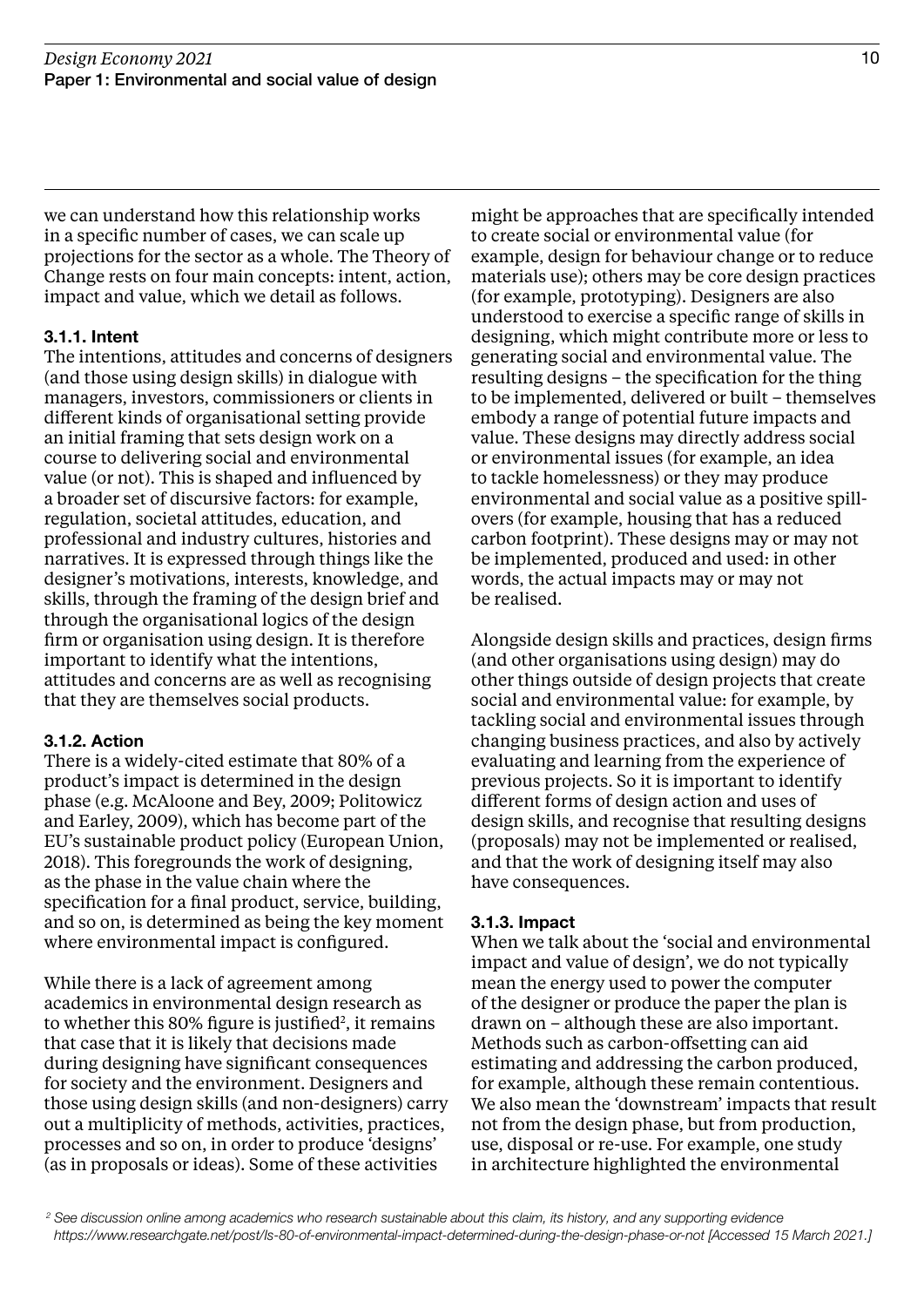we can understand how this relationship works in a specific number of cases, we can scale up projections for the sector as a whole. The Theory of Change rests on four main concepts: intent, action, impact and value, which we detail as follows.

### 3.1.1. Intent

The intentions, attitudes and concerns of designers (and those using design skills) in dialogue with managers, investors, commissioners or clients in different kinds of organisational setting provide an initial framing that sets design work on a course to delivering social and environmental value (or not). This is shaped and influenced by a broader set of discursive factors: for example, regulation, societal attitudes, education, and professional and industry cultures, histories and narratives. It is expressed through things like the designer's motivations, interests, knowledge, and skills, through the framing of the design brief and through the organisational logics of the design firm or organisation using design. It is therefore important to identify what the intentions, attitudes and concerns are as well as recognising that they are themselves social products.

### 3.1.2. Action

There is a widely-cited estimate that 80% of a product's impact is determined in the design phase (e.g. McAloone and Bey, 2009; Politowicz and Earley, 2009), which has become part of the EU's sustainable product policy (European Union, 2018). This foregrounds the work of designing, as the phase in the value chain where the specification for a final product, service, building, and so on, is determined as being the key moment where environmental impact is configured.

While there is a lack of agreement among academics in environmental design research as to whether this 80% figure is justified[2], it remains that case that it is likely that decisions made during designing have significant consequences for society and the environment. Designers and those using design skills (and non-designers) carry out a multiplicity of methods, activities, practices, processes and so on, in order to produce 'designs' (as in proposals or ideas). Some of these activities might be approaches that are specifically intended to create social or environmental value (for example, design for behaviour change or to reduce materials use); others may be core design practices (for example, prototyping). Designers are also understood to exercise a specific range of skills in designing, which might contribute more or less to generating social and environmental value. The resulting designs – the specification for the thing to be implemented, delivered or built – themselves embody a range of potential future impacts and value. These designs may directly address social or environmental issues (for example, an idea to tackle homelessness) or they may produce environmental and social value as a positive spill-overs (for example, housing that has a reduced carbon footprint). These designs may or may not be implemented, produced and used: in other words, the actual impacts may or may not be realised.

Alongside design skills and practices, design firms (and other organisations using design) may do other things outside of design projects that create social and environmental value: for example, by tackling social and environmental issues through changing business practices, and also by actively evaluating and learning from the experience of previous projects. So it is important to identify different forms of design action and uses of design skills, and recognise that resulting designs (proposals) may not be implemented or realised, and that the work of designing itself may also have consequences.

### 3.1.3. Impact

When we talk about the 'social and environmental impact and value of design', we do not typically mean the energy used to power the computer of the designer or produce the paper the plan is drawn on – although these are also important. Methods such as carbon-offsetting can aid estimating and addressing the carbon produced, for example, although these remain contentious. We also mean the 'downstream' impacts that result not from the design phase, but from production, use, disposal or re-use. For example, one study in architecture highlighted the environmental

[2] *See discussion online among academics who research sustainable about this claim, its history, and any supporting evidence https://www.researchgate.net/post/Is-80-of-environmental-impact-determined-during-the-design-phase-or-not [Accessed 15 March 2021.]*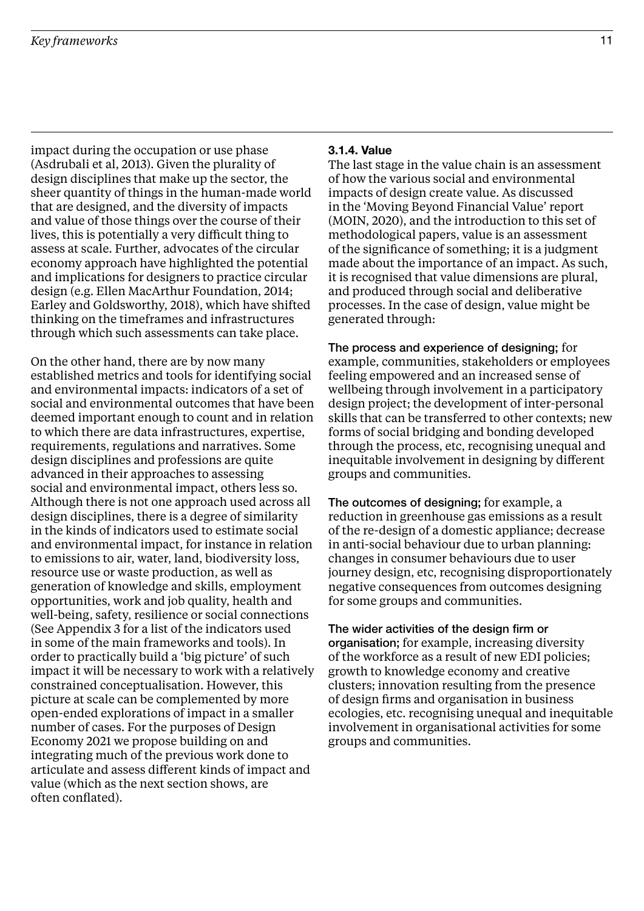impact during the occupation or use phase (Asdrubali et al, 2013). Given the plurality of design disciplines that make up the sector, the sheer quantity of things in the human-made world that are designed, and the diversity of impacts and value of those things over the course of their lives, this is potentially a very difficult thing to assess at scale. Further, advocates of the circular economy approach have highlighted the potential and implications for designers to practice circular design (e.g. Ellen MacArthur Foundation, 2014; Earley and Goldsworthy, 2018), which have shifted thinking on the timeframes and infrastructures through which such assessments can take place.

On the other hand, there are by now many established metrics and tools for identifying social and environmental impacts: indicators of a set of social and environmental outcomes that have been deemed important enough to count and in relation to which there are data infrastructures, expertise, requirements, regulations and narratives. Some design disciplines and professions are quite advanced in their approaches to assessing social and environmental impact, others less so. Although there is not one approach used across all design disciplines, there is a degree of similarity in the kinds of indicators used to estimate social and environmental impact, for instance in relation to emissions to air, water, land, biodiversity loss, resource use or waste production, as well as generation of knowledge and skills, employment opportunities, work and job quality, health and well-being, safety, resilience or social connections (See Appendix 3 for a list of the indicators used in some of the main frameworks and tools). In order to practically build a 'big picture' of such impact it will be necessary to work with a relatively constrained conceptualisation. However, this picture at scale can be complemented by more open-ended explorations of impact in a smaller number of cases. For the purposes of Design Economy 2021 we propose building on and integrating much of the previous work done to articulate and assess different kinds of impact and value (which as the next section shows, are often conflated).

#### 3.1.4. Value

The last stage in the value chain is an assessment of how the various social and environmental impacts of design create value. As discussed in the 'Moving Beyond Financial Value' report (MOIN, 2020), and the introduction to this set of methodological papers, value is an assessment of the significance of something; it is a judgment made about the importance of an impact. As such, it is recognised that value dimensions are plural, and produced through social and deliberative processes. In the case of design, value might be generated through:

**The process and experience of designing;** for example, communities, stakeholders or employees feeling empowered and an increased sense of wellbeing through involvement in a participatory design project; the development of inter-personal skills that can be transferred to other contexts; new forms of social bridging and bonding developed through the process, etc, recognising unequal and inequitable involvement in designing by different groups and communities.

**The outcomes of designing;** for example, a reduction in greenhouse gas emissions as a result of the re-design of a domestic appliance; decrease in anti-social behaviour due to urban planning: changes in consumer behaviours due to user journey design, etc, recognising disproportionately negative consequences from outcomes designing for some groups and communities.

**The wider activities of the design firm or organisation;** for example, increasing diversity of the workforce as a result of new EDI policies; growth to knowledge economy and creative clusters; innovation resulting from the presence of design firms and organisation in business ecologies, etc. recognising unequal and inequitable involvement in organisational activities for some groups and communities.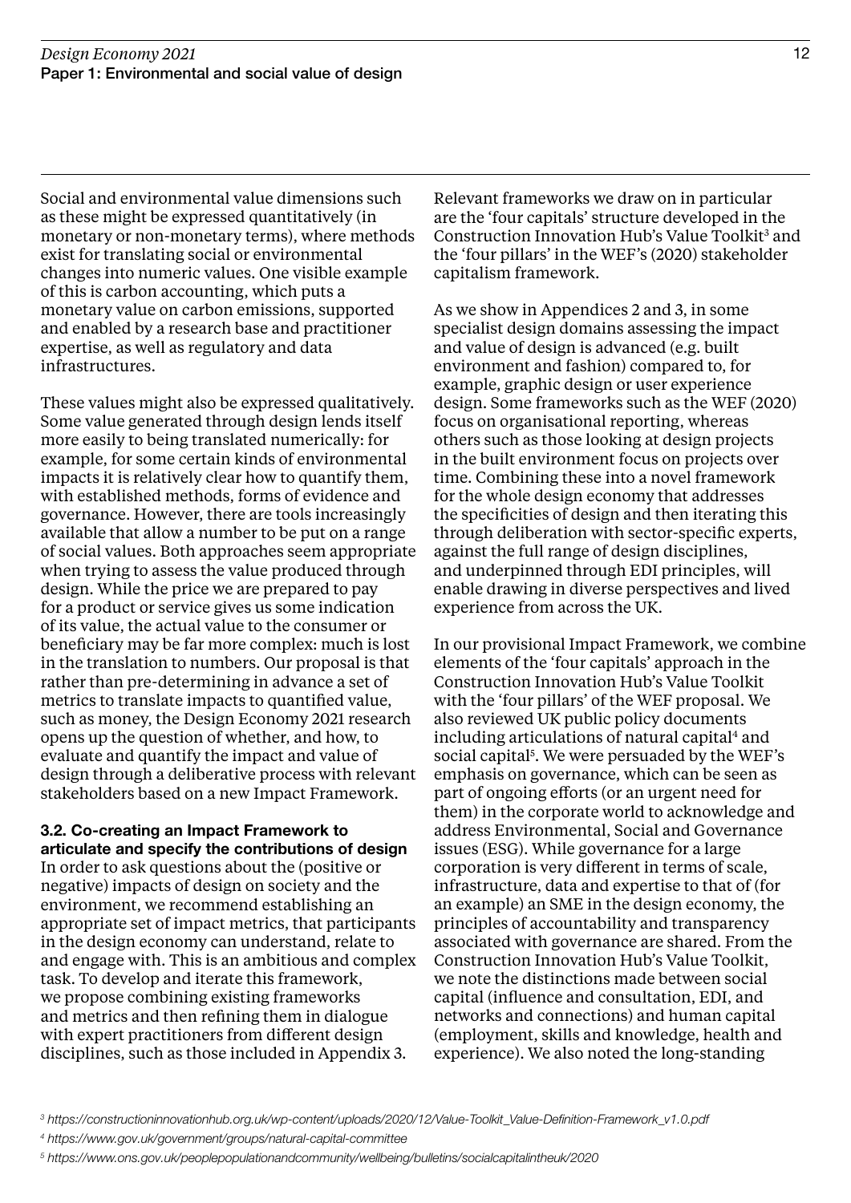Social and environmental value dimensions such as these might be expressed quantitatively (in monetary or non-monetary terms), where methods exist for translating social or environmental changes into numeric values. One visible example of this is carbon accounting, which puts a monetary value on carbon emissions, supported and enabled by a research base and practitioner expertise, as well as regulatory and data infrastructures.

These values might also be expressed qualitatively. Some value generated through design lends itself more easily to being translated numerically: for example, for some certain kinds of environmental impacts it is relatively clear how to quantify them, with established methods, forms of evidence and governance. However, there are tools increasingly available that allow a number to be put on a range of social values. Both approaches seem appropriate when trying to assess the value produced through design. While the price we are prepared to pay for a product or service gives us some indication of its value, the actual value to the consumer or beneficiary may be far more complex: much is lost in the translation to numbers. Our proposal is that rather than pre-determining in advance a set of metrics to translate impacts to quantified value, such as money, the Design Economy 2021 research opens up the question of whether, and how, to evaluate and quantify the impact and value of design through a deliberative process with relevant stakeholders based on a new Impact Framework.

### 3.2. Co-creating an Impact Framework to articulate and specify the contributions of design

In order to ask questions about the (positive or negative) impacts of design on society and the environment, we recommend establishing an appropriate set of impact metrics, that participants in the design economy can understand, relate to and engage with. This is an ambitious and complex task. To develop and iterate this framework, we propose combining existing frameworks and metrics and then refining them in dialogue with expert practitioners from different design disciplines, such as those included in Appendix 3.

Relevant frameworks we draw on in particular are the 'four capitals' structure developed in the Construction Innovation Hub's Value Toolkit[3] and the 'four pillars' in the WEF's (2020) stakeholder capitalism framework.

As we show in Appendices 2 and 3, in some specialist design domains assessing the impact and value of design is advanced (e.g. built environment and fashion) compared to, for example, graphic design or user experience design. Some frameworks such as the WEF (2020) focus on organisational reporting, whereas others such as those looking at design projects in the built environment focus on projects over time. Combining these into a novel framework for the whole design economy that addresses the specificities of design and then iterating this through deliberation with sector-specific experts, against the full range of design disciplines, and underpinned through EDI principles, will enable drawing in diverse perspectives and lived experience from across the UK.

In our provisional Impact Framework, we combine elements of the 'four capitals' approach in the Construction Innovation Hub's Value Toolkit with the 'four pillars' of the WEF proposal. We also reviewed UK public policy documents including articulations of natural capital[4] and social capital[5]. We were persuaded by the WEF's emphasis on governance, which can be seen as part of ongoing efforts (or an urgent need for them) in the corporate world to acknowledge and address Environmental, Social and Governance issues (ESG). While governance for a large corporation is very different in terms of scale, infrastructure, data and expertise to that of (for an example) an SME in the design economy, the principles of accountability and transparency associated with governance are shared. From the Construction Innovation Hub's Value Toolkit, we note the distinctions made between social capital (influence and consultation, EDI, and networks and connections) and human capital (employment, skills and knowledge, health and experience). We also noted the long-standing

[3] *https://constructioninnovationhub.org.uk/wp-content/uploads/2020/12/Value-Toolkit_Value-Definition-Framework_v1.0.pdf*

[4] *https://www.gov.uk/government/groups/natural-capital-committee*

[5] *https://www.ons.gov.uk/peoplepopulationandcommunity/wellbeing/bulletins/socialcapitalintheuk/2020*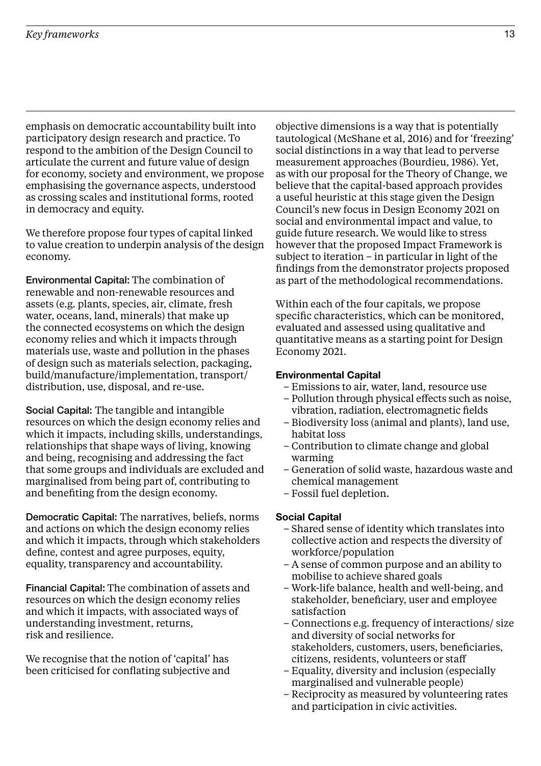emphasis on democratic accountability built into participatory design research and practice. To respond to the ambition of the Design Council to articulate the current and future value of design for economy, society and environment, we propose emphasising the governance aspects, understood as crossing scales and institutional forms, rooted in democracy and equity.

We therefore propose four types of capital linked to value creation to underpin analysis of the design economy.

**Environmental Capital:** The combination of renewable and non-renewable resources and assets (e.g. plants, species, air, climate, fresh water, oceans, land, minerals) that make up the connected ecosystems on which the design economy relies and which it impacts through materials use, waste and pollution in the phases of design such as materials selection, packaging, build/manufacture/implementation, transport/distribution, use, disposal, and re-use.

**Social Capital:** The tangible and intangible resources on which the design economy relies and which it impacts, including skills, understandings, relationships that shape ways of living, knowing and being, recognising and addressing the fact that some groups and individuals are excluded and marginalised from being part of, contributing to and benefiting from the design economy.

**Democratic Capital:** The narratives, beliefs, norms and actions on which the design economy relies and which it impacts, through which stakeholders define, contest and agree purposes, equity, equality, transparency and accountability.

**Financial Capital:** The combination of assets and resources on which the design economy relies and which it impacts, with associated ways of understanding investment, returns, risk and resilience.

We recognise that the notion of 'capital' has been criticised for conflating subjective and objective dimensions is a way that is potentially tautological (McShane et al, 2016) and for 'freezing' social distinctions in a way that lead to perverse measurement approaches (Bourdieu, 1986). Yet, as with our proposal for the Theory of Change, we believe that the capital-based approach provides a useful heuristic at this stage given the Design Council's new focus in Design Economy 2021 on social and environmental impact and value, to guide future research. We would like to stress however that the proposed Impact Framework is subject to iteration – in particular in light of the findings from the demonstrator projects proposed as part of the methodological recommendations.

Within each of the four capitals, we propose specific characteristics, which can be monitored, evaluated and assessed using qualitative and quantitative means as a starting point for Design Economy 2021.

#### Environmental Capital

- Emissions to air, water, land, resource use
- Pollution through physical effects such as noise, vibration, radiation, electromagnetic fields
- Biodiversity loss (animal and plants), land use, habitat loss
- Contribution to climate change and global warming
- Generation of solid waste, hazardous waste and chemical management
- Fossil fuel depletion.

#### Social Capital

- Shared sense of identity which translates into collective action and respects the diversity of workforce/population
- A sense of common purpose and an ability to mobilise to achieve shared goals
- Work-life balance, health and well-being, and stakeholder, beneficiary, user and employee satisfaction
- Connections e.g. frequency of interactions/ size and diversity of social networks for stakeholders, customers, users, beneficiaries, citizens, residents, volunteers or staff
- Equality, diversity and inclusion (especially marginalised and vulnerable people)
- Reciprocity as measured by volunteering rates and participation in civic activities.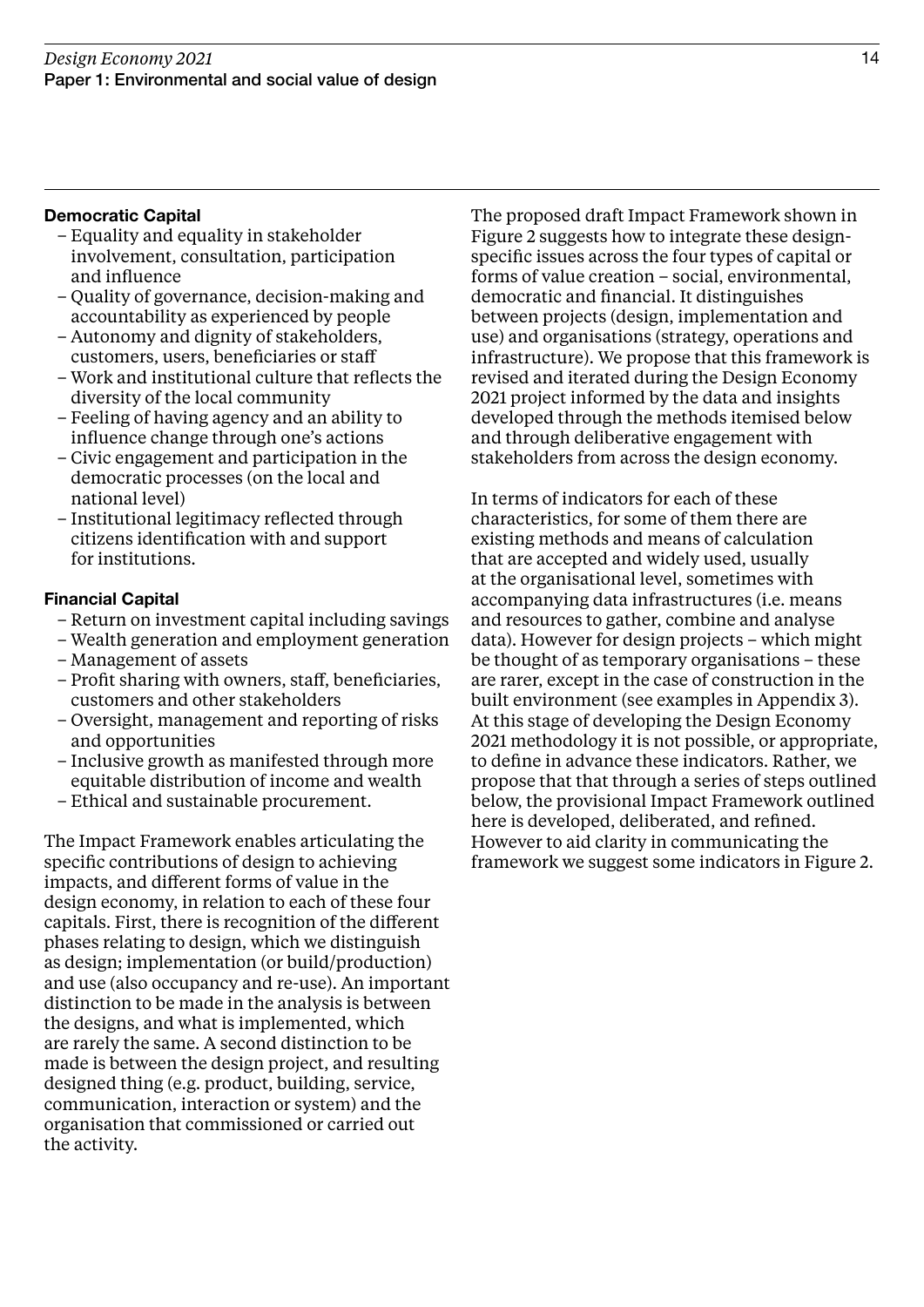**Democratic Capital**

- Equality and equality in stakeholder involvement, consultation, participation and influence
- Quality of governance, decision-making and accountability as experienced by people
- Autonomy and dignity of stakeholders, customers, users, beneficiaries or staff
- Work and institutional culture that reflects the diversity of the local community
- Feeling of having agency and an ability to influence change through one's actions
- Civic engagement and participation in the democratic processes (on the local and national level)
- Institutional legitimacy reflected through citizens identification with and support for institutions.

**Financial Capital**

- Return on investment capital including savings
- Wealth generation and employment generation
- Management of assets
- Profit sharing with owners, staff, beneficiaries, customers and other stakeholders
- Oversight, management and reporting of risks and opportunities
- Inclusive growth as manifested through more equitable distribution of income and wealth
- Ethical and sustainable procurement.

The Impact Framework enables articulating the specific contributions of design to achieving impacts, and different forms of value in the design economy, in relation to each of these four capitals. First, there is recognition of the different phases relating to design, which we distinguish as design; implementation (or build/production) and use (also occupancy and re-use). An important distinction to be made in the analysis is between the designs, and what is implemented, which are rarely the same. A second distinction to be made is between the design project, and resulting designed thing (e.g. product, building, service, communication, interaction or system) and the organisation that commissioned or carried out the activity.

The proposed draft Impact Framework shown in Figure 2 suggests how to integrate these design-specific issues across the four types of capital or forms of value creation – social, environmental, democratic and financial. It distinguishes between projects (design, implementation and use) and organisations (strategy, operations and infrastructure). We propose that this framework is revised and iterated during the Design Economy 2021 project informed by the data and insights developed through the methods itemised below and through deliberative engagement with stakeholders from across the design economy.

In terms of indicators for each of these characteristics, for some of them there are existing methods and means of calculation that are accepted and widely used, usually at the organisational level, sometimes with accompanying data infrastructures (i.e. means and resources to gather, combine and analyse data). However for design projects – which might be thought of as temporary organisations – these are rarer, except in the case of construction in the built environment (see examples in Appendix 3). At this stage of developing the Design Economy 2021 methodology it is not possible, or appropriate, to define in advance these indicators. Rather, we propose that that through a series of steps outlined below, the provisional Impact Framework outlined here is developed, deliberated, and refined. However to aid clarity in communicating the framework we suggest some indicators in Figure 2.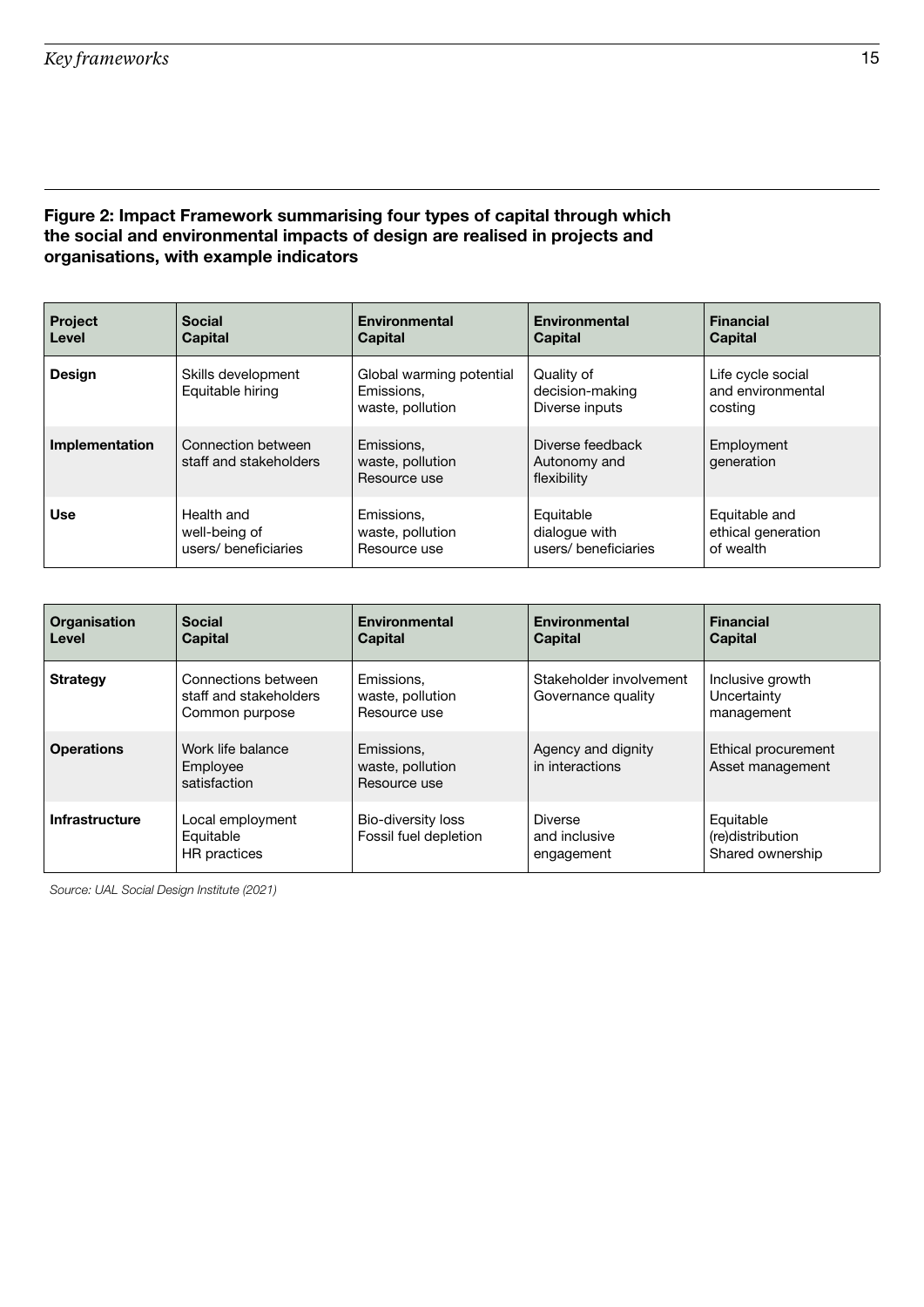**Figure 2: Impact Framework summarising four types of capital through which the social and environmental impacts of design are realised in projects and organisations, with example indicators**

| Project Level | Social Capital | Environmental Capital | Environmental Capital | Financial Capital |
|---|---|---|---|---|
| **Design** | Skills development<br>Equitable hiring | Global warming potential<br>Emissions, waste, pollution | Quality of decision-making<br>Diverse inputs | Life cycle social and environmental costing |
| **Implementation** | Connection between staff and stakeholders | Emissions, waste, pollution<br>Resource use | Diverse feedback<br>Autonomy and flexibility | Employment generation |
| **Use** | Health and well-being of users/ beneficiaries | Emissions, waste, pollution<br>Resource use | Equitable dialogue with users/ beneficiaries | Equitable and ethical generation of wealth |

| Organisation Level | Social Capital | Environmental Capital | Environmental Capital | Financial Capital |
|---|---|---|---|---|
| **Strategy** | Connections between staff and stakeholders<br>Common purpose | Emissions, waste, pollution<br>Resource use | Stakeholder involvement<br>Governance quality | Inclusive growth<br>Uncertainty management |
| **Operations** | Work life balance<br>Employee satisfaction | Emissions, waste, pollution<br>Resource use | Agency and dignity in interactions | Ethical procurement<br>Asset management |
| **Infrastructure** | Local employment<br>Equitable HR practices | Bio-diversity loss<br>Fossil fuel depletion | Diverse and inclusive engagement | Equitable (re)distribution<br>Shared ownership |

*Source: UAL Social Design Institute (2021)*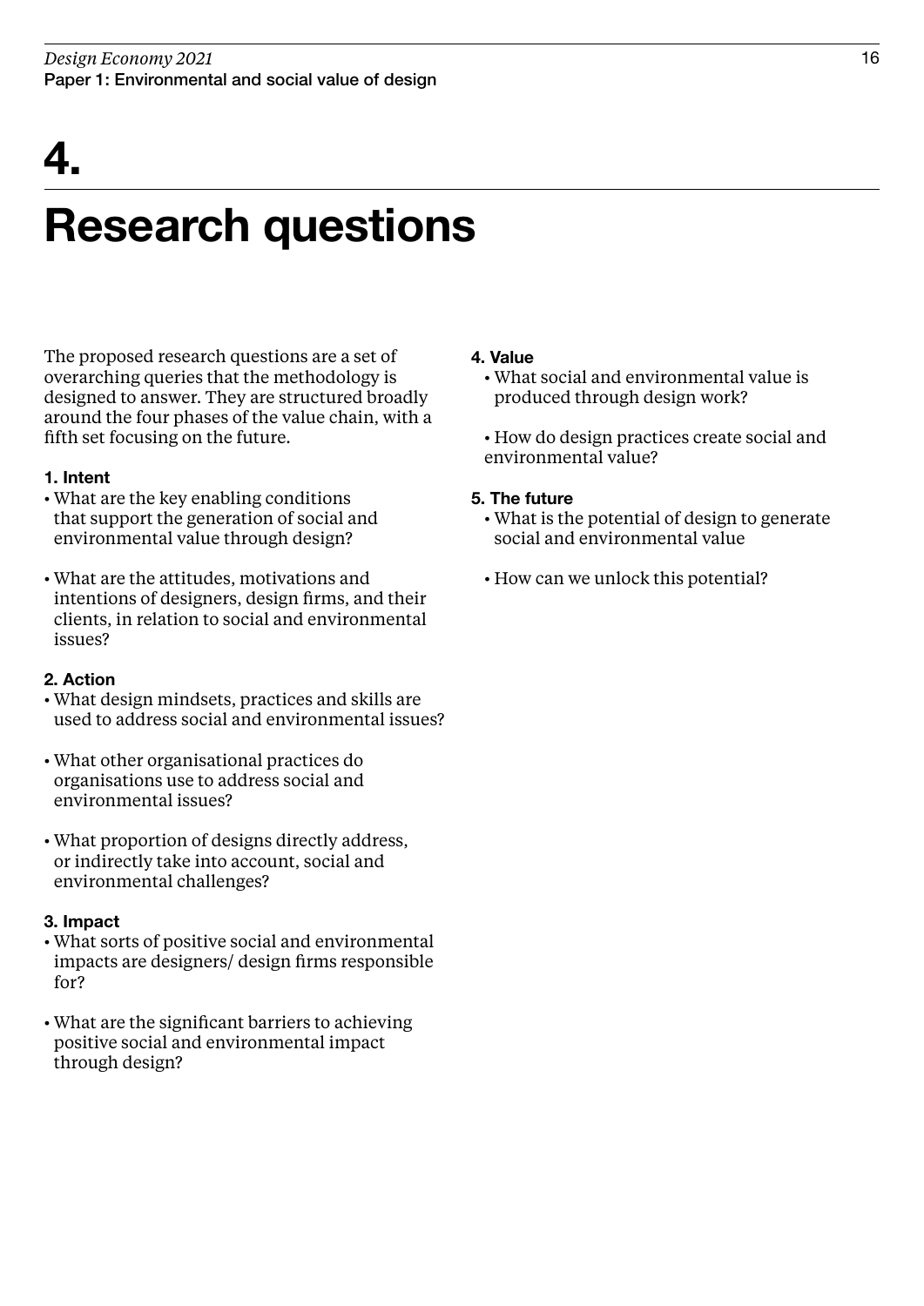# 4. Research questions

The proposed research questions are a set of overarching queries that the methodology is designed to answer. They are structured broadly around the four phases of the value chain, with a fifth set focusing on the future.

**1. Intent**

- What are the key enabling conditions that support the generation of social and environmental value through design?
- What are the attitudes, motivations and intentions of designers, design firms, and their clients, in relation to social and environmental issues?

**2. Action**

- What design mindsets, practices and skills are used to address social and environmental issues?
- What other organisational practices do organisations use to address social and environmental issues?
- What proportion of designs directly address, or indirectly take into account, social and environmental challenges?

**3. Impact**

- What sorts of positive social and environmental impacts are designers/ design firms responsible for?
- What are the significant barriers to achieving positive social and environmental impact through design?

**4. Value**

- What social and environmental value is produced through design work?
- How do design practices create social and environmental value?

**5. The future**

- What is the potential of design to generate social and environmental value
- How can we unlock this potential?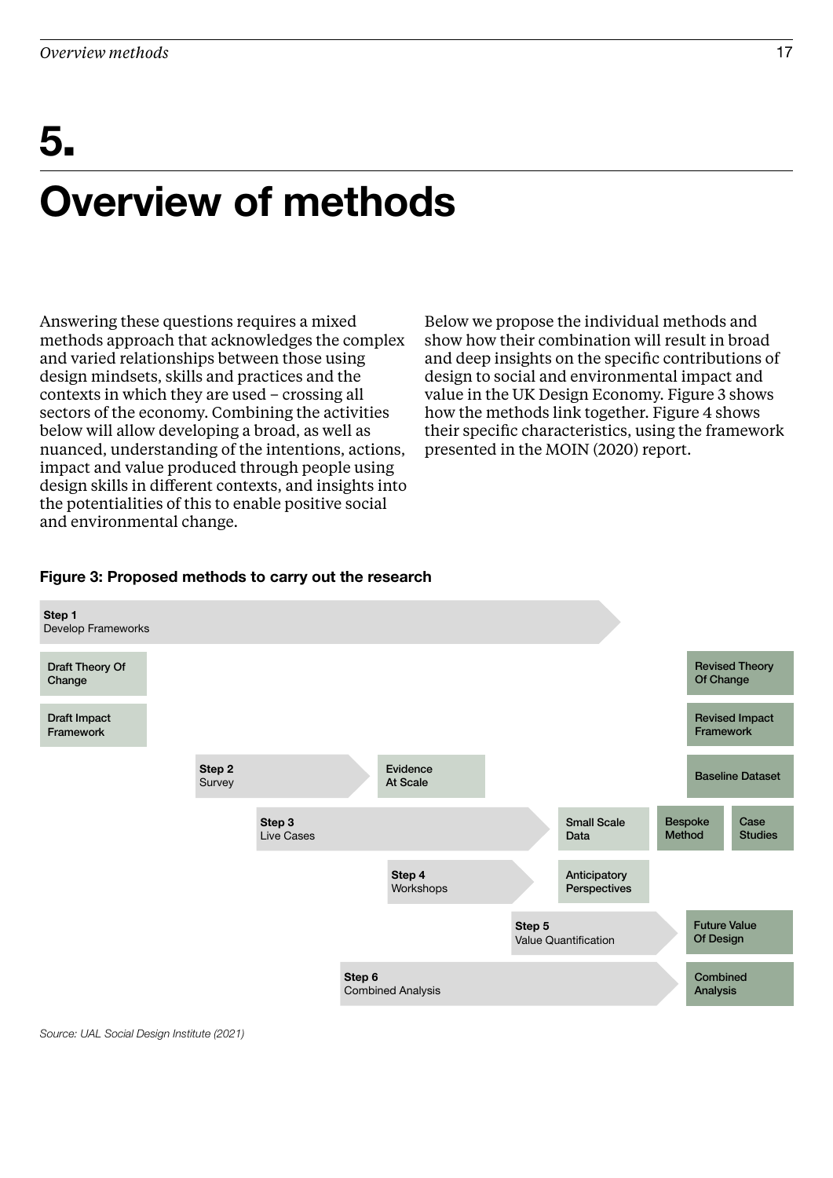# 5.

# Overview of methods

Answering these questions requires a mixed methods approach that acknowledges the complex and varied relationships between those using design mindsets, skills and practices and the contexts in which they are used – crossing all sectors of the economy. Combining the activities below will allow developing a broad, as well as nuanced, understanding of the intentions, actions, impact and value produced through people using design skills in different contexts, and insights into the potentialities of this to enable positive social and environmental change.

Below we propose the individual methods and show how their combination will result in broad and deep insights on the specific contributions of design to social and environmental impact and value in the UK Design Economy. Figure 3 shows how the methods link together. Figure 4 shows their specific characteristics, using the framework presented in the MOIN (2020) report.

**Figure 3: Proposed methods to carry out the research**

**Step 1** Develop Frameworks

- Draft Theory Of Change → Revised Theory Of Change
- Draft Impact Framework → Revised Impact Framework

**Step 2** Survey → Evidence At Scale → Baseline Dataset

**Step 3** Live Cases → Small Scale Data → Bespoke Method; Case Studies

**Step 4** Workshops → Anticipatory Perspectives

**Step 5** Value Quantification → Future Value Of Design

**Step 6** Combined Analysis → Combined Analysis

*Source: UAL Social Design Institute (2021)*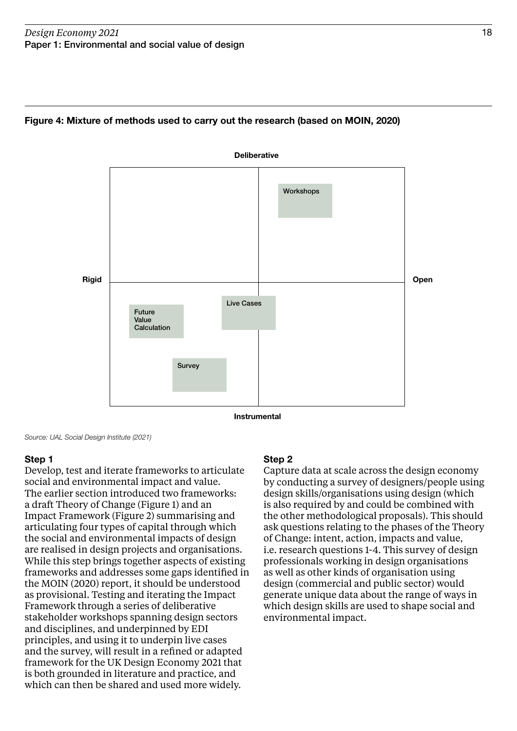**Figure 4: Mixture of methods used to carry out the research (based on MOIN, 2020)**

Deliberative

Rigid

Open

Instrumental

Workshops

Live Cases

Future Value Calculation

Survey

*Source: UAL Social Design Institute (2021)*

**Step 1**

Develop, test and iterate frameworks to articulate social and environmental impact and value. The earlier section introduced two frameworks: a draft Theory of Change (Figure 1) and an Impact Framework (Figure 2) summarising and articulating four types of capital through which the social and environmental impacts of design are realised in design projects and organisations. While this step brings together aspects of existing frameworks and addresses some gaps identified in the MOIN (2020) report, it should be understood as provisional. Testing and iterating the Impact Framework through a series of deliberative stakeholder workshops spanning design sectors and disciplines, and underpinned by EDI principles, and using it to underpin live cases and the survey, will result in a refined or adapted framework for the UK Design Economy 2021 that is both grounded in literature and practice, and which can then be shared and used more widely.

**Step 2**

Capture data at scale across the design economy by conducting a survey of designers/people using design skills/organisations using design (which is also required by and could be combined with the other methodological proposals). This should ask questions relating to the phases of the Theory of Change: intent, action, impacts and value, i.e. research questions 1-4. This survey of design professionals working in design organisations as well as other kinds of organisation using design (commercial and public sector) would generate unique data about the range of ways in which design skills are used to shape social and environmental impact.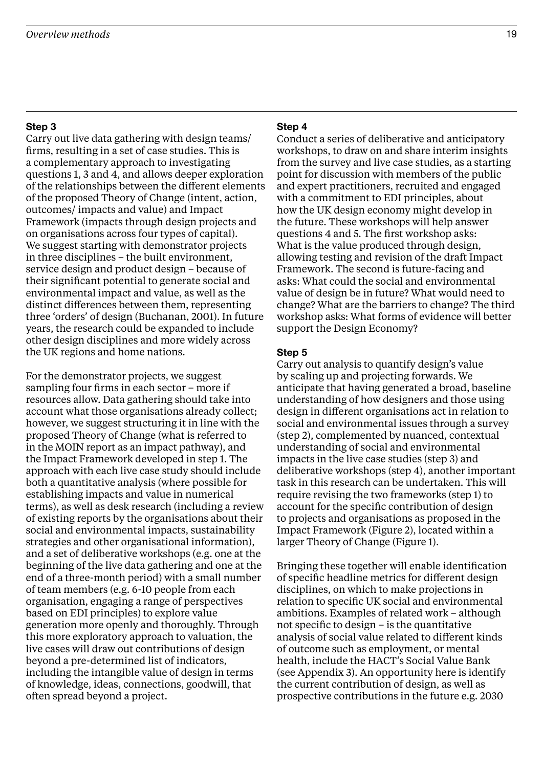### Step 3

Carry out live data gathering with design teams/ firms, resulting in a set of case studies. This is a complementary approach to investigating questions 1, 3 and 4, and allows deeper exploration of the relationships between the different elements of the proposed Theory of Change (intent, action, outcomes/ impacts and value) and Impact Framework (impacts through design projects and on organisations across four types of capital). We suggest starting with demonstrator projects in three disciplines – the built environment, service design and product design – because of their significant potential to generate social and environmental impact and value, as well as the distinct differences between them, representing three 'orders' of design (Buchanan, 2001). In future years, the research could be expanded to include other design disciplines and more widely across the UK regions and home nations.

For the demonstrator projects, we suggest sampling four firms in each sector – more if resources allow. Data gathering should take into account what those organisations already collect; however, we suggest structuring it in line with the proposed Theory of Change (what is referred to in the MOIN report as an impact pathway), and the Impact Framework developed in step 1. The approach with each live case study should include both a quantitative analysis (where possible for establishing impacts and value in numerical terms), as well as desk research (including a review of existing reports by the organisations about their social and environmental impacts, sustainability strategies and other organisational information), and a set of deliberative workshops (e.g. one at the beginning of the live data gathering and one at the end of a three-month period) with a small number of team members (e.g. 6-10 people from each organisation, engaging a range of perspectives based on EDI principles) to explore value generation more openly and thoroughly. Through this more exploratory approach to valuation, the live cases will draw out contributions of design beyond a pre-determined list of indicators, including the intangible value of design in terms of knowledge, ideas, connections, goodwill, that often spread beyond a project.

### Step 4

Conduct a series of deliberative and anticipatory workshops, to draw on and share interim insights from the survey and live case studies, as a starting point for discussion with members of the public and expert practitioners, recruited and engaged with a commitment to EDI principles, about how the UK design economy might develop in the future. These workshops will help answer questions 4 and 5. The first workshop asks: What is the value produced through design, allowing testing and revision of the draft Impact Framework. The second is future-facing and asks: What could the social and environmental value of design be in future? What would need to change? What are the barriers to change? The third workshop asks: What forms of evidence will better support the Design Economy?

### Step 5

Carry out analysis to quantify design's value by scaling up and projecting forwards. We anticipate that having generated a broad, baseline understanding of how designers and those using design in different organisations act in relation to social and environmental issues through a survey (step 2), complemented by nuanced, contextual understanding of social and environmental impacts in the live case studies (step 3) and deliberative workshops (step 4), another important task in this research can be undertaken. This will require revising the two frameworks (step 1) to account for the specific contribution of design to projects and organisations as proposed in the Impact Framework (Figure 2), located within a larger Theory of Change (Figure 1).

Bringing these together will enable identification of specific headline metrics for different design disciplines, on which to make projections in relation to specific UK social and environmental ambitions. Examples of related work – although not specific to design – is the quantitative analysis of social value related to different kinds of outcome such as employment, or mental health, include the HACT's Social Value Bank (see Appendix 3). An opportunity here is identify the current contribution of design, as well as prospective contributions in the future e.g. 2030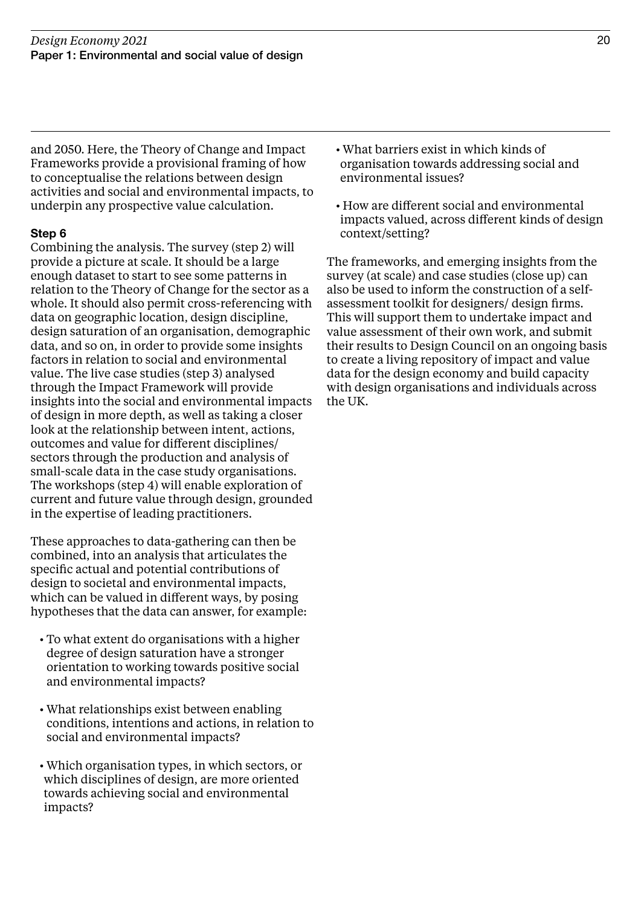and 2050. Here, the Theory of Change and Impact Frameworks provide a provisional framing of how to conceptualise the relations between design activities and social and environmental impacts, to underpin any prospective value calculation.

**Step 6**

Combining the analysis. The survey (step 2) will provide a picture at scale. It should be a large enough dataset to start to see some patterns in relation to the Theory of Change for the sector as a whole. It should also permit cross-referencing with data on geographic location, design discipline, design saturation of an organisation, demographic data, and so on, in order to provide some insights factors in relation to social and environmental value. The live case studies (step 3) analysed through the Impact Framework will provide insights into the social and environmental impacts of design in more depth, as well as taking a closer look at the relationship between intent, actions, outcomes and value for different disciplines/ sectors through the production and analysis of small-scale data in the case study organisations. The workshops (step 4) will enable exploration of current and future value through design, grounded in the expertise of leading practitioners.

These approaches to data-gathering can then be combined, into an analysis that articulates the specific actual and potential contributions of design to societal and environmental impacts, which can be valued in different ways, by posing hypotheses that the data can answer, for example:

- To what extent do organisations with a higher degree of design saturation have a stronger orientation to working towards positive social and environmental impacts?
- What relationships exist between enabling conditions, intentions and actions, in relation to social and environmental impacts?
- Which organisation types, in which sectors, or which disciplines of design, are more oriented towards achieving social and environmental impacts?
- What barriers exist in which kinds of organisation towards addressing social and environmental issues?
- How are different social and environmental impacts valued, across different kinds of design context/setting?

The frameworks, and emerging insights from the survey (at scale) and case studies (close up) can also be used to inform the construction of a self-assessment toolkit for designers/ design firms. This will support them to undertake impact and value assessment of their own work, and submit their results to Design Council on an ongoing basis to create a living repository of impact and value data for the design economy and build capacity with design organisations and individuals across the UK.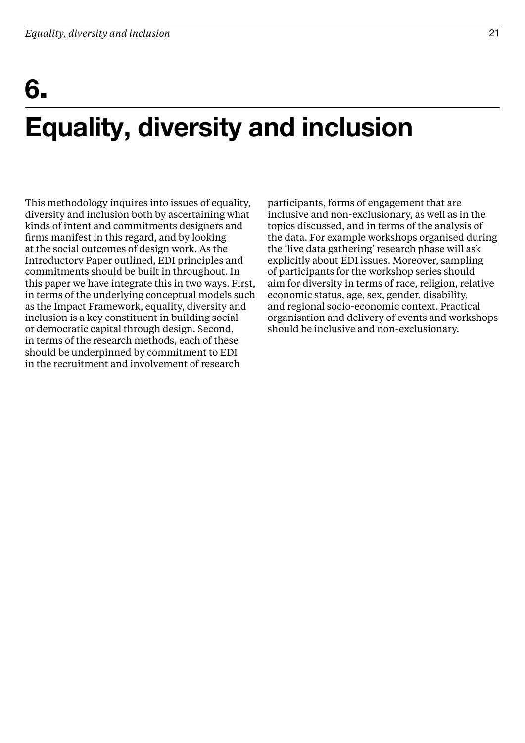# 6. Equality, diversity and inclusion

This methodology inquires into issues of equality, diversity and inclusion both by ascertaining what kinds of intent and commitments designers and firms manifest in this regard, and by looking at the social outcomes of design work. As the Introductory Paper outlined, EDI principles and commitments should be built in throughout. In this paper we have integrate this in two ways. First, in terms of the underlying conceptual models such as the Impact Framework, equality, diversity and inclusion is a key constituent in building social or democratic capital through design. Second, in terms of the research methods, each of these should be underpinned by commitment to EDI in the recruitment and involvement of research participants, forms of engagement that are inclusive and non-exclusionary, as well as in the topics discussed, and in terms of the analysis of the data. For example workshops organised during the 'live data gathering' research phase will ask explicitly about EDI issues. Moreover, sampling of participants for the workshop series should aim for diversity in terms of race, religion, relative economic status, age, sex, gender, disability, and regional socio-economic context. Practical organisation and delivery of events and workshops should be inclusive and non-exclusionary.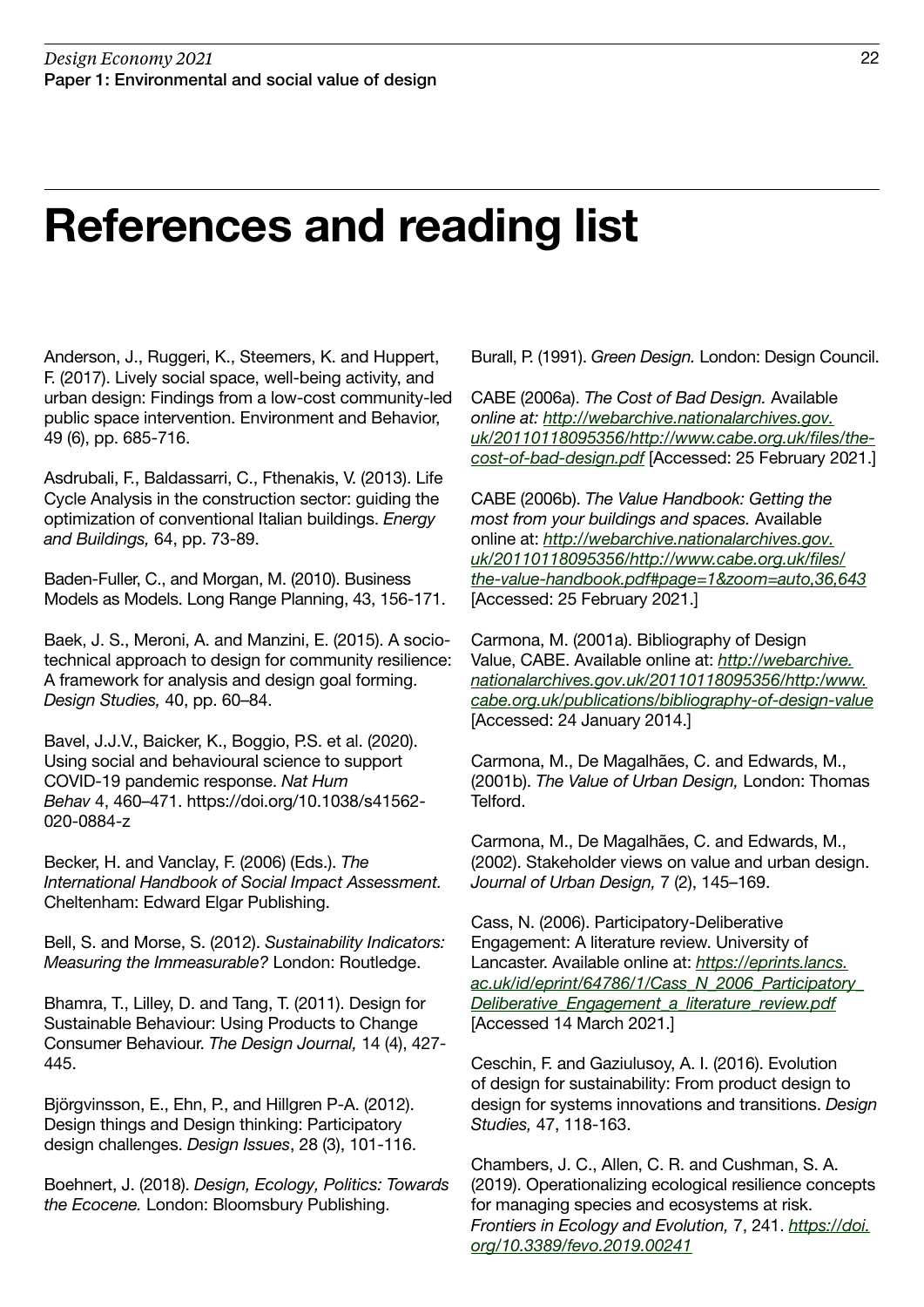# References and reading list

Anderson, J., Ruggeri, K., Steemers, K. and Huppert, F. (2017). Lively social space, well-being activity, and urban design: Findings from a low-cost community-led public space intervention. Environment and Behavior, 49 (6), pp. 685-716.

Asdrubali, F., Baldassarri, C., Fthenakis, V. (2013). Life Cycle Analysis in the construction sector: guiding the optimization of conventional Italian buildings. *Energy and Buildings,* 64, pp. 73-89.

Baden-Fuller, C., and Morgan, M. (2010). Business Models as Models. Long Range Planning, 43, 156-171.

Baek, J. S., Meroni, A. and Manzini, E. (2015). A socio-technical approach to design for community resilience: A framework for analysis and design goal forming. *Design Studies,* 40, pp. 60–84.

Bavel, J.J.V., Baicker, K., Boggio, P.S. et al. (2020). Using social and behavioural science to support COVID-19 pandemic response. *Nat Hum Behav* 4, 460–471. https://doi.org/10.1038/s41562-020-0884-z

Becker, H. and Vanclay, F. (2006) (Eds.). *The International Handbook of Social Impact Assessment.* Cheltenham: Edward Elgar Publishing.

Bell, S. and Morse, S. (2012). *Sustainability Indicators: Measuring the Immeasurable?* London: Routledge.

Bhamra, T., Lilley, D. and Tang, T. (2011). Design for Sustainable Behaviour: Using Products to Change Consumer Behaviour. *The Design Journal,* 14 (4), 427-445.

Björgvinsson, E., Ehn, P., and Hillgren P-A. (2012). Design things and Design thinking: Participatory design challenges. *Design Issues*, 28 (3), 101-116.

Boehnert, J. (2018). *Design, Ecology, Politics: Towards the Ecocene.* London: Bloomsbury Publishing.

Burall, P. (1991). *Green Design.* London: Design Council.

CABE (2006a). *The Cost of Bad Design.* Available *online at: [http://webarchive.nationalarchives.gov.uk/20110118095356/http://www.cabe.org.uk/files/the-cost-of-bad-design.pdf](http://webarchive.nationalarchives.gov.uk/20110118095356/http://www.cabe.org.uk/files/the-cost-of-bad-design.pdf)* [Accessed: 25 February 2021.]

CABE (2006b). *The Value Handbook: Getting the most from your buildings and spaces.* Available online at: *[http://webarchive.nationalarchives.gov.uk/20110118095356/http://www.cabe.org.uk/files/the-value-handbook.pdf#page=1&zoom=auto,36,643](http://webarchive.nationalarchives.gov.uk/20110118095356/http://www.cabe.org.uk/files/the-value-handbook.pdf#page=1&zoom=auto,36,643)* [Accessed: 25 February 2021.]

Carmona, M. (2001a). Bibliography of Design Value, CABE. Available online at: *[http://webarchive.nationalarchives.gov.uk/20110118095356/http:/www.cabe.org.uk/publications/bibliography-of-design-value](http://webarchive.nationalarchives.gov.uk/20110118095356/http:/www.cabe.org.uk/publications/bibliography-of-design-value)* [Accessed: 24 January 2014.]

Carmona, M., De Magalhães, C. and Edwards, M., (2001b). *The Value of Urban Design,* London: Thomas Telford.

Carmona, M., De Magalhães, C. and Edwards, M., (2002). Stakeholder views on value and urban design. *Journal of Urban Design,* 7 (2), 145–169.

Cass, N. (2006). Participatory-Deliberative Engagement: A literature review. University of Lancaster. Available online at: *[https://eprints.lancs.ac.uk/id/eprint/64786/1/Cass_N_2006_Participatory_Deliberative_Engagement_a_literature_review.pdf](https://eprints.lancs.ac.uk/id/eprint/64786/1/Cass_N_2006_Participatory_Deliberative_Engagement_a_literature_review.pdf)* [Accessed 14 March 2021.]

Ceschin, F. and Gaziulusoy, A. I. (2016). Evolution of design for sustainability: From product design to design for systems innovations and transitions. *Design Studies,* 47, 118-163.

Chambers, J. C., Allen, C. R. and Cushman, S. A. (2019). Operationalizing ecological resilience concepts for managing species and ecosystems at risk. *Frontiers in Ecology and Evolution,* 7, 241. *[https://doi.org/10.3389/fevo.2019.00241](https://doi.org/10.3389/fevo.2019.00241)*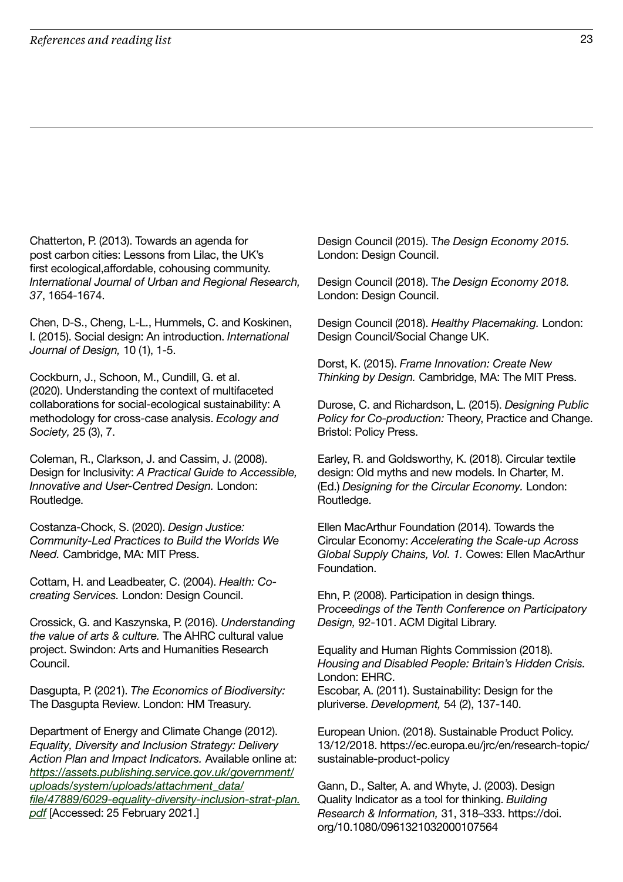Chatterton, P. (2013). Towards an agenda for post carbon cities: Lessons from Lilac, the UK's first ecological,affordable, cohousing community. *International Journal of Urban and Regional Research, 37*, 1654-1674.

Chen, D-S., Cheng, L-L., Hummels, C. and Koskinen, I. (2015). Social design: An introduction. *International Journal of Design,* 10 (1), 1-5.

Cockburn, J., Schoon, M., Cundill, G. et al. (2020). Understanding the context of multifaceted collaborations for social-ecological sustainability: A methodology for cross-case analysis. *Ecology and Society,* 25 (3), 7.

Coleman, R., Clarkson, J. and Cassim, J. (2008). Design for Inclusivity: *A Practical Guide to Accessible, Innovative and User-Centred Design.* London: Routledge.

Costanza-Chock, S. (2020). *Design Justice: Community-Led Practices to Build the Worlds We Need.* Cambridge, MA: MIT Press.

Cottam, H. and Leadbeater, C. (2004). *Health: Co-creating Services.* London: Design Council.

Crossick, G. and Kaszynska, P. (2016). *Understanding the value of arts & culture.* The AHRC cultural value project. Swindon: Arts and Humanities Research Council.

Dasgupta, P. (2021). *The Economics of Biodiversity:* The Dasgupta Review. London: HM Treasury.

Department of Energy and Climate Change (2012). *Equality, Diversity and Inclusion Strategy: Delivery Action Plan and Impact Indicators.* Available online at: [https://assets.publishing.service.gov.uk/government/uploads/system/uploads/attachment_data/file/47889/6029-equality-diversity-inclusion-strat-plan.pdf](https://assets.publishing.service.gov.uk/government/uploads/system/uploads/attachment_data/file/47889/6029-equality-diversity-inclusion-strat-plan.pdf) [Accessed: 25 February 2021.]

Design Council (2015). T*he Design Economy 2015.* London: Design Council.

Design Council (2018). T*he Design Economy 2018.* London: Design Council.

Design Council (2018). *Healthy Placemaking.* London: Design Council/Social Change UK.

Dorst, K. (2015). *Frame Innovation: Create New Thinking by Design.* Cambridge, MA: The MIT Press.

Durose, C. and Richardson, L. (2015). *Designing Public Policy for Co-production:* Theory, Practice and Change. Bristol: Policy Press.

Earley, R. and Goldsworthy, K. (2018). Circular textile design: Old myths and new models. In Charter, M. (Ed.) *Designing for the Circular Economy.* London: Routledge.

Ellen MacArthur Foundation (2014). Towards the Circular Economy: *Accelerating the Scale-up Across Global Supply Chains, Vol. 1.* Cowes: Ellen MacArthur Foundation.

Ehn, P. (2008). Participation in design things. P*roceedings of the Tenth Conference on Participatory Design,* 92-101. ACM Digital Library.

Equality and Human Rights Commission (2018). *Housing and Disabled People: Britain's Hidden Crisis.* London: EHRC.

Escobar, A. (2011). Sustainability: Design for the pluriverse. *Development,* 54 (2), 137-140.

European Union. (2018). Sustainable Product Policy. 13/12/2018. https://ec.europa.eu/jrc/en/research-topic/sustainable-product-policy

Gann, D., Salter, A. and Whyte, J. (2003). Design Quality Indicator as a tool for thinking. *Building Research & Information,* 31, 318–333. https://doi.org/10.1080/0961321032000107564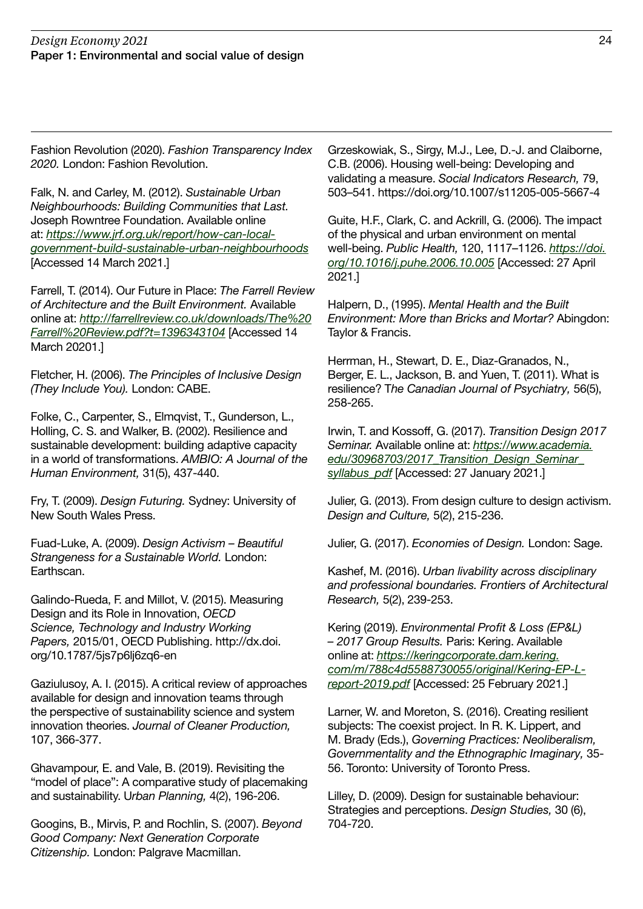Fashion Revolution (2020). *Fashion Transparency Index 2020.* London: Fashion Revolution.

Falk, N. and Carley, M. (2012). *Sustainable Urban Neighbourhoods: Building Communities that Last.* Joseph Rowntree Foundation. Available online at: [https://www.jrf.org.uk/report/how-can-local-government-build-sustainable-urban-neighbourhoods](https://www.jrf.org.uk/report/how-can-local-government-build-sustainable-urban-neighbourhoods) [Accessed 14 March 2021.]

Farrell, T. (2014). Our Future in Place: *The Farrell Review of Architecture and the Built Environment.* Available online at: [http://farrellreview.co.uk/downloads/The%20Farrell%20Review.pdf?t=1396343104](http://farrellreview.co.uk/downloads/The%20Farrell%20Review.pdf?t=1396343104) [Accessed 14 March 20201.]

Fletcher, H. (2006). *The Principles of Inclusive Design (They Include You).* London: CABE.

Folke, C., Carpenter, S., Elmqvist, T., Gunderson, L., Holling, C. S. and Walker, B. (2002). Resilience and sustainable development: building adaptive capacity in a world of transformations. *AMBIO: A Journal of the Human Environment,* 31(5), 437-440.

Fry, T. (2009). *Design Futuring.* Sydney: University of New South Wales Press.

Fuad-Luke, A. (2009). *Design Activism – Beautiful Strangeness for a Sustainable World.* London: Earthscan.

Galindo-Rueda, F. and Millot, V. (2015). Measuring Design and its Role in Innovation, *OECD Science, Technology and Industry Working Papers,* 2015/01, OECD Publishing. http://dx.doi.org/10.1787/5js7p6lj6zq6-en

Gaziulusoy, A. I. (2015). A critical review of approaches available for design and innovation teams through the perspective of sustainability science and system innovation theories. *Journal of Cleaner Production,* 107, 366-377.

Ghavampour, E. and Vale, B. (2019). Revisiting the "model of place": A comparative study of placemaking and sustainability. *Urban Planning,* 4(2), 196-206.

Googins, B., Mirvis, P. and Rochlin, S. (2007). *Beyond Good Company: Next Generation Corporate Citizenship.* London: Palgrave Macmillan.

Grzeskowiak, S., Sirgy, M.J., Lee, D.-J. and Claiborne, C.B. (2006). Housing well-being: Developing and validating a measure. *Social Indicators Research,* 79, 503–541. https://doi.org/10.1007/s11205-005-5667-4

Guite, H.F., Clark, C. and Ackrill, G. (2006). The impact of the physical and urban environment on mental well-being. *Public Health,* 120, 1117–1126. [https://doi.org/10.1016/j.puhe.2006.10.005](https://doi.org/10.1016/j.puhe.2006.10.005) [Accessed: 27 April 2021.]

Halpern, D., (1995). *Mental Health and the Built Environment: More than Bricks and Mortar?* Abingdon: Taylor & Francis.

Herrman, H., Stewart, D. E., Diaz-Granados, N., Berger, E. L., Jackson, B. and Yuen, T. (2011). What is resilience? *The Canadian Journal of Psychiatry,* 56(5), 258-265.

Irwin, T. and Kossoff, G. (2017). *Transition Design 2017 Seminar.* Available online at: [https://www.academia.edu/30968703/2017_Transition_Design_Seminar_syllabus_pdf](https://www.academia.edu/30968703/2017_Transition_Design_Seminar_syllabus_pdf) [Accessed: 27 January 2021.]

Julier, G. (2013). From design culture to design activism. *Design and Culture,* 5(2), 215-236.

Julier, G. (2017). *Economies of Design.* London: Sage.

Kashef, M. (2016). *Urban livability across disciplinary and professional boundaries. Frontiers of Architectural Research,* 5(2), 239-253.

Kering (2019). *Environmental Profit & Loss (EP&L) – 2017 Group Results.* Paris: Kering. Available online at: [https://keringcorporate.dam.kering.com/m/788c4d5588730055/original/Kering-EP-L-report-2019.pdf](https://keringcorporate.dam.kering.com/m/788c4d5588730055/original/Kering-EP-L-report-2019.pdf) [Accessed: 25 February 2021.]

Larner, W. and Moreton, S. (2016). Creating resilient subjects: The coexist project. In R. K. Lippert, and M. Brady (Eds.), *Governing Practices: Neoliberalism, Governmentality and the Ethnographic Imaginary,* 35-56. Toronto: University of Toronto Press.

Lilley, D. (2009). Design for sustainable behaviour: Strategies and perceptions. *Design Studies,* 30 (6), 704-720.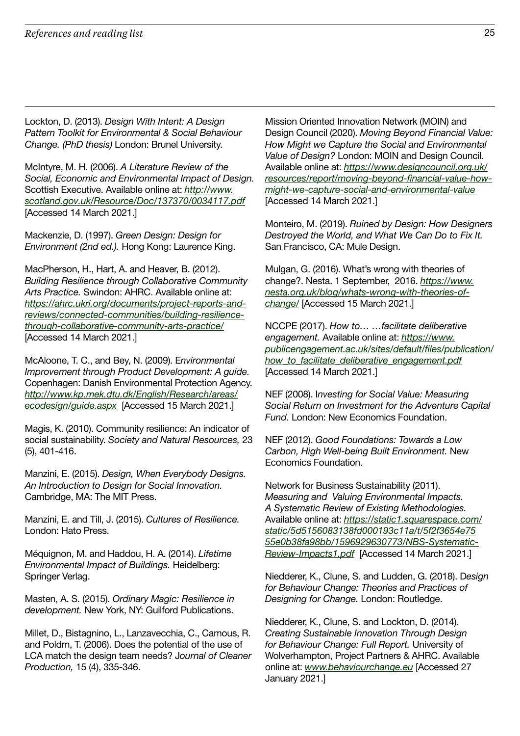Lockton, D. (2013). *Design With Intent: A Design Pattern Toolkit for Environmental & Social Behaviour Change. (PhD thesis)* London: Brunel University.

McIntyre, M. H. (2006). *A Literature Review of the Social, Economic and Environmental Impact of Design.* Scottish Executive. Available online at: *http://www.scotland.gov.uk/Resource/Doc/137370/0034117.pdf* [Accessed 14 March 2021.]

Mackenzie, D. (1997). *Green Design: Design for Environment (2nd ed.).* Hong Kong: Laurence King.

MacPherson, H., Hart, A. and Heaver, B. (2012). *Building Resilience through Collaborative Community Arts Practice.* Swindon: AHRC. Available online at: *https://ahrc.ukri.org/documents/project-reports-and-reviews/connected-communities/building-resilience-through-collaborative-community-arts-practice/* [Accessed 14 March 2021.]

McAloone, T. C., and Bey, N. (2009). *Environmental Improvement through Product Development: A guide.* Copenhagen: Danish Environmental Protection Agency. *http://www.kp.mek.dtu.dk/English/Research/areas/ecodesign/guide.aspx* [Accessed 15 March 2021.]

Magis, K. (2010). Community resilience: An indicator of social sustainability. *Society and Natural Resources,* 23 (5), 401-416.

Manzini, E. (2015). *Design, When Everybody Designs. An Introduction to Design for Social Innovation.* Cambridge, MA: The MIT Press.

Manzini, E. and Till, J. (2015). *Cultures of Resilience.* London: Hato Press.

Méquignon, M. and Haddou, H. A. (2014). *Lifetime Environmental Impact of Buildings.* Heidelberg: Springer Verlag.

Masten, A. S. (2015). *Ordinary Magic: Resilience in development.* New York, NY: Guilford Publications.

Millet, D., Bistagnino, L., Lanzavecchia, C., Camous, R. and Poldm, T. (2006). Does the potential of the use of LCA match the design team needs? *Journal of Cleaner Production,* 15 (4), 335-346.

Mission Oriented Innovation Network (MOIN) and Design Council (2020). *Moving Beyond Financial Value: How Might we Capture the Social and Environmental Value of Design?* London: MOIN and Design Council. Available online at: *https://www.designcouncil.org.uk/resources/report/moving-beyond-financial-value-how-might-we-capture-social-and-environmental-value* [Accessed 14 March 2021.]

Monteiro, M. (2019). *Ruined by Design: How Designers Destroyed the World, and What We Can Do to Fix It.* San Francisco, CA: Mule Design.

Mulgan, G. (2016). What's wrong with theories of change?. Nesta. 1 September, 2016. *https://www.nesta.org.uk/blog/whats-wrong-with-theories-of-change/* [Accessed 15 March 2021.]

NCCPE (2017). *How to… …facilitate deliberative engagement.* Available online at: *https://www.publicengagement.ac.uk/sites/default/files/publication/how_to_facilitate_deliberative_engagement.pdf* [Accessed 14 March 2021.]

NEF (2008). *Investing for Social Value: Measuring Social Return on Investment for the Adventure Capital Fund.* London: New Economics Foundation.

NEF (2012). *Good Foundations: Towards a Low Carbon, High Well-being Built Environment.* New Economics Foundation.

Network for Business Sustainability (2011). *Measuring and Valuing Environmental Impacts. A Systematic Review of Existing Methodologies.* Available online at: *https://static1.squarespace.com/static/5d5156083138fd000193c11a/t/5f2f3654e7555e0b38fa98bb/1596929630773/NBS-Systematic-Review-Impacts1.pdf* [Accessed 14 March 2021.]

Niedderer, K., Clune, S. and Ludden, G. (2018). *Design for Behaviour Change: Theories and Practices of Designing for Change.* London: Routledge.

Niedderer, K., Clune, S. and Lockton, D. (2014). *Creating Sustainable Innovation Through Design for Behaviour Change: Full Report.* University of Wolverhampton, Project Partners & AHRC. Available online at: *www.behaviourchange.eu* [Accessed 27 January 2021.]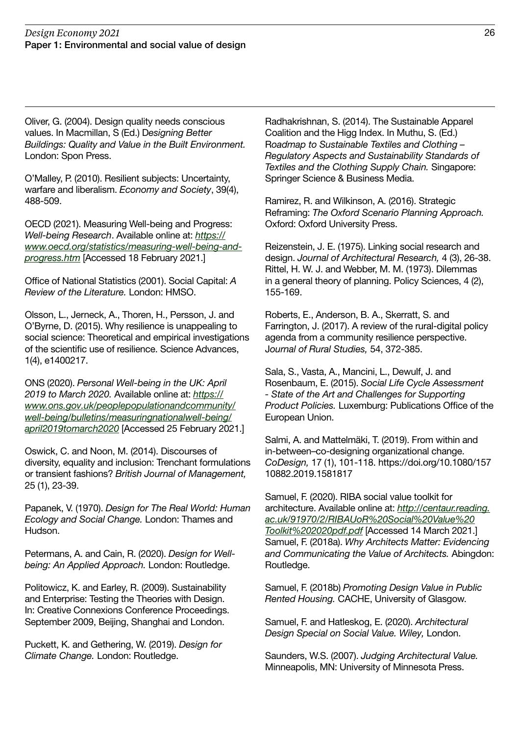Oliver, G. (2004). Design quality needs conscious values. In Macmillan, S (Ed.) D*esigning Better Buildings: Quality and Value in the Built Environment.* London: Spon Press.

O'Malley, P. (2010). Resilient subjects: Uncertainty, warfare and liberalism. *Economy and Society*, 39(4), 488-509.

OECD (2021). Measuring Well-being and Progress: *Well-being Research*. Available online at: [*https://www.oecd.org/statistics/measuring-well-being-and-progress.htm*](https://www.oecd.org/statistics/measuring-well-being-and-progress.htm) [Accessed 18 February 2021.]

Office of National Statistics (2001). Social Capital: *A Review of the Literature.* London: HMSO.

Olsson, L., Jerneck, A., Thoren, H., Persson, J. and O'Byrne, D. (2015). Why resilience is unappealing to social science: Theoretical and empirical investigations of the scientific use of resilience. Science Advances, 1(4), e1400217.

ONS (2020). *Personal Well-being in the UK: April 2019 to March 2020.* Available online at: [*https://www.ons.gov.uk/peoplepopulationandcommunity/well-being/bulletins/measuringnationalwell-being/april2019tomarch2020*](https://www.ons.gov.uk/peoplepopulationandcommunity/well-being/bulletins/measuringnationalwell-being/april2019tomarch2020) [Accessed 25 February 2021.]

Oswick, C. and Noon, M. (2014). Discourses of diversity, equality and inclusion: Trenchant formulations or transient fashions? *British Journal of Management,* 25 (1), 23-39.

Papanek, V. (1970). *Design for The Real World: Human Ecology and Social Change.* London: Thames and Hudson.

Petermans, A. and Cain, R. (2020). *Design for Well-being: An Applied Approach.* London: Routledge.

Politowicz, K. and Earley, R. (2009). Sustainability and Enterprise: Testing the Theories with Design. In: Creative Connexions Conference Proceedings. September 2009, Beijing, Shanghai and London.

Puckett, K. and Gethering, W. (2019). *Design for Climate Change.* London: Routledge.

Radhakrishnan, S. (2014). The Sustainable Apparel Coalition and the Higg Index. In Muthu, S. (Ed.) R*oadmap to Sustainable Textiles and Clothing – Regulatory Aspects and Sustainability Standards of Textiles and the Clothing Supply Chain.* Singapore: Springer Science & Business Media.

Ramirez, R. and Wilkinson, A. (2016). Strategic Reframing: *The Oxford Scenario Planning Approach.* Oxford: Oxford University Press.

Reizenstein, J. E. (1975). Linking social research and design. *Journal of Architectural Research,* 4 (3), 26-38.
Rittel, H. W. J. and Webber, M. M. (1973). Dilemmas in a general theory of planning. Policy Sciences, 4 (2), 155-169.

Roberts, E., Anderson, B. A., Skerratt, S. and Farrington, J. (2017). A review of the rural-digital policy agenda from a community resilience perspective. J*ournal of Rural Studies,* 54, 372-385.

Sala, S., Vasta, A., Mancini, L., Dewulf, J. and Rosenbaum, E. (2015). *Social Life Cycle Assessment - State of the Art and Challenges for Supporting Product Policies.* Luxemburg: Publications Office of the European Union.

Salmi, A. and Mattelmäki, T. (2019). From within and in-between–co-designing organizational change. *CoDesign,* 17 (1), 101-118. https://doi.org/10.1080/15710882.2019.1581817

Samuel, F. (2020). RIBA social value toolkit for architecture. Available online at: [*http://centaur.reading.ac.uk/91970/2/RIBAUoR%20Social%20Value%20Toolkit%202020pdf.pdf*](http://centaur.reading.ac.uk/91970/2/RIBAUoR%20Social%20Value%20Toolkit%202020pdf.pdf) [Accessed 14 March 2021.]
Samuel, F. (2018a). *Why Architects Matter: Evidencing and Communicating the Value of Architects.* Abingdon: Routledge.

Samuel, F. (2018b) *Promoting Design Value in Public Rented Housing.* CACHE, University of Glasgow.

Samuel, F. and Hatleskog, E. (2020). *Architectural Design Special on Social Value. Wiley,* London.

Saunders, W.S. (2007). *Judging Architectural Value.* Minneapolis, MN: University of Minnesota Press.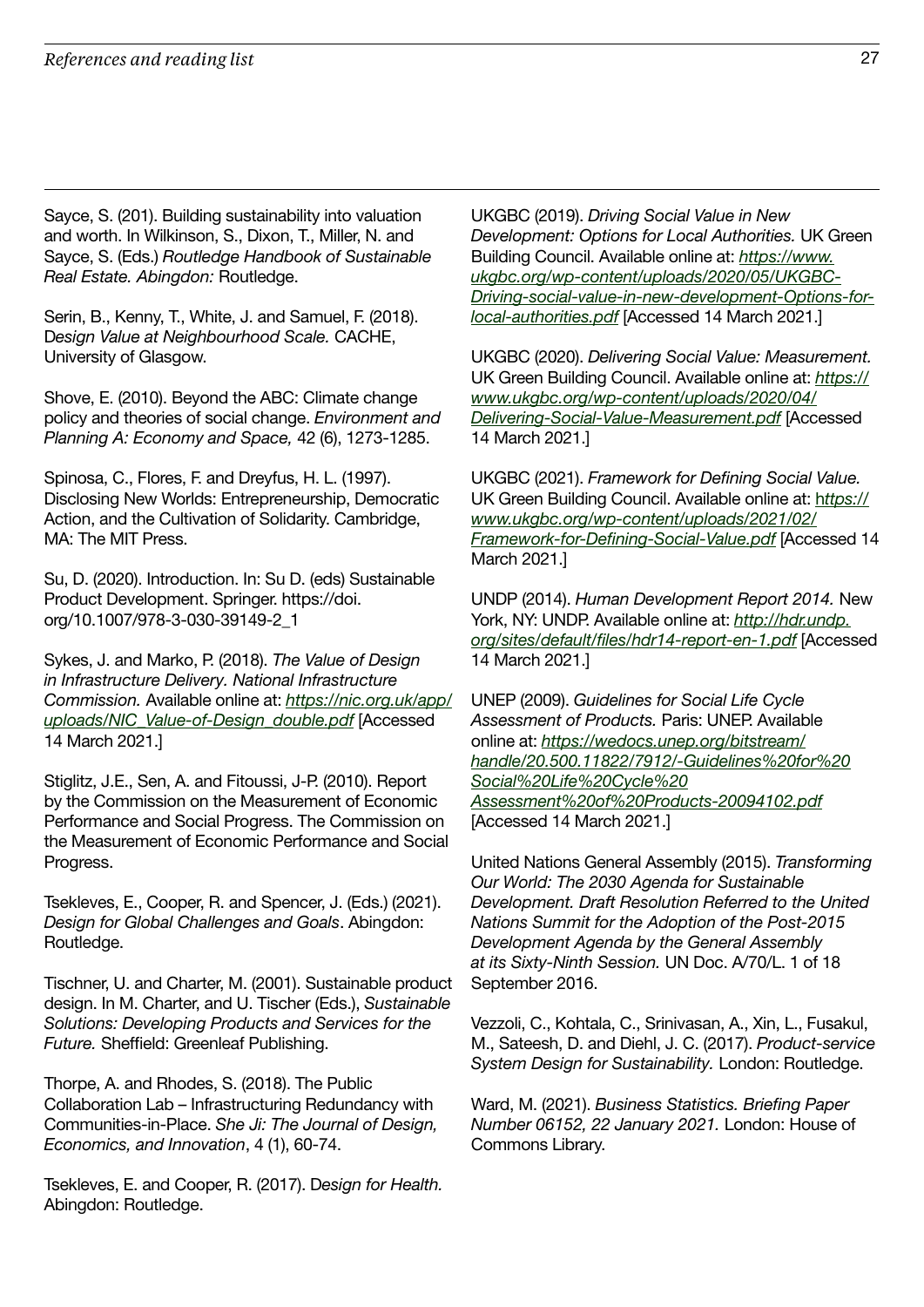Sayce, S. (201). Building sustainability into valuation and worth. In Wilkinson, S., Dixon, T., Miller, N. and Sayce, S. (Eds.) *Routledge Handbook of Sustainable Real Estate. Abingdon:* Routledge.

Serin, B., Kenny, T., White, J. and Samuel, F. (2018). D*esign Value at Neighbourhood Scale.* CACHE, University of Glasgow.

Shove, E. (2010). Beyond the ABC: Climate change policy and theories of social change. *Environment and Planning A: Economy and Space,* 42 (6), 1273-1285.

Spinosa, C., Flores, F. and Dreyfus, H. L. (1997). Disclosing New Worlds: Entrepreneurship, Democratic Action, and the Cultivation of Solidarity. Cambridge, MA: The MIT Press.

Su, D. (2020). Introduction. In: Su D. (eds) Sustainable Product Development. Springer. https://doi.org/10.1007/978-3-030-39149-2_1

Sykes, J. and Marko, P. (2018). *The Value of Design in Infrastructure Delivery. National Infrastructure Commission.* Available online at: *https://nic.org.uk/app/uploads/NIC_Value-of-Design_double.pdf* [Accessed 14 March 2021.]

Stiglitz, J.E., Sen, A. and Fitoussi, J-P. (2010). Report by the Commission on the Measurement of Economic Performance and Social Progress. The Commission on the Measurement of Economic Performance and Social Progress.

Tsekleves, E., Cooper, R. and Spencer, J. (Eds.) (2021). *Design for Global Challenges and Goals*. Abingdon: Routledge.

Tischner, U. and Charter, M. (2001). Sustainable product design. In M. Charter, and U. Tischer (Eds.), *Sustainable Solutions: Developing Products and Services for the Future.* Sheffield: Greenleaf Publishing.

Thorpe, A. and Rhodes, S. (2018). The Public Collaboration Lab – Infrastructuring Redundancy with Communities-in-Place. *She Ji: The Journal of Design, Economics, and Innovation*, 4 (1), 60-74.

Tsekleves, E. and Cooper, R. (2017). D*esign for Health.* Abingdon: Routledge.

UKGBC (2019). *Driving Social Value in New Development: Options for Local Authorities.* UK Green Building Council. Available online at: *https://www.ukgbc.org/wp-content/uploads/2020/05/UKGBC-Driving-social-value-in-new-development-Options-for-local-authorities.pdf* [Accessed 14 March 2021.]

UKGBC (2020). *Delivering Social Value: Measurement.* UK Green Building Council. Available online at: *https://www.ukgbc.org/wp-content/uploads/2020/04/Delivering-Social-Value-Measurement.pdf* [Accessed 14 March 2021.]

UKGBC (2021). *Framework for Defining Social Value.* UK Green Building Council. Available online at: *https://www.ukgbc.org/wp-content/uploads/2021/02/Framework-for-Defining-Social-Value.pdf* [Accessed 14 March 2021.]

UNDP (2014). *Human Development Report 2014.* New York, NY: UNDP. Available online at: *http://hdr.undp.org/sites/default/files/hdr14-report-en-1.pdf* [Accessed 14 March 2021.]

UNEP (2009). *Guidelines for Social Life Cycle Assessment of Products.* Paris: UNEP. Available online at: *https://wedocs.unep.org/bitstream/handle/20.500.11822/7912/-Guidelines%20for%20Social%20Life%20Cycle%20Assessment%20of%20Products-20094102.pdf* [Accessed 14 March 2021.]

United Nations General Assembly (2015). *Transforming Our World: The 2030 Agenda for Sustainable Development. Draft Resolution Referred to the United Nations Summit for the Adoption of the Post-2015 Development Agenda by the General Assembly at its Sixty-Ninth Session.* UN Doc. A/70/L. 1 of 18 September 2016.

Vezzoli, C., Kohtala, C., Srinivasan, A., Xin, L., Fusakul, M., Sateesh, D. and Diehl, J. C. (2017). *Product-service System Design for Sustainability.* London: Routledge.

Ward, M. (2021). *Business Statistics. Briefing Paper Number 06152, 22 January 2021.* London: House of Commons Library.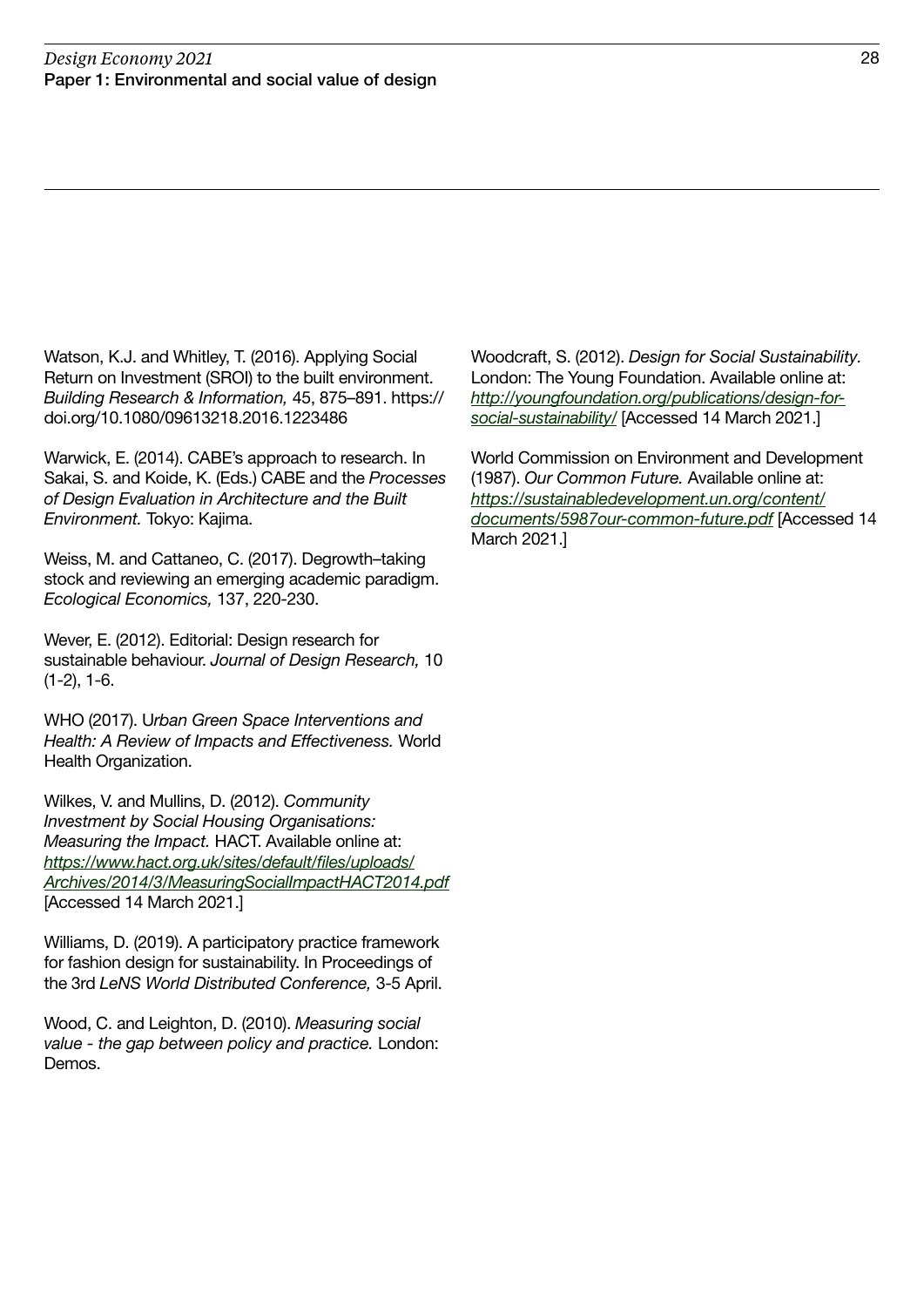Watson, K.J. and Whitley, T. (2016). Applying Social Return on Investment (SROI) to the built environment. *Building Research & Information,* 45, 875–891. https://doi.org/10.1080/09613218.2016.1223486

Warwick, E. (2014). CABE's approach to research. In Sakai, S. and Koide, K. (Eds.) CABE and the *Processes of Design Evaluation in Architecture and the Built Environment.* Tokyo: Kajima.

Weiss, M. and Cattaneo, C. (2017). Degrowth–taking stock and reviewing an emerging academic paradigm. *Ecological Economics,* 137, 220-230.

Wever, E. (2012). Editorial: Design research for sustainable behaviour. *Journal of Design Research,* 10 (1-2), 1-6.

WHO (2017). U*rban Green Space Interventions and Health: A Review of Impacts and Effectiveness.* World Health Organization.

Wilkes, V. and Mullins, D. (2012). *Community Investment by Social Housing Organisations: Measuring the Impact.* HACT. Available online at: [*https://www.hact.org.uk/sites/default/files/uploads/Archives/2014/3/MeasuringSocialImpactHACT2014.pdf*](https://www.hact.org.uk/sites/default/files/uploads/Archives/2014/3/MeasuringSocialImpactHACT2014.pdf) [Accessed 14 March 2021.]

Williams, D. (2019). A participatory practice framework for fashion design for sustainability. In Proceedings of the 3rd *LeNS World Distributed Conference,* 3-5 April.

Wood, C. and Leighton, D. (2010). *Measuring social value - the gap between policy and practice.* London: Demos.

Woodcraft, S. (2012). *Design for Social Sustainability.* London: The Young Foundation. Available online at: [*http://youngfoundation.org/publications/design-for-social-sustainability/*](http://youngfoundation.org/publications/design-for-social-sustainability/) [Accessed 14 March 2021.]

World Commission on Environment and Development (1987). *Our Common Future.* Available online at: [*https://sustainabledevelopment.un.org/content/documents/5987our-common-future.pdf*](https://sustainabledevelopment.un.org/content/documents/5987our-common-future.pdf) [Accessed 14 March 2021.]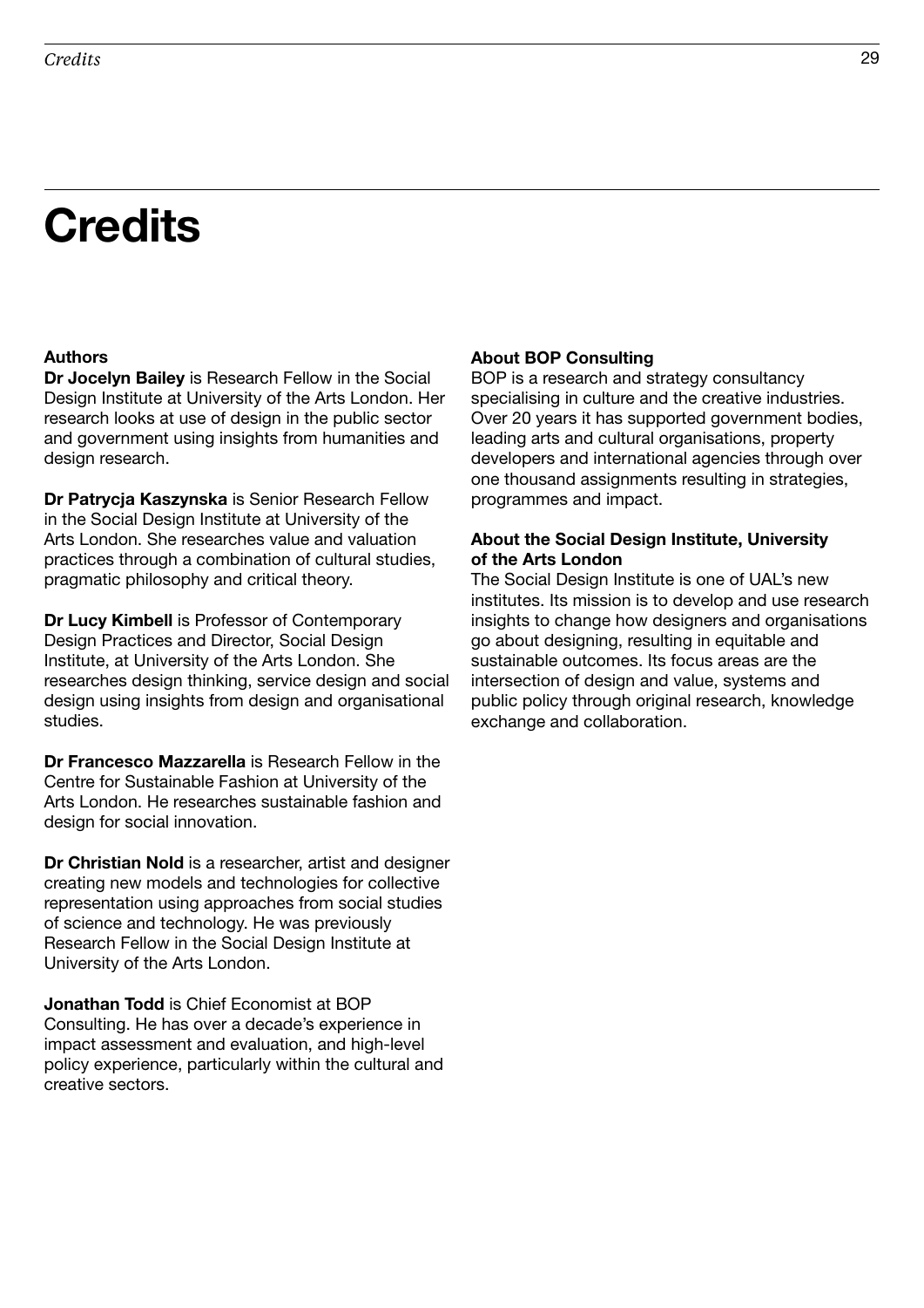# Credits

### Authors

**Dr Jocelyn Bailey** is Research Fellow in the Social Design Institute at University of the Arts London. Her research looks at use of design in the public sector and government using insights from humanities and design research.

**Dr Patrycja Kaszynska** is Senior Research Fellow in the Social Design Institute at University of the Arts London. She researches value and valuation practices through a combination of cultural studies, pragmatic philosophy and critical theory.

**Dr Lucy Kimbell** is Professor of Contemporary Design Practices and Director, Social Design Institute, at University of the Arts London. She researches design thinking, service design and social design using insights from design and organisational studies.

**Dr Francesco Mazzarella** is Research Fellow in the Centre for Sustainable Fashion at University of the Arts London. He researches sustainable fashion and design for social innovation.

**Dr Christian Nold** is a researcher, artist and designer creating new models and technologies for collective representation using approaches from social studies of science and technology. He was previously Research Fellow in the Social Design Institute at University of the Arts London.

**Jonathan Todd** is Chief Economist at BOP Consulting. He has over a decade's experience in impact assessment and evaluation, and high-level policy experience, particularly within the cultural and creative sectors.

### About BOP Consulting

BOP is a research and strategy consultancy specialising in culture and the creative industries. Over 20 years it has supported government bodies, leading arts and cultural organisations, property developers and international agencies through over one thousand assignments resulting in strategies, programmes and impact.

### About the Social Design Institute, University of the Arts London

The Social Design Institute is one of UAL's new institutes. Its mission is to develop and use research insights to change how designers and organisations go about designing, resulting in equitable and sustainable outcomes. Its focus areas are the intersection of design and value, systems and public policy through original research, knowledge exchange and collaboration.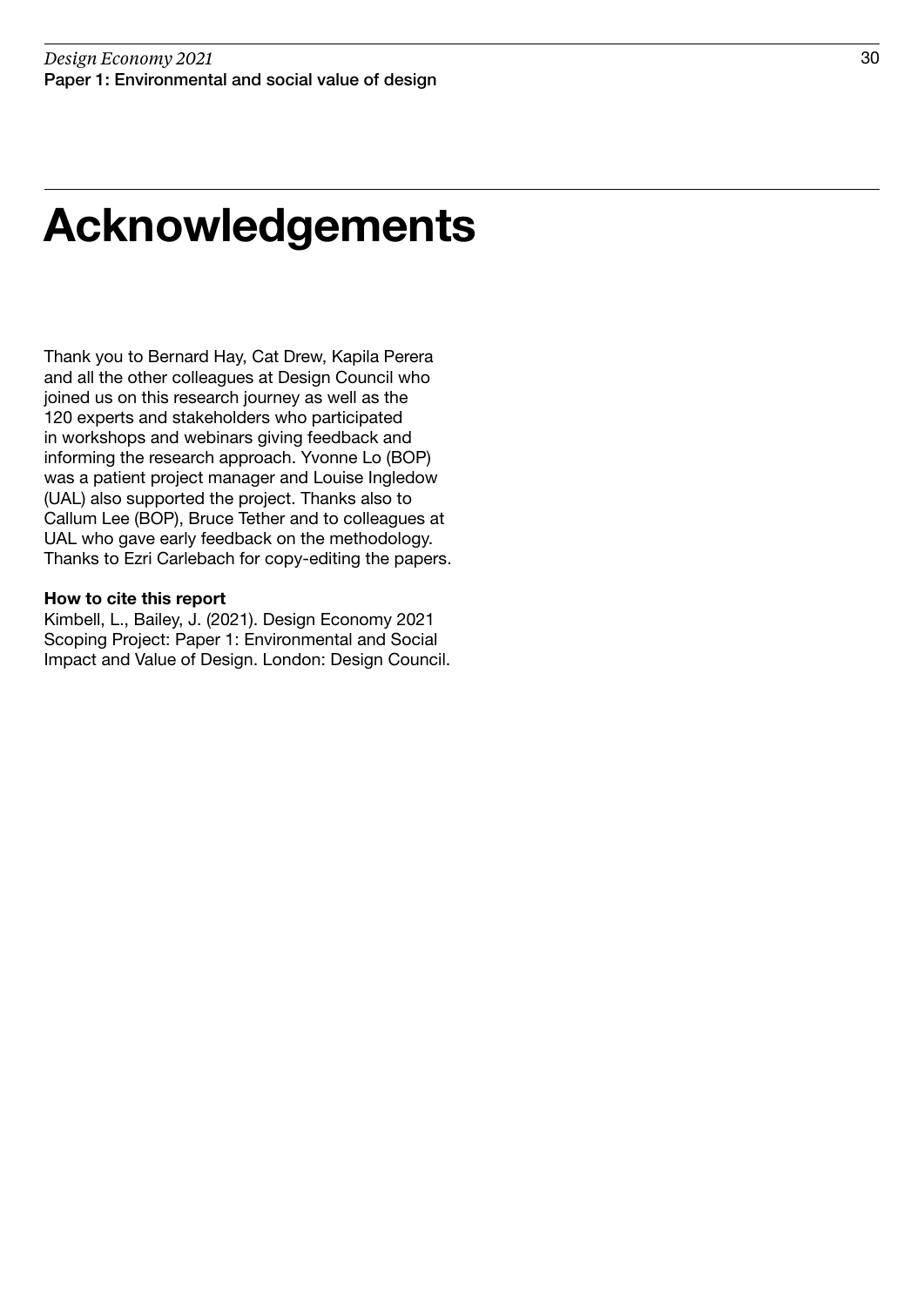# Acknowledgements

Thank you to Bernard Hay, Cat Drew, Kapila Perera and all the other colleagues at Design Council who joined us on this research journey as well as the 120 experts and stakeholders who participated in workshops and webinars giving feedback and informing the research approach. Yvonne Lo (BOP) was a patient project manager and Louise Ingledow (UAL) also supported the project. Thanks also to Callum Lee (BOP), Bruce Tether and to colleagues at UAL who gave early feedback on the methodology. Thanks to Ezri Carlebach for copy-editing the papers.

**How to cite this report**
Kimbell, L., Bailey, J. (2021). Design Economy 2021 Scoping Project: Paper 1: Environmental and Social Impact and Value of Design. London: Design Council.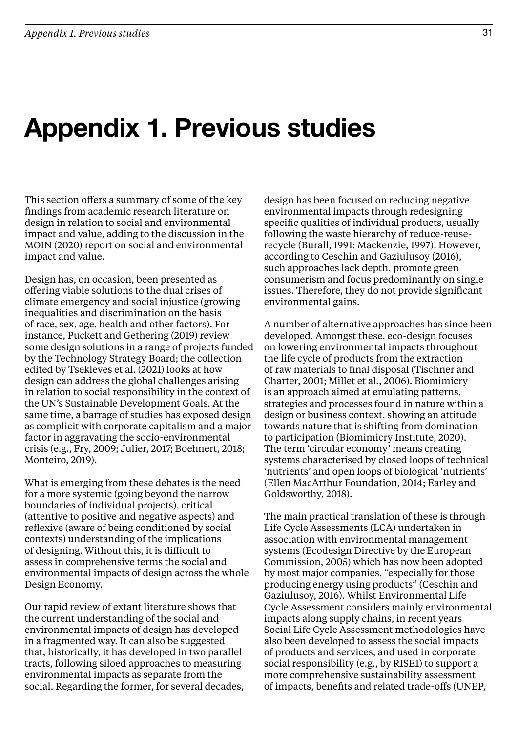# Appendix 1. Previous studies

This section offers a summary of some of the key findings from academic research literature on design in relation to social and environmental impact and value, adding to the discussion in the MOIN (2020) report on social and environmental impact and value.

Design has, on occasion, been presented as offering viable solutions to the dual crises of climate emergency and social injustice (growing inequalities and discrimination on the basis of race, sex, age, health and other factors). For instance, Puckett and Gethering (2019) review some design solutions in a range of projects funded by the Technology Strategy Board; the collection edited by Tsekleves et al. (2021) looks at how design can address the global challenges arising in relation to social responsibility in the context of the UN's Sustainable Development Goals. At the same time, a barrage of studies has exposed design as complicit with corporate capitalism and a major factor in aggravating the socio-environmental crisis (e.g., Fry, 2009; Julier, 2017; Boehnert, 2018; Monteiro, 2019).

What is emerging from these debates is the need for a more systemic (going beyond the narrow boundaries of individual projects), critical (attentive to positive and negative aspects) and reflexive (aware of being conditioned by social contexts) understanding of the implications of designing. Without this, it is difficult to assess in comprehensive terms the social and environmental impacts of design across the whole Design Economy.

Our rapid review of extant literature shows that the current understanding of the social and environmental impacts of design has developed in a fragmented way. It can also be suggested that, historically, it has developed in two parallel tracts, following siloed approaches to measuring environmental impacts as separate from the social. Regarding the former, for several decades, design has been focused on reducing negative environmental impacts through redesigning specific qualities of individual products, usually following the waste hierarchy of reduce-reuse-recycle (Burall, 1991; Mackenzie, 1997). However, according to Ceschin and Gaziulusoy (2016), such approaches lack depth, promote green consumerism and focus predominantly on single issues. Therefore, they do not provide significant environmental gains.

A number of alternative approaches has since been developed. Amongst these, eco-design focuses on lowering environmental impacts throughout the life cycle of products from the extraction of raw materials to final disposal (Tischner and Charter, 2001; Millet et al., 2006). Biomimicry is an approach aimed at emulating patterns, strategies and processes found in nature within a design or business context, showing an attitude towards nature that is shifting from domination to participation (Biomimicry Institute, 2020). The term 'circular economy' means creating systems characterised by closed loops of technical 'nutrients' and open loops of biological 'nutrients' (Ellen MacArthur Foundation, 2014; Earley and Goldsworthy, 2018).

The main practical translation of these is through Life Cycle Assessments (LCA) undertaken in association with environmental management systems (Ecodesign Directive by the European Commission, 2005) which has now been adopted by most major companies, "especially for those producing energy using products" (Ceschin and Gaziulusoy, 2016). Whilst Environmental Life Cycle Assessment considers mainly environmental impacts along supply chains, in recent years Social Life Cycle Assessment methodologies have also been developed to assess the social impacts of products and services, and used in corporate social responsibility (e.g., by RISE1) to support a more comprehensive sustainability assessment of impacts, benefits and related trade-offs (UNEP,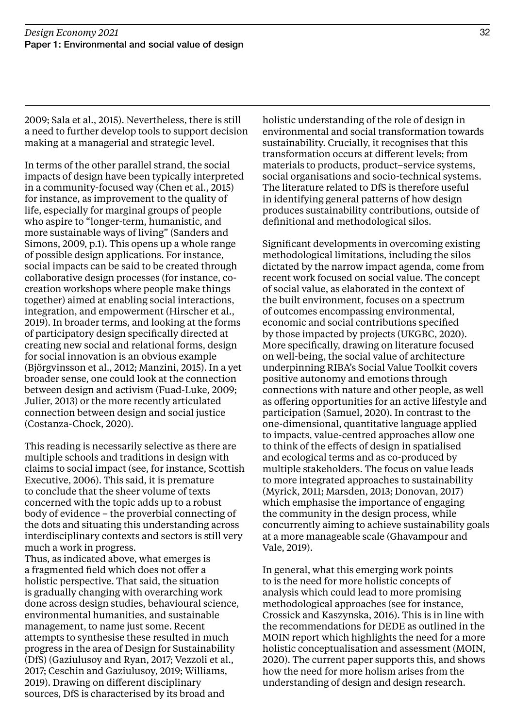2009; Sala et al., 2015). Nevertheless, there is still a need to further develop tools to support decision making at a managerial and strategic level.

In terms of the other parallel strand, the social impacts of design have been typically interpreted in a community-focused way (Chen et al., 2015) for instance, as improvement to the quality of life, especially for marginal groups of people who aspire to "longer-term, humanistic, and more sustainable ways of living" (Sanders and Simons, 2009, p.1). This opens up a whole range of possible design applications. For instance, social impacts can be said to be created through collaborative design processes (for instance, co-creation workshops where people make things together) aimed at enabling social interactions, integration, and empowerment (Hirscher et al., 2019). In broader terms, and looking at the forms of participatory design specifically directed at creating new social and relational forms, design for social innovation is an obvious example (Björgvinsson et al., 2012; Manzini, 2015). In a yet broader sense, one could look at the connection between design and activism (Fuad-Luke, 2009; Julier, 2013) or the more recently articulated connection between design and social justice (Costanza-Chock, 2020).

This reading is necessarily selective as there are multiple schools and traditions in design with claims to social impact (see, for instance, Scottish Executive, 2006). This said, it is premature to conclude that the sheer volume of texts concerned with the topic adds up to a robust body of evidence – the proverbial connecting of the dots and situating this understanding across interdisciplinary contexts and sectors is still very much a work in progress.

Thus, as indicated above, what emerges is a fragmented field which does not offer a holistic perspective. That said, the situation is gradually changing with overarching work done across design studies, behavioural science, environmental humanities, and sustainable management, to name just some. Recent attempts to synthesise these resulted in much progress in the area of Design for Sustainability (DfS) (Gaziulusoy and Ryan, 2017; Vezzoli et al., 2017; Ceschin and Gaziulusoy, 2019; Williams, 2019). Drawing on different disciplinary sources, DfS is characterised by its broad and holistic understanding of the role of design in environmental and social transformation towards sustainability. Crucially, it recognises that this transformation occurs at different levels; from materials to products, product–service systems, social organisations and socio-technical systems. The literature related to DfS is therefore useful in identifying general patterns of how design produces sustainability contributions, outside of definitional and methodological silos.

Significant developments in overcoming existing methodological limitations, including the silos dictated by the narrow impact agenda, come from recent work focused on social value. The concept of social value, as elaborated in the context of the built environment, focuses on a spectrum of outcomes encompassing environmental, economic and social contributions specified by those impacted by projects (UKGBC, 2020). More specifically, drawing on literature focused on well-being, the social value of architecture underpinning RIBA's Social Value Toolkit covers positive autonomy and emotions through connections with nature and other people, as well as offering opportunities for an active lifestyle and participation (Samuel, 2020). In contrast to the one-dimensional, quantitative language applied to impacts, value-centred approaches allow one to think of the effects of design in spatialised and ecological terms and as co-produced by multiple stakeholders. The focus on value leads to more integrated approaches to sustainability (Myrick, 2011; Marsden, 2013; Donovan, 2017) which emphasise the importance of engaging the community in the design process, while concurrently aiming to achieve sustainability goals at a more manageable scale (Ghavampour and Vale, 2019).

In general, what this emerging work points to is the need for more holistic concepts of analysis which could lead to more promising methodological approaches (see for instance, Crossick and Kaszynska, 2016). This is in line with the recommendations for DEDE as outlined in the MOIN report which highlights the need for a more holistic conceptualisation and assessment (MOIN, 2020). The current paper supports this, and shows how the need for more holism arises from the understanding of design and design research.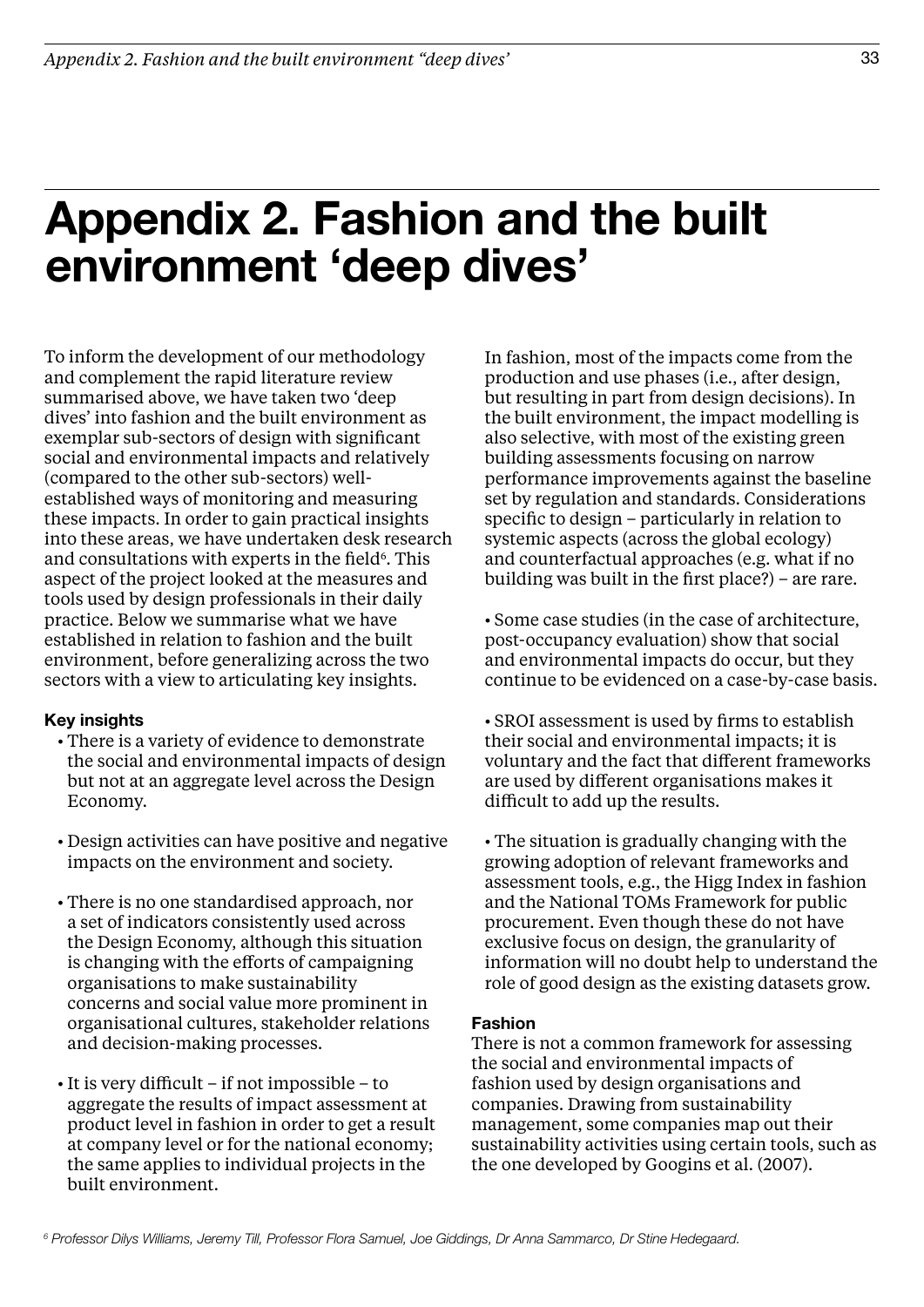# Appendix 2. Fashion and the built environment 'deep dives'

To inform the development of our methodology and complement the rapid literature review summarised above, we have taken two 'deep dives' into fashion and the built environment as exemplar sub-sectors of design with significant social and environmental impacts and relatively (compared to the other sub-sectors) well-established ways of monitoring and measuring these impacts. In order to gain practical insights into these areas, we have undertaken desk research and consultations with experts in the field[6]. This aspect of the project looked at the measures and tools used by design professionals in their daily practice. Below we summarise what we have established in relation to fashion and the built environment, before generalizing across the two sectors with a view to articulating key insights.

#### Key insights

- There is a variety of evidence to demonstrate the social and environmental impacts of design but not at an aggregate level across the Design Economy.
- Design activities can have positive and negative impacts on the environment and society.
- There is no one standardised approach, nor a set of indicators consistently used across the Design Economy, although this situation is changing with the efforts of campaigning organisations to make sustainability concerns and social value more prominent in organisational cultures, stakeholder relations and decision-making processes.
- It is very difficult – if not impossible – to aggregate the results of impact assessment at product level in fashion in order to get a result at company level or for the national economy; the same applies to individual projects in the built environment.

In fashion, most of the impacts come from the production and use phases (i.e., after design, but resulting in part from design decisions). In the built environment, the impact modelling is also selective, with most of the existing green building assessments focusing on narrow performance improvements against the baseline set by regulation and standards. Considerations specific to design – particularly in relation to systemic aspects (across the global ecology) and counterfactual approaches (e.g. what if no building was built in the first place?) – are rare.

- Some case studies (in the case of architecture, post-occupancy evaluation) show that social and environmental impacts do occur, but they continue to be evidenced on a case-by-case basis.
- SROI assessment is used by firms to establish their social and environmental impacts; it is voluntary and the fact that different frameworks are used by different organisations makes it difficult to add up the results.
- The situation is gradually changing with the growing adoption of relevant frameworks and assessment tools, e.g., the Higg Index in fashion and the National TOMs Framework for public procurement. Even though these do not have exclusive focus on design, the granularity of information will no doubt help to understand the role of good design as the existing datasets grow.

#### Fashion

There is not a common framework for assessing the social and environmental impacts of fashion used by design organisations and companies. Drawing from sustainability management, some companies map out their sustainability activities using certain tools, such as the one developed by Googins et al. (2007).

[6] *Professor Dilys Williams, Jeremy Till, Professor Flora Samuel, Joe Giddings, Dr Anna Sammarco, Dr Stine Hedegaard.*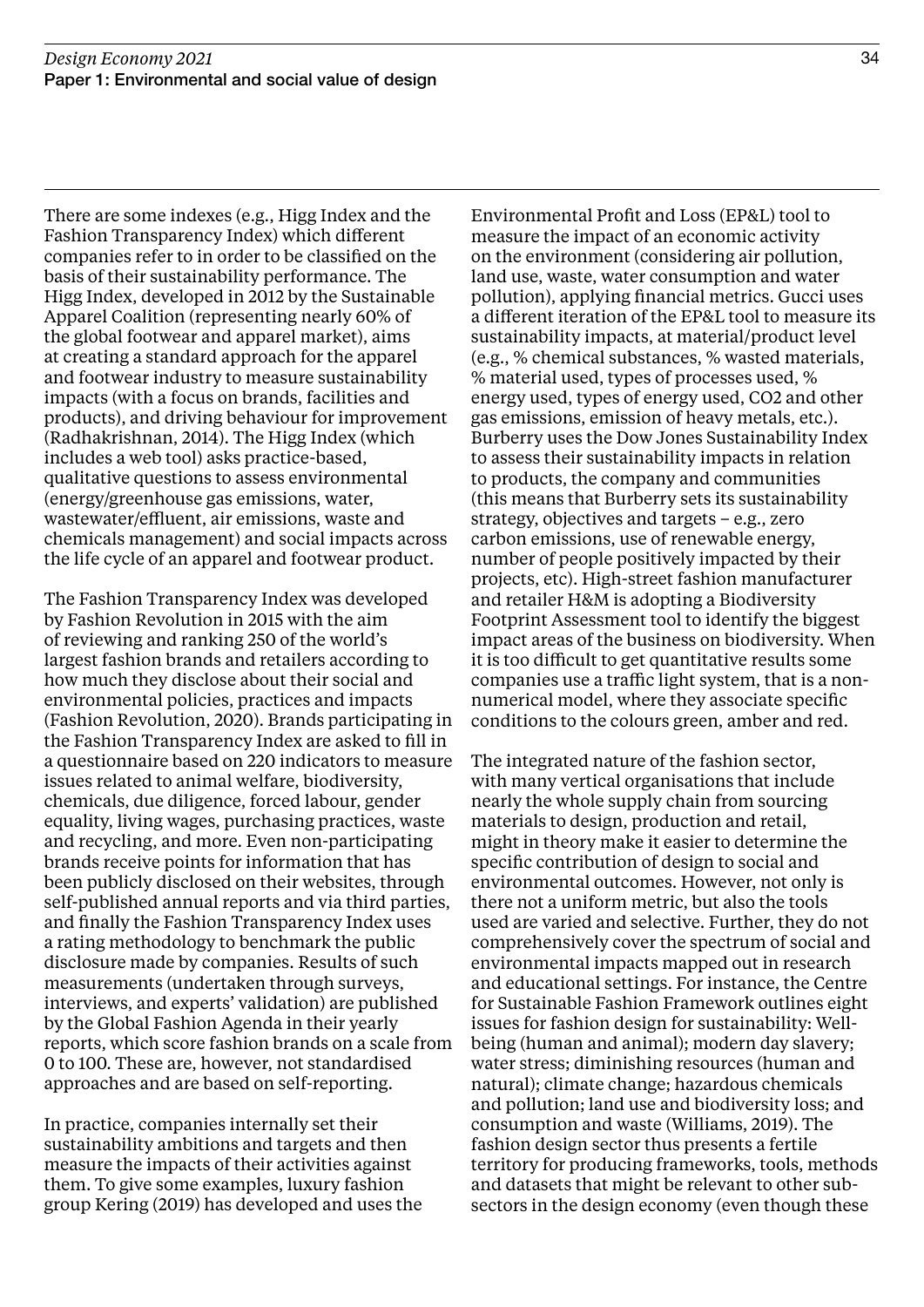There are some indexes (e.g., Higg Index and the Fashion Transparency Index) which different companies refer to in order to be classified on the basis of their sustainability performance. The Higg Index, developed in 2012 by the Sustainable Apparel Coalition (representing nearly 60% of the global footwear and apparel market), aims at creating a standard approach for the apparel and footwear industry to measure sustainability impacts (with a focus on brands, facilities and products), and driving behaviour for improvement (Radhakrishnan, 2014). The Higg Index (which includes a web tool) asks practice-based, qualitative questions to assess environmental (energy/greenhouse gas emissions, water, wastewater/effluent, air emissions, waste and chemicals management) and social impacts across the life cycle of an apparel and footwear product.

The Fashion Transparency Index was developed by Fashion Revolution in 2015 with the aim of reviewing and ranking 250 of the world's largest fashion brands and retailers according to how much they disclose about their social and environmental policies, practices and impacts (Fashion Revolution, 2020). Brands participating in the Fashion Transparency Index are asked to fill in a questionnaire based on 220 indicators to measure issues related to animal welfare, biodiversity, chemicals, due diligence, forced labour, gender equality, living wages, purchasing practices, waste and recycling, and more. Even non-participating brands receive points for information that has been publicly disclosed on their websites, through self-published annual reports and via third parties, and finally the Fashion Transparency Index uses a rating methodology to benchmark the public disclosure made by companies. Results of such measurements (undertaken through surveys, interviews, and experts' validation) are published by the Global Fashion Agenda in their yearly reports, which score fashion brands on a scale from 0 to 100. These are, however, not standardised approaches and are based on self-reporting.

In practice, companies internally set their sustainability ambitions and targets and then measure the impacts of their activities against them. To give some examples, luxury fashion group Kering (2019) has developed and uses the Environmental Profit and Loss (EP&L) tool to measure the impact of an economic activity on the environment (considering air pollution, land use, waste, water consumption and water pollution), applying financial metrics. Gucci uses a different iteration of the EP&L tool to measure its sustainability impacts, at material/product level (e.g., % chemical substances, % wasted materials, % material used, types of processes used, % energy used, types of energy used, $CO_2$ and other gas emissions, emission of heavy metals, etc.). Burberry uses the Dow Jones Sustainability Index to assess their sustainability impacts in relation to products, the company and communities (this means that Burberry sets its sustainability strategy, objectives and targets – e.g., zero carbon emissions, use of renewable energy, number of people positively impacted by their projects, etc). High-street fashion manufacturer and retailer H&M is adopting a Biodiversity Footprint Assessment tool to identify the biggest impact areas of the business on biodiversity. When it is too difficult to get quantitative results some companies use a traffic light system, that is a non-numerical model, where they associate specific conditions to the colours green, amber and red.

The integrated nature of the fashion sector, with many vertical organisations that include nearly the whole supply chain from sourcing materials to design, production and retail, might in theory make it easier to determine the specific contribution of design to social and environmental outcomes. However, not only is there not a uniform metric, but also the tools used are varied and selective. Further, they do not comprehensively cover the spectrum of social and environmental impacts mapped out in research and educational settings. For instance, the Centre for Sustainable Fashion Framework outlines eight issues for fashion design for sustainability: Well-being (human and animal); modern day slavery; water stress; diminishing resources (human and natural); climate change; hazardous chemicals and pollution; land use and biodiversity loss; and consumption and waste (Williams, 2019). The fashion design sector thus presents a fertile territory for producing frameworks, tools, methods and datasets that might be relevant to other sub-sectors in the design economy (even though these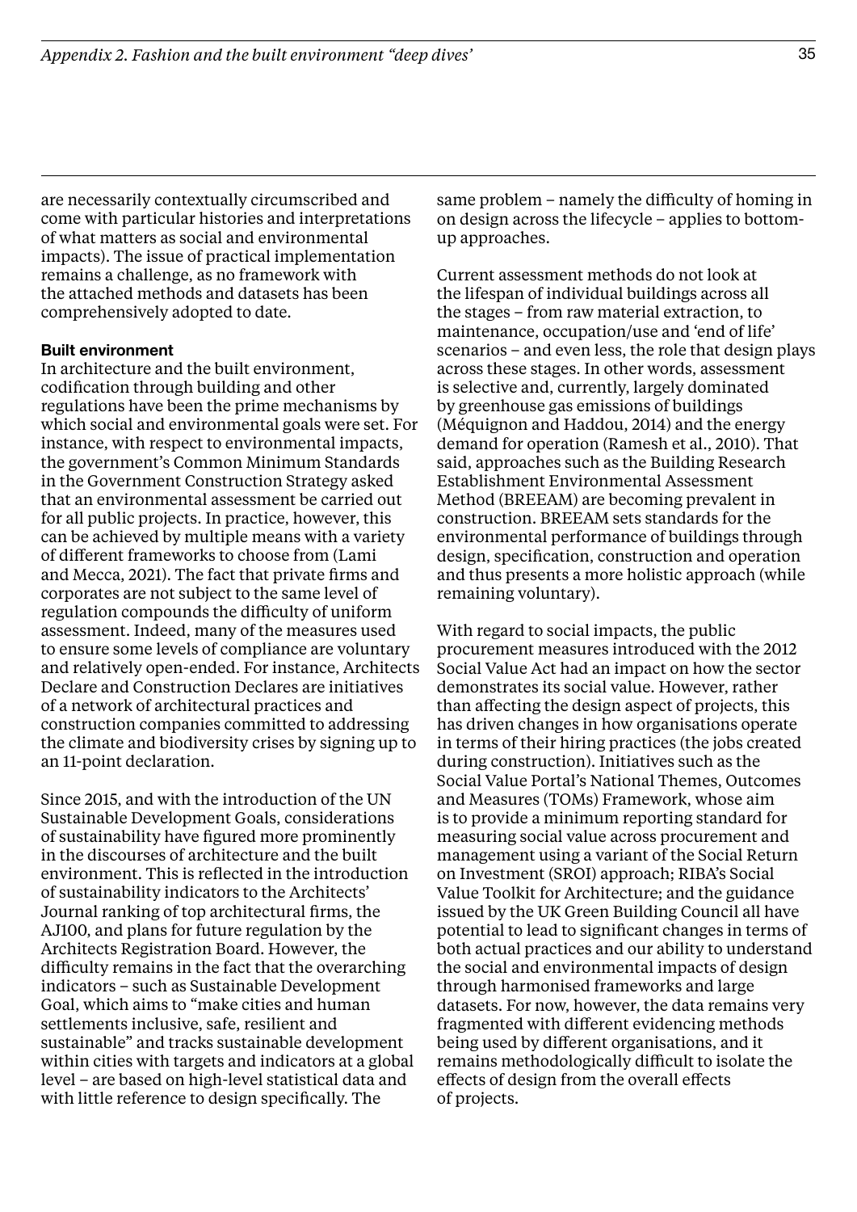are necessarily contextually circumscribed and come with particular histories and interpretations of what matters as social and environmental impacts). The issue of practical implementation remains a challenge, as no framework with the attached methods and datasets has been comprehensively adopted to date.

**Built environment**

In architecture and the built environment, codification through building and other regulations have been the prime mechanisms by which social and environmental goals were set. For instance, with respect to environmental impacts, the government's Common Minimum Standards in the Government Construction Strategy asked that an environmental assessment be carried out for all public projects. In practice, however, this can be achieved by multiple means with a variety of different frameworks to choose from (Lami and Mecca, 2021). The fact that private firms and corporates are not subject to the same level of regulation compounds the difficulty of uniform assessment. Indeed, many of the measures used to ensure some levels of compliance are voluntary and relatively open-ended. For instance, Architects Declare and Construction Declares are initiatives of a network of architectural practices and construction companies committed to addressing the climate and biodiversity crises by signing up to an 11-point declaration.

Since 2015, and with the introduction of the UN Sustainable Development Goals, considerations of sustainability have figured more prominently in the discourses of architecture and the built environment. This is reflected in the introduction of sustainability indicators to the Architects' Journal ranking of top architectural firms, the AJ100, and plans for future regulation by the Architects Registration Board. However, the difficulty remains in the fact that the overarching indicators – such as Sustainable Development Goal, which aims to "make cities and human settlements inclusive, safe, resilient and sustainable" and tracks sustainable development within cities with targets and indicators at a global level – are based on high-level statistical data and with little reference to design specifically. The same problem – namely the difficulty of homing in on design across the lifecycle – applies to bottom-up approaches.

Current assessment methods do not look at the lifespan of individual buildings across all the stages – from raw material extraction, to maintenance, occupation/use and 'end of life' scenarios – and even less, the role that design plays across these stages. In other words, assessment is selective and, currently, largely dominated by greenhouse gas emissions of buildings (Méquignon and Haddou, 2014) and the energy demand for operation (Ramesh et al., 2010). That said, approaches such as the Building Research Establishment Environmental Assessment Method (BREEAM) are becoming prevalent in construction. BREEAM sets standards for the environmental performance of buildings through design, specification, construction and operation and thus presents a more holistic approach (while remaining voluntary).

With regard to social impacts, the public procurement measures introduced with the 2012 Social Value Act had an impact on how the sector demonstrates its social value. However, rather than affecting the design aspect of projects, this has driven changes in how organisations operate in terms of their hiring practices (the jobs created during construction). Initiatives such as the Social Value Portal's National Themes, Outcomes and Measures (TOMs) Framework, whose aim is to provide a minimum reporting standard for measuring social value across procurement and management using a variant of the Social Return on Investment (SROI) approach; RIBA's Social Value Toolkit for Architecture; and the guidance issued by the UK Green Building Council all have potential to lead to significant changes in terms of both actual practices and our ability to understand the social and environmental impacts of design through harmonised frameworks and large datasets. For now, however, the data remains very fragmented with different evidencing methods being used by different organisations, and it remains methodologically difficult to isolate the effects of design from the overall effects of projects.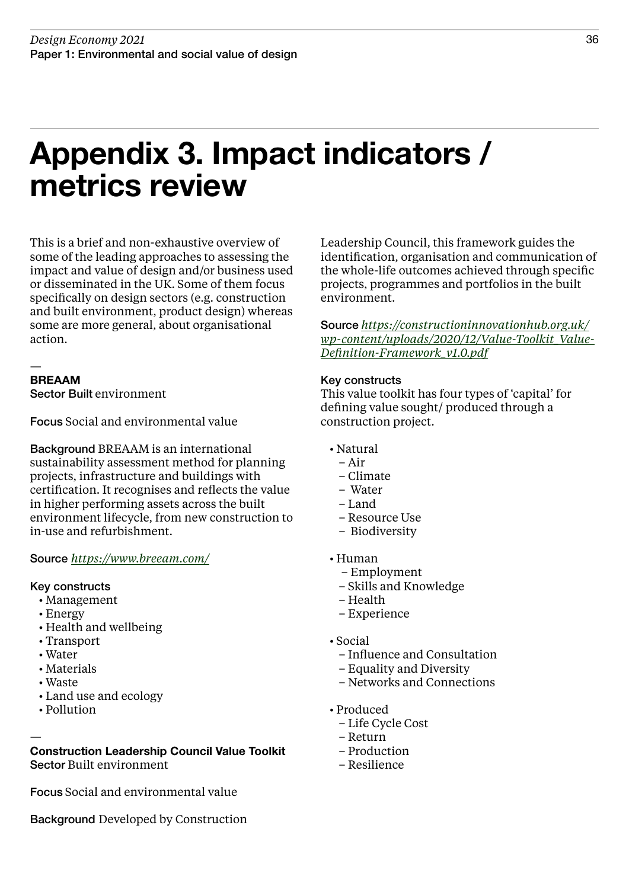# Appendix 3. Impact indicators / metrics review

This is a brief and non-exhaustive overview of some of the leading approaches to assessing the impact and value of design and/or business used or disseminated in the UK. Some of them focus specifically on design sectors (e.g. construction and built environment, product design) whereas some are more general, about organisational action.

—

**BREAAM**
**Sector** Built environment

**Focus** Social and environmental value

**Background** BREAAM is an international sustainability assessment method for planning projects, infrastructure and buildings with certification. It recognises and reflects the value in higher performing assets across the built environment lifecycle, from new construction to in-use and refurbishment.

**Source** *https://www.breeam.com/*

**Key constructs**

- Management
- Energy
- Health and wellbeing
- Transport
- Water
- Materials
- Waste
- Land use and ecology
- Pollution

—

**Construction Leadership Council Value Toolkit**
**Sector** Built environment

**Focus** Social and environmental value

**Background** Developed by Construction Leadership Council, this framework guides the identification, organisation and communication of the whole-life outcomes achieved through specific projects, programmes and portfolios in the built environment.

**Source** *https://constructioninnovationhub.org.uk/wp-content/uploads/2020/12/Value-Toolkit_Value-Definition-Framework_v1.0.pdf*

**Key constructs**
This value toolkit has four types of 'capital' for defining value sought/ produced through a construction project.

- Natural
  - Air
  - Climate
  - Water
  - Land
  - Resource Use
  - Biodiversity
- Human
  - Employment
  - Skills and Knowledge
  - Health
  - Experience
- Social
  - Influence and Consultation
  - Equality and Diversity
  - Networks and Connections
- Produced
  - Life Cycle Cost
  - Return
  - Production
  - Resilience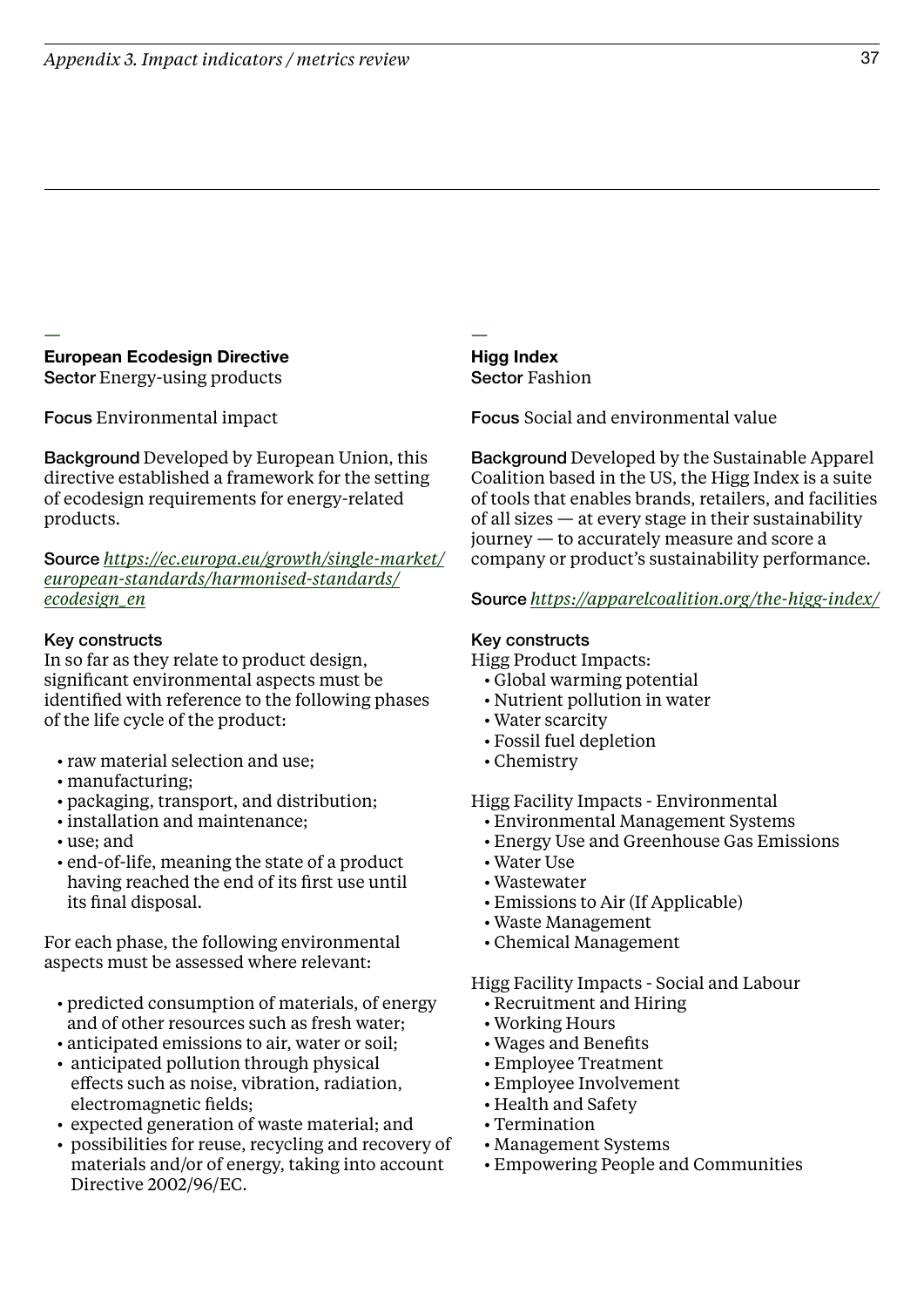## European Ecodesign Directive

**Sector** Energy-using products

**Focus** Environmental impact

**Background** Developed by European Union, this directive established a framework for the setting of ecodesign requirements for energy-related products.

**Source** *https://ec.europa.eu/growth/single-market/european-standards/harmonised-standards/ecodesign_en*

**Key constructs**
In so far as they relate to product design, significant environmental aspects must be identified with reference to the following phases of the life cycle of the product:

- raw material selection and use;
- manufacturing;
- packaging, transport, and distribution;
- installation and maintenance;
- use; and
- end-of-life, meaning the state of a product having reached the end of its first use until its final disposal.

For each phase, the following environmental aspects must be assessed where relevant:

- predicted consumption of materials, of energy and of other resources such as fresh water;
- anticipated emissions to air, water or soil;
- anticipated pollution through physical effects such as noise, vibration, radiation, electromagnetic fields;
- expected generation of waste material; and
- possibilities for reuse, recycling and recovery of materials and/or of energy, taking into account Directive 2002/96/EC.

## Higg Index

**Sector** Fashion

**Focus** Social and environmental value

**Background** Developed by the Sustainable Apparel Coalition based in the US, the Higg Index is a suite of tools that enables brands, retailers, and facilities of all sizes — at every stage in their sustainability journey — to accurately measure and score a company or product's sustainability performance.

**Source** *https://apparelcoalition.org/the-higg-index/*

**Key constructs**
Higg Product Impacts:

- Global warming potential
- Nutrient pollution in water
- Water scarcity
- Fossil fuel depletion
- Chemistry

Higg Facility Impacts - Environmental

- Environmental Management Systems
- Energy Use and Greenhouse Gas Emissions
- Water Use
- Wastewater
- Emissions to Air (If Applicable)
- Waste Management
- Chemical Management

Higg Facility Impacts - Social and Labour

- Recruitment and Hiring
- Working Hours
- Wages and Benefits
- Employee Treatment
- Employee Involvement
- Health and Safety
- Termination
- Management Systems
- Empowering People and Communities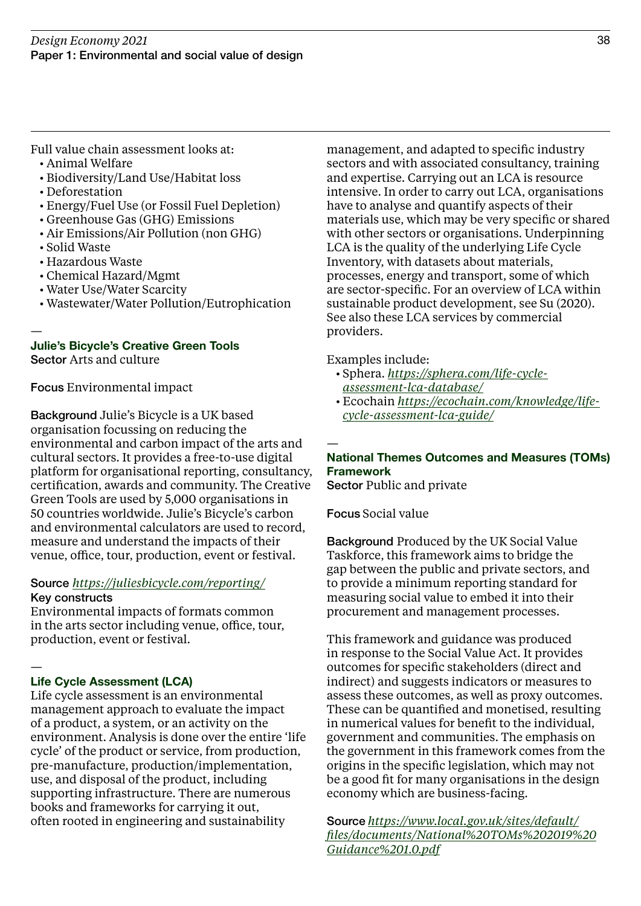Full value chain assessment looks at:

- Animal Welfare
- Biodiversity/Land Use/Habitat loss
- Deforestation
- Energy/Fuel Use (or Fossil Fuel Depletion)
- Greenhouse Gas (GHG) Emissions
- Air Emissions/Air Pollution (non GHG)
- Solid Waste
- Hazardous Waste
- Chemical Hazard/Mgmt
- Water Use/Water Scarcity
- Wastewater/Water Pollution/Eutrophication

—

### Julie's Bicycle's Creative Green Tools

**Sector** Arts and culture

**Focus** Environmental impact

**Background** Julie's Bicycle is a UK based organisation focussing on reducing the environmental and carbon impact of the arts and cultural sectors. It provides a free-to-use digital platform for organisational reporting, consultancy, certification, awards and community. The Creative Green Tools are used by 5,000 organisations in 50 countries worldwide. Julie's Bicycle's carbon and environmental calculators are used to record, measure and understand the impacts of their venue, office, tour, production, event or festival.

**Source** *https://juliesbicycle.com/reporting/*

**Key constructs**

Environmental impacts of formats common in the arts sector including venue, office, tour, production, event or festival.

—

### Life Cycle Assessment (LCA)

Life cycle assessment is an environmental management approach to evaluate the impact of a product, a system, or an activity on the environment. Analysis is done over the entire 'life cycle' of the product or service, from production, pre-manufacture, production/implementation, use, and disposal of the product, including supporting infrastructure. There are numerous books and frameworks for carrying it out, often rooted in engineering and sustainability management, and adapted to specific industry sectors and with associated consultancy, training and expertise. Carrying out an LCA is resource intensive. In order to carry out LCA, organisations have to analyse and quantify aspects of their materials use, which may be very specific or shared with other sectors or organisations. Underpinning LCA is the quality of the underlying Life Cycle Inventory, with datasets about materials, processes, energy and transport, some of which are sector-specific. For an overview of LCA within sustainable product development, see Su (2020). See also these LCA services by commercial providers.

Examples include:

- Sphera. *https://sphera.com/life-cycle-assessment-lca-database/*
- Ecochain *https://ecochain.com/knowledge/life-cycle-assessment-lca-guide/*

—

### National Themes Outcomes and Measures (TOMs) Framework

**Sector** Public and private

**Focus** Social value

**Background** Produced by the UK Social Value Taskforce, this framework aims to bridge the gap between the public and private sectors, and to provide a minimum reporting standard for measuring social value to embed it into their procurement and management processes.

This framework and guidance was produced in response to the Social Value Act. It provides outcomes for specific stakeholders (direct and indirect) and suggests indicators or measures to assess these outcomes, as well as proxy outcomes. These can be quantified and monetised, resulting in numerical values for benefit to the individual, government and communities. The emphasis on the government in this framework comes from the origins in the specific legislation, which may not be a good fit for many organisations in the design economy which are business-facing.

**Source** *https://www.local.gov.uk/sites/default/files/documents/National%20TOMs%202019%20Guidance%201.0.pdf*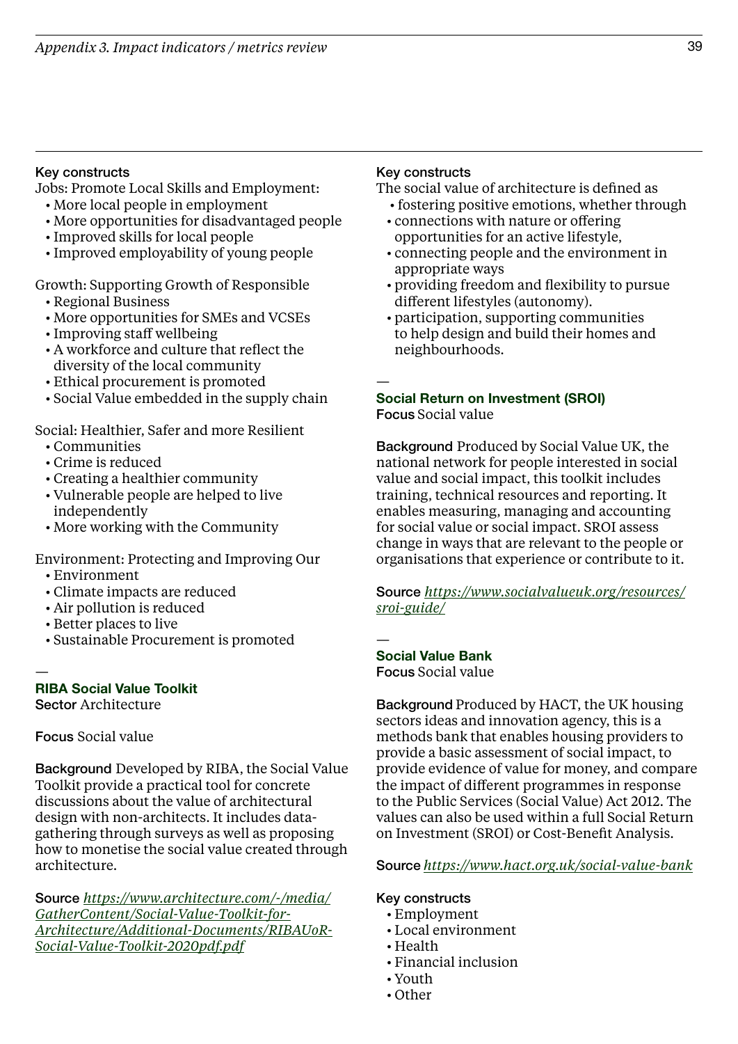**Key constructs**

Jobs: Promote Local Skills and Employment:

- More local people in employment
- More opportunities for disadvantaged people
- Improved skills for local people
- Improved employability of young people

Growth: Supporting Growth of Responsible

- Regional Business
- More opportunities for SMEs and VCSEs
- Improving staff wellbeing
- A workforce and culture that reflect the diversity of the local community
- Ethical procurement is promoted
- Social Value embedded in the supply chain

Social: Healthier, Safer and more Resilient

- Communities
- Crime is reduced
- Creating a healthier community
- Vulnerable people are helped to live independently
- More working with the Community

Environment: Protecting and Improving Our

- Environment
- Climate impacts are reduced
- Air pollution is reduced
- Better places to live
- Sustainable Procurement is promoted

—

### RIBA Social Value Toolkit

**Sector** Architecture

**Focus** Social value

**Background** Developed by RIBA, the Social Value Toolkit provide a practical tool for concrete discussions about the value of architectural design with non-architects. It includes data-gathering through surveys as well as proposing how to monetise the social value created through architecture.

**Source** *https://www.architecture.com/-/media/GatherContent/Social-Value-Toolkit-for-Architecture/Additional-Documents/RIBAUoR-Social-Value-Toolkit-2020pdf.pdf*

**Key constructs**

The social value of architecture is defined as

- fostering positive emotions, whether through
- connections with nature or offering opportunities for an active lifestyle,
- connecting people and the environment in appropriate ways
- providing freedom and flexibility to pursue different lifestyles (autonomy).
- participation, supporting communities to help design and build their homes and neighbourhoods.

—

### Social Return on Investment (SROI)

**Focus** Social value

**Background** Produced by Social Value UK, the national network for people interested in social value and social impact, this toolkit includes training, technical resources and reporting. It enables measuring, managing and accounting for social value or social impact. SROI assess change in ways that are relevant to the people or organisations that experience or contribute to it.

**Source** *https://www.socialvalueuk.org/resources/sroi-guide/*

—

### Social Value Bank

**Focus** Social value

**Background** Produced by HACT, the UK housing sectors ideas and innovation agency, this is a methods bank that enables housing providers to provide a basic assessment of social impact, to provide evidence of value for money, and compare the impact of different programmes in response to the Public Services (Social Value) Act 2012. The values can also be used within a full Social Return on Investment (SROI) or Cost-Benefit Analysis.

**Source** *https://www.hact.org.uk/social-value-bank*

**Key constructs**

- Employment
- Local environment
- Health
- Financial inclusion
- Youth
- Other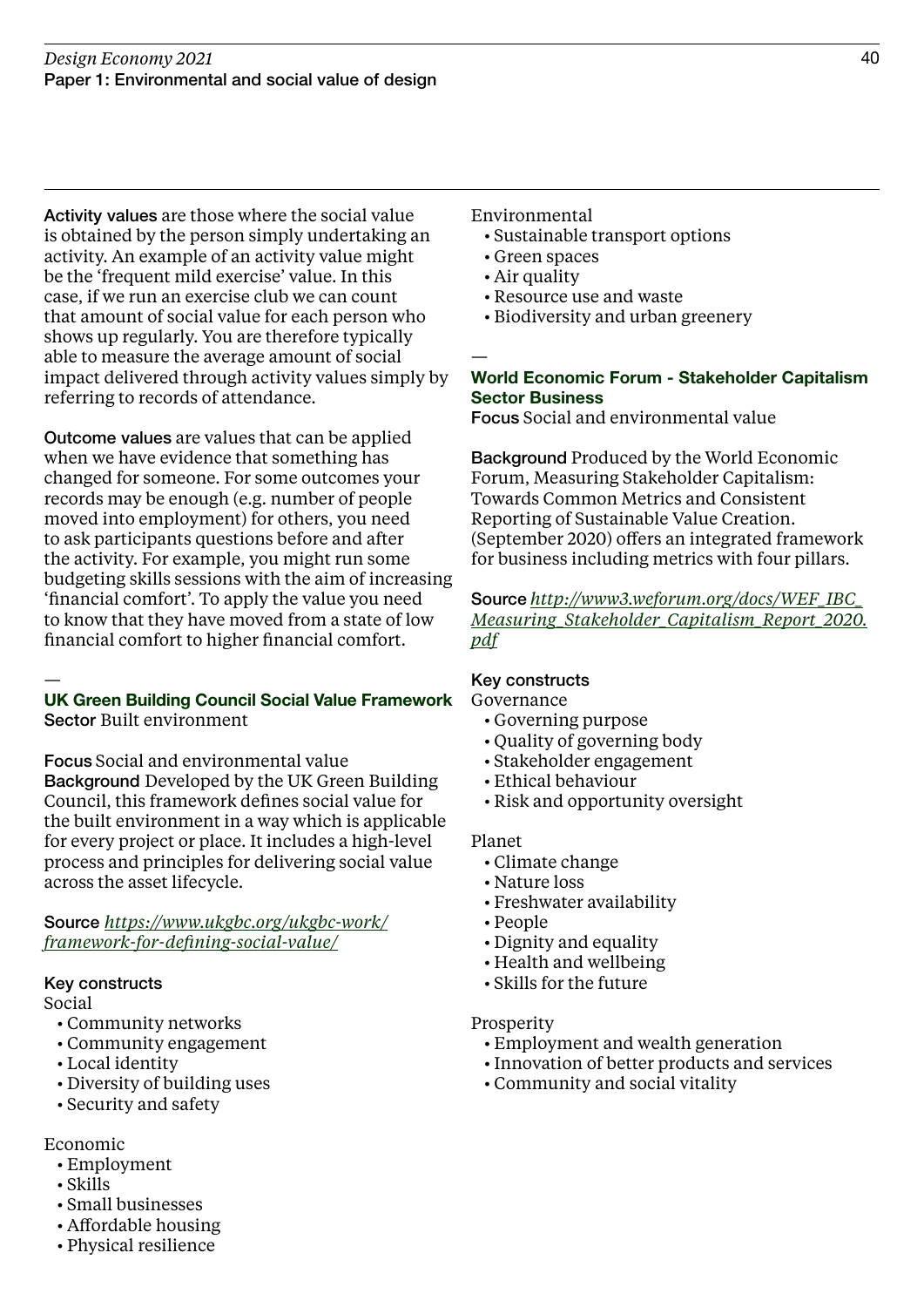**Activity values** are those where the social value is obtained by the person simply undertaking an activity. An example of an activity value might be the 'frequent mild exercise' value. In this case, if we run an exercise club we can count that amount of social value for each person who shows up regularly. You are therefore typically able to measure the average amount of social impact delivered through activity values simply by referring to records of attendance.

**Outcome values** are values that can be applied when we have evidence that something has changed for someone. For some outcomes your records may be enough (e.g. number of people moved into employment) for others, you need to ask participants questions before and after the activity. For example, you might run some budgeting skills sessions with the aim of increasing 'financial comfort'. To apply the value you need to know that they have moved from a state of low financial comfort to higher financial comfort.

—

### UK Green Building Council Social Value Framework

**Sector** Built environment

**Focus** Social and environmental value

**Background** Developed by the UK Green Building Council, this framework defines social value for the built environment in a way which is applicable for every project or place. It includes a high-level process and principles for delivering social value across the asset lifecycle.

**Source** *https://www.ukgbc.org/ukgbc-work/framework-for-defining-social-value/*

**Key constructs**

Social
- Community networks
- Community engagement
- Local identity
- Diversity of building uses
- Security and safety

Economic
- Employment
- Skills
- Small businesses
- Affordable housing
- Physical resilience

Environmental
- Sustainable transport options
- Green spaces
- Air quality
- Resource use and waste
- Biodiversity and urban greenery

—

### World Economic Forum - Stakeholder Capitalism

**Sector Business**

**Focus** Social and environmental value

**Background** Produced by the World Economic Forum, Measuring Stakeholder Capitalism: Towards Common Metrics and Consistent Reporting of Sustainable Value Creation. (September 2020) offers an integrated framework for business including metrics with four pillars.

**Source** *http://www3.weforum.org/docs/WEF_IBC_Measuring_Stakeholder_Capitalism_Report_2020.pdf*

**Key constructs**

Governance
- Governing purpose
- Quality of governing body
- Stakeholder engagement
- Ethical behaviour
- Risk and opportunity oversight

Planet
- Climate change
- Nature loss
- Freshwater availability
- People
- Dignity and equality
- Health and wellbeing
- Skills for the future

Prosperity
- Employment and wealth generation
- Innovation of better products and services
- Community and social vitality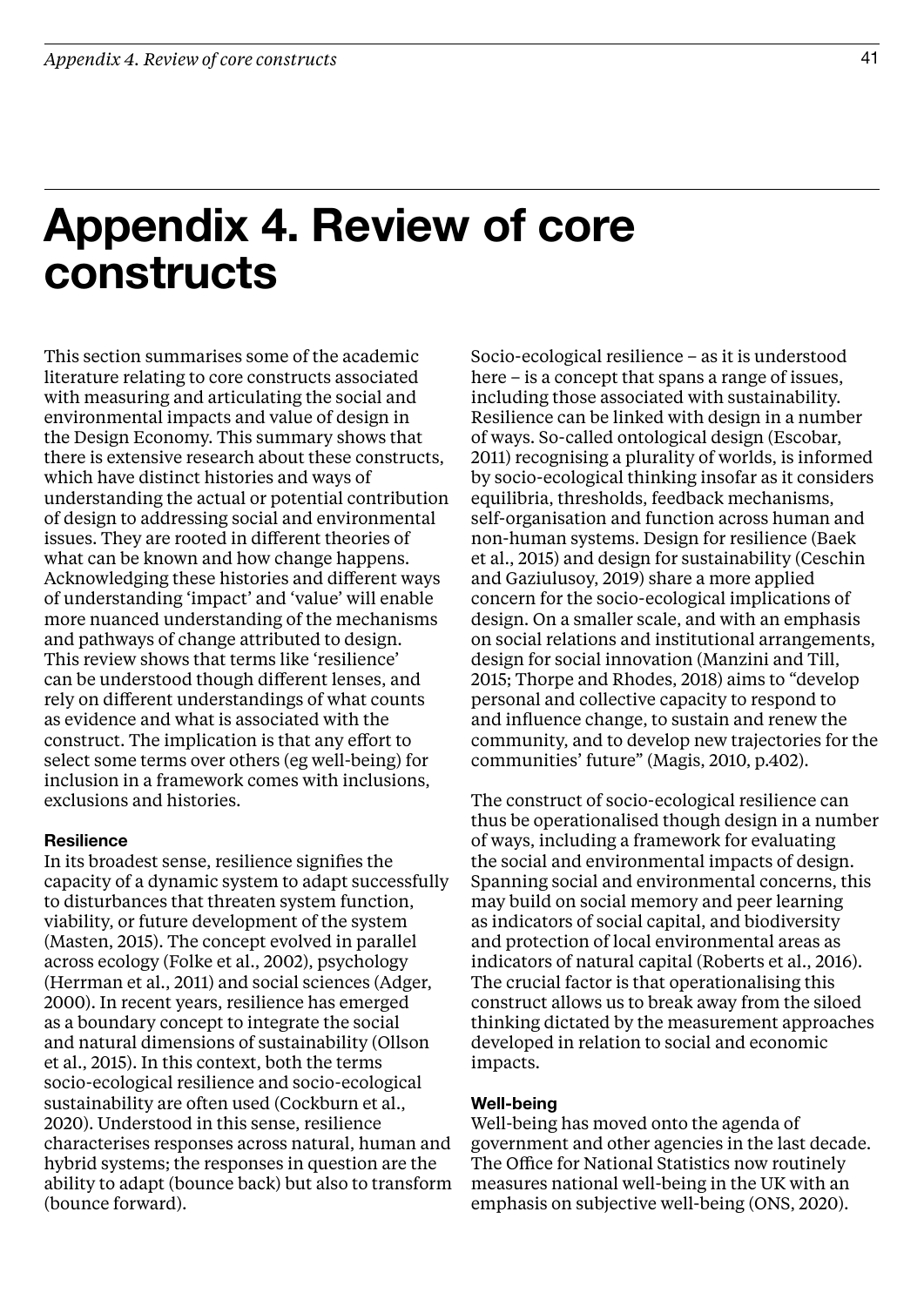# Appendix 4. Review of core constructs

This section summarises some of the academic literature relating to core constructs associated with measuring and articulating the social and environmental impacts and value of design in the Design Economy. This summary shows that there is extensive research about these constructs, which have distinct histories and ways of understanding the actual or potential contribution of design to addressing social and environmental issues. They are rooted in different theories of what can be known and how change happens. Acknowledging these histories and different ways of understanding 'impact' and 'value' will enable more nuanced understanding of the mechanisms and pathways of change attributed to design. This review shows that terms like 'resilience' can be understood though different lenses, and rely on different understandings of what counts as evidence and what is associated with the construct. The implication is that any effort to select some terms over others (eg well-being) for inclusion in a framework comes with inclusions, exclusions and histories.

**Resilience**

In its broadest sense, resilience signifies the capacity of a dynamic system to adapt successfully to disturbances that threaten system function, viability, or future development of the system (Masten, 2015). The concept evolved in parallel across ecology (Folke et al., 2002), psychology (Herrman et al., 2011) and social sciences (Adger, 2000). In recent years, resilience has emerged as a boundary concept to integrate the social and natural dimensions of sustainability (Ollson et al., 2015). In this context, both the terms socio-ecological resilience and socio-ecological sustainability are often used (Cockburn et al., 2020). Understood in this sense, resilience characterises responses across natural, human and hybrid systems; the responses in question are the ability to adapt (bounce back) but also to transform (bounce forward).

Socio-ecological resilience – as it is understood here – is a concept that spans a range of issues, including those associated with sustainability. Resilience can be linked with design in a number of ways. So-called ontological design (Escobar, 2011) recognising a plurality of worlds, is informed by socio-ecological thinking insofar as it considers equilibria, thresholds, feedback mechanisms, self-organisation and function across human and non-human systems. Design for resilience (Baek et al., 2015) and design for sustainability (Ceschin and Gaziulusoy, 2019) share a more applied concern for the socio-ecological implications of design. On a smaller scale, and with an emphasis on social relations and institutional arrangements, design for social innovation (Manzini and Till, 2015; Thorpe and Rhodes, 2018) aims to "develop personal and collective capacity to respond to and influence change, to sustain and renew the community, and to develop new trajectories for the communities' future" (Magis, 2010, p.402).

The construct of socio-ecological resilience can thus be operationalised though design in a number of ways, including a framework for evaluating the social and environmental impacts of design. Spanning social and environmental concerns, this may build on social memory and peer learning as indicators of social capital, and biodiversity and protection of local environmental areas as indicators of natural capital (Roberts et al., 2016). The crucial factor is that operationalising this construct allows us to break away from the siloed thinking dictated by the measurement approaches developed in relation to social and economic impacts.

**Well-being**

Well-being has moved onto the agenda of government and other agencies in the last decade. The Office for National Statistics now routinely measures national well-being in the UK with an emphasis on subjective well-being (ONS, 2020).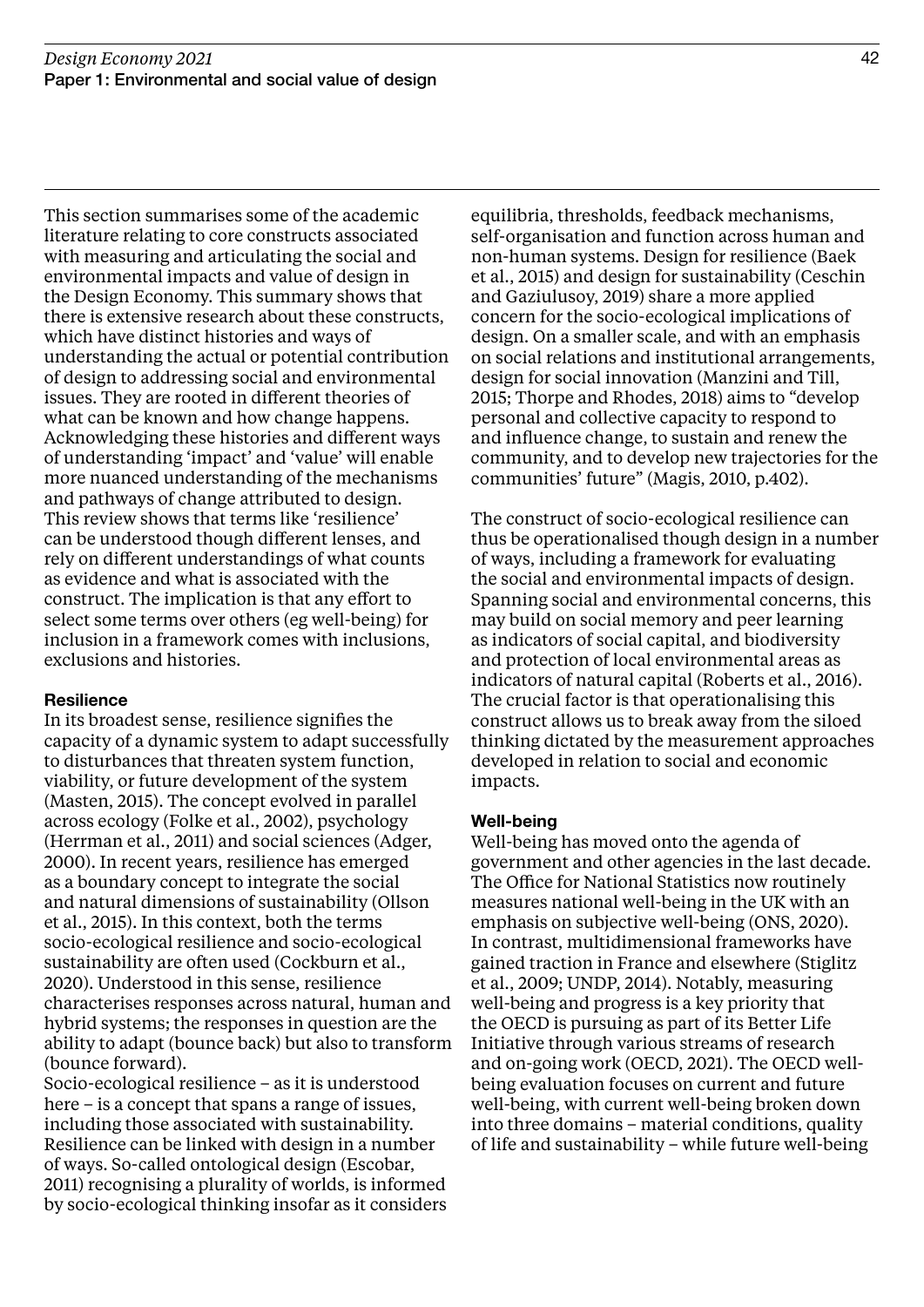This section summarises some of the academic literature relating to core constructs associated with measuring and articulating the social and environmental impacts and value of design in the Design Economy. This summary shows that there is extensive research about these constructs, which have distinct histories and ways of understanding the actual or potential contribution of design to addressing social and environmental issues. They are rooted in different theories of what can be known and how change happens. Acknowledging these histories and different ways of understanding 'impact' and 'value' will enable more nuanced understanding of the mechanisms and pathways of change attributed to design. This review shows that terms like 'resilience' can be understood though different lenses, and rely on different understandings of what counts as evidence and what is associated with the construct. The implication is that any effort to select some terms over others (eg well-being) for inclusion in a framework comes with inclusions, exclusions and histories.

**Resilience**

In its broadest sense, resilience signifies the capacity of a dynamic system to adapt successfully to disturbances that threaten system function, viability, or future development of the system (Masten, 2015). The concept evolved in parallel across ecology (Folke et al., 2002), psychology (Herrman et al., 2011) and social sciences (Adger, 2000). In recent years, resilience has emerged as a boundary concept to integrate the social and natural dimensions of sustainability (Ollson et al., 2015). In this context, both the terms socio-ecological resilience and socio-ecological sustainability are often used (Cockburn et al., 2020). Understood in this sense, resilience characterises responses across natural, human and hybrid systems; the responses in question are the ability to adapt (bounce back) but also to transform (bounce forward).

Socio-ecological resilience – as it is understood here – is a concept that spans a range of issues, including those associated with sustainability. Resilience can be linked with design in a number of ways. So-called ontological design (Escobar, 2011) recognising a plurality of worlds, is informed by socio-ecological thinking insofar as it considers equilibria, thresholds, feedback mechanisms, self-organisation and function across human and non-human systems. Design for resilience (Baek et al., 2015) and design for sustainability (Ceschin and Gaziulusoy, 2019) share a more applied concern for the socio-ecological implications of design. On a smaller scale, and with an emphasis on social relations and institutional arrangements, design for social innovation (Manzini and Till, 2015; Thorpe and Rhodes, 2018) aims to "develop personal and collective capacity to respond to and influence change, to sustain and renew the community, and to develop new trajectories for the communities' future" (Magis, 2010, p.402).

The construct of socio-ecological resilience can thus be operationalised though design in a number of ways, including a framework for evaluating the social and environmental impacts of design. Spanning social and environmental concerns, this may build on social memory and peer learning as indicators of social capital, and biodiversity and protection of local environmental areas as indicators of natural capital (Roberts et al., 2016). The crucial factor is that operationalising this construct allows us to break away from the siloed thinking dictated by the measurement approaches developed in relation to social and economic impacts.

**Well-being**

Well-being has moved onto the agenda of government and other agencies in the last decade. The Office for National Statistics now routinely measures national well-being in the UK with an emphasis on subjective well-being (ONS, 2020). In contrast, multidimensional frameworks have gained traction in France and elsewhere (Stiglitz et al., 2009; UNDP, 2014). Notably, measuring well-being and progress is a key priority that the OECD is pursuing as part of its Better Life Initiative through various streams of research and on-going work (OECD, 2021). The OECD well-being evaluation focuses on current and future well-being, with current well-being broken down into three domains – material conditions, quality of life and sustainability – while future well-being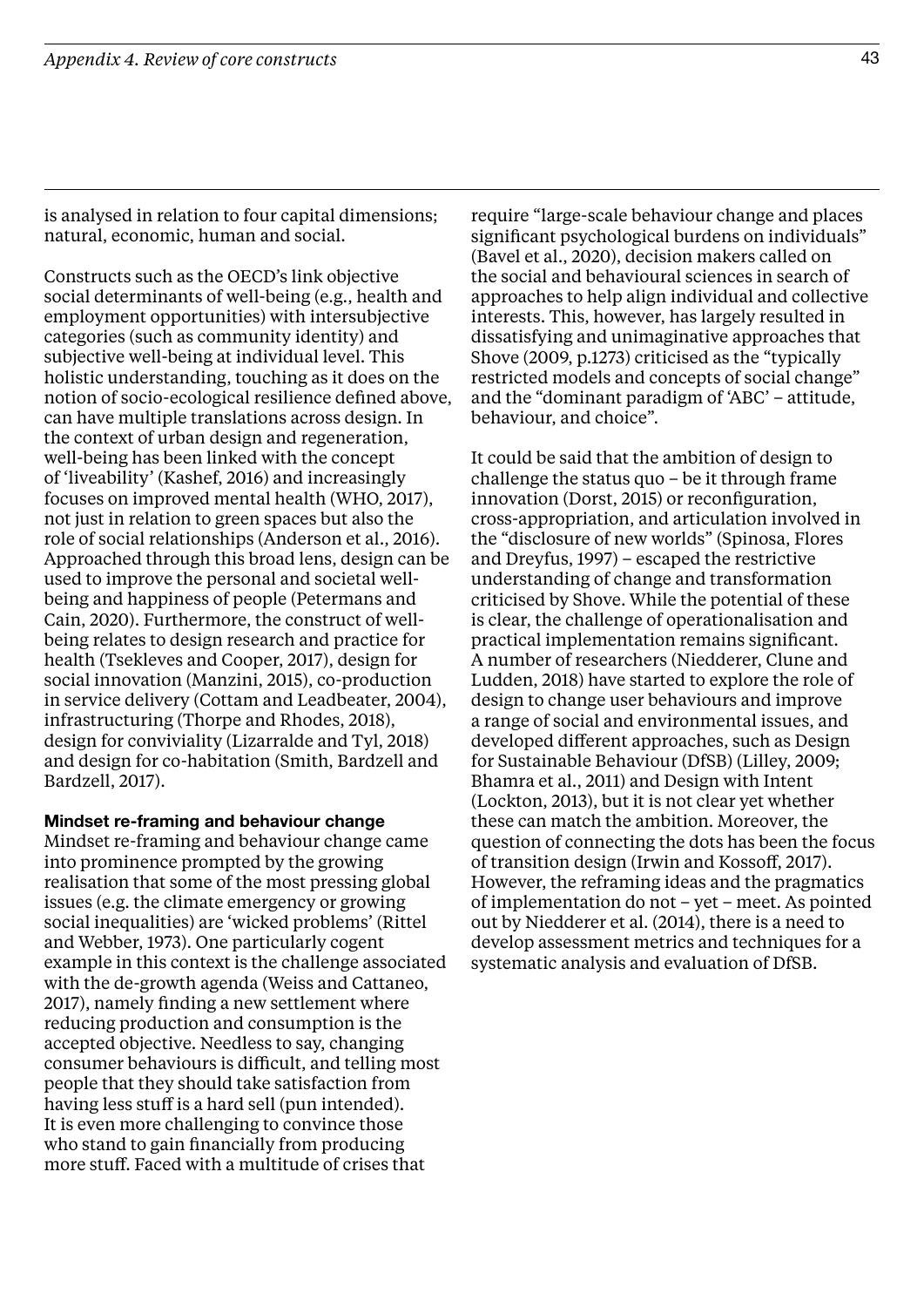is analysed in relation to four capital dimensions; natural, economic, human and social.

Constructs such as the OECD's link objective social determinants of well-being (e.g., health and employment opportunities) with intersubjective categories (such as community identity) and subjective well-being at individual level. This holistic understanding, touching as it does on the notion of socio-ecological resilience defined above, can have multiple translations across design. In the context of urban design and regeneration, well-being has been linked with the concept of 'liveability' (Kashef, 2016) and increasingly focuses on improved mental health (WHO, 2017), not just in relation to green spaces but also the role of social relationships (Anderson et al., 2016). Approached through this broad lens, design can be used to improve the personal and societal well-being and happiness of people (Petermans and Cain, 2020). Furthermore, the construct of well-being relates to design research and practice for health (Tsekleves and Cooper, 2017), design for social innovation (Manzini, 2015), co-production in service delivery (Cottam and Leadbeater, 2004), infrastructuring (Thorpe and Rhodes, 2018), design for conviviality (Lizarralde and Tyl, 2018) and design for co-habitation (Smith, Bardzell and Bardzell, 2017).

#### Mindset re-framing and behaviour change

Mindset re-framing and behaviour change came into prominence prompted by the growing realisation that some of the most pressing global issues (e.g. the climate emergency or growing social inequalities) are 'wicked problems' (Rittel and Webber, 1973). One particularly cogent example in this context is the challenge associated with the de-growth agenda (Weiss and Cattaneo, 2017), namely finding a new settlement where reducing production and consumption is the accepted objective. Needless to say, changing consumer behaviours is difficult, and telling most people that they should take satisfaction from having less stuff is a hard sell (pun intended). It is even more challenging to convince those who stand to gain financially from producing more stuff. Faced with a multitude of crises that require "large-scale behaviour change and places significant psychological burdens on individuals" (Bavel et al., 2020), decision makers called on the social and behavioural sciences in search of approaches to help align individual and collective interests. This, however, has largely resulted in dissatisfying and unimaginative approaches that Shove (2009, p.1273) criticised as the "typically restricted models and concepts of social change" and the "dominant paradigm of 'ABC' – attitude, behaviour, and choice".

It could be said that the ambition of design to challenge the status quo – be it through frame innovation (Dorst, 2015) or reconfiguration, cross-appropriation, and articulation involved in the "disclosure of new worlds" (Spinosa, Flores and Dreyfus, 1997) – escaped the restrictive understanding of change and transformation criticised by Shove. While the potential of these is clear, the challenge of operationalisation and practical implementation remains significant. A number of researchers (Niedderer, Clune and Ludden, 2018) have started to explore the role of design to change user behaviours and improve a range of social and environmental issues, and developed different approaches, such as Design for Sustainable Behaviour (DfSB) (Lilley, 2009; Bhamra et al., 2011) and Design with Intent (Lockton, 2013), but it is not clear yet whether these can match the ambition. Moreover, the question of connecting the dots has been the focus of transition design (Irwin and Kossoff, 2017). However, the reframing ideas and the pragmatics of implementation do not – yet – meet. As pointed out by Niedderer et al. (2014), there is a need to develop assessment metrics and techniques for a systematic analysis and evaluation of DfSB.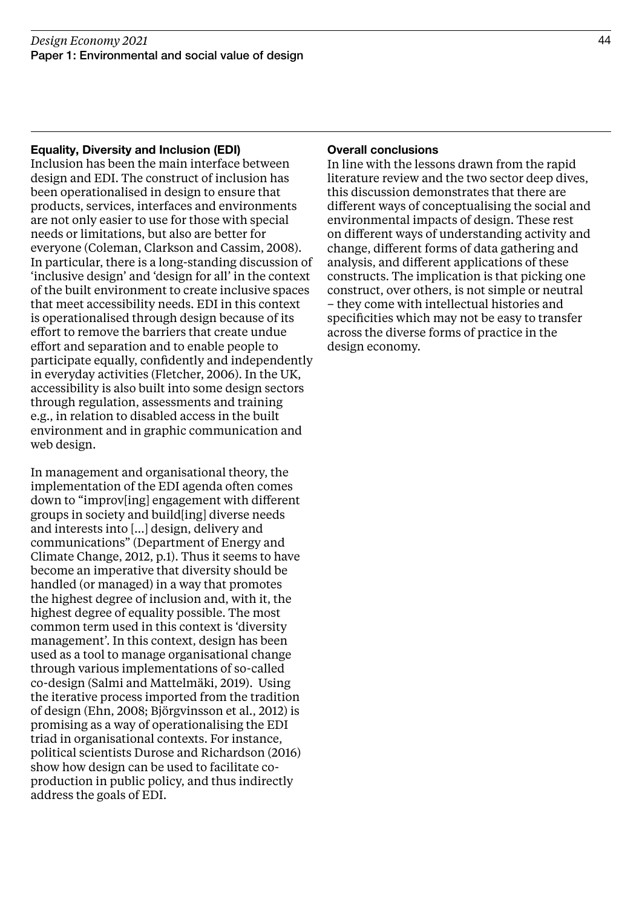### Equality, Diversity and Inclusion (EDI)

Inclusion has been the main interface between design and EDI. The construct of inclusion has been operationalised in design to ensure that products, services, interfaces and environments are not only easier to use for those with special needs or limitations, but also are better for everyone (Coleman, Clarkson and Cassim, 2008). In particular, there is a long-standing discussion of 'inclusive design' and 'design for all' in the context of the built environment to create inclusive spaces that meet accessibility needs. EDI in this context is operationalised through design because of its effort to remove the barriers that create undue effort and separation and to enable people to participate equally, confidently and independently in everyday activities (Fletcher, 2006). In the UK, accessibility is also built into some design sectors through regulation, assessments and training e.g., in relation to disabled access in the built environment and in graphic communication and web design.

In management and organisational theory, the implementation of the EDI agenda often comes down to "improv[ing] engagement with different groups in society and build[ing] diverse needs and interests into [...] design, delivery and communications" (Department of Energy and Climate Change, 2012, p.1). Thus it seems to have become an imperative that diversity should be handled (or managed) in a way that promotes the highest degree of inclusion and, with it, the highest degree of equality possible. The most common term used in this context is 'diversity management'. In this context, design has been used as a tool to manage organisational change through various implementations of so-called co-design (Salmi and Mattelmäki, 2019). Using the iterative process imported from the tradition of design (Ehn, 2008; Björgvinsson et al., 2012) is promising as a way of operationalising the EDI triad in organisational contexts. For instance, political scientists Durose and Richardson (2016) show how design can be used to facilitate co-production in public policy, and thus indirectly address the goals of EDI.

### Overall conclusions

In line with the lessons drawn from the rapid literature review and the two sector deep dives, this discussion demonstrates that there are different ways of conceptualising the social and environmental impacts of design. These rest on different ways of understanding activity and change, different forms of data gathering and analysis, and different applications of these constructs. The implication is that picking one construct, over others, is not simple or neutral – they come with intellectual histories and specificities which may not be easy to transfer across the diverse forms of practice in the design economy.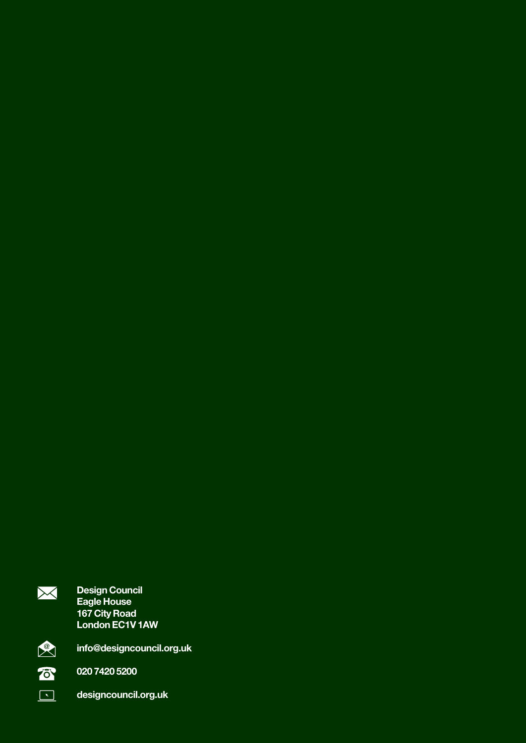**Design Council**
**Eagle House**
**167 City Road**
**London EC1V 1AW**

**info@designcouncil.org.uk**

**020 7420 5200**

**designcouncil.org.uk**